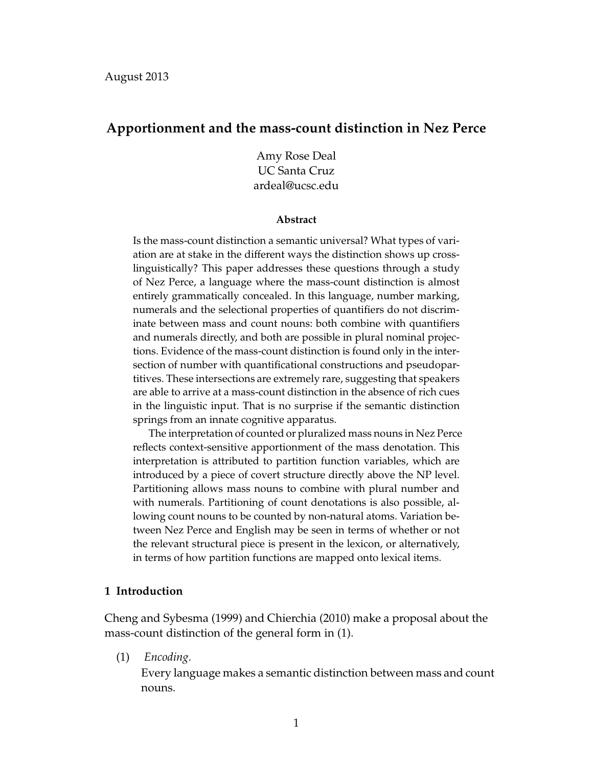August 2013

# Apportionment and the mass-count distinction in Nez Perce

Amy Rose Deal
UC Santa Cruz
ardeal@ucsc.edu

**Abstract**

Is the mass-count distinction a semantic universal? What types of variation are at stake in the different ways the distinction shows up cross-linguistically? This paper addresses these questions through a study of Nez Perce, a language where the mass-count distinction is almost entirely grammatically concealed. In this language, number marking, numerals and the selectional properties of quantifiers do not discriminate between mass and count nouns: both combine with quantifiers and numerals directly, and both are possible in plural nominal projections. Evidence of the mass-count distinction is found only in the intersection of number with quantificational constructions and pseudopartitives. These intersections are extremely rare, suggesting that speakers are able to arrive at a mass-count distinction in the absence of rich cues in the linguistic input. That is no surprise if the semantic distinction springs from an innate cognitive apparatus.

The interpretation of counted or pluralized mass nouns in Nez Perce reflects context-sensitive apportionment of the mass denotation. This interpretation is attributed to partition function variables, which are introduced by a piece of covert structure directly above the NP level. Partitioning allows mass nouns to combine with plural number and with numerals. Partitioning of count denotations is also possible, allowing count nouns to be counted by non-natural atoms. Variation between Nez Perce and English may be seen in terms of whether or not the relevant structural piece is present in the lexicon, or alternatively, in terms of how partition functions are mapped onto lexical items.

## 1 Introduction

Cheng and Sybesma (1999) and Chierchia (2010) make a proposal about the mass-count distinction of the general form in (1).

(1) *Encoding.*
Every language makes a semantic distinction between mass and count nouns.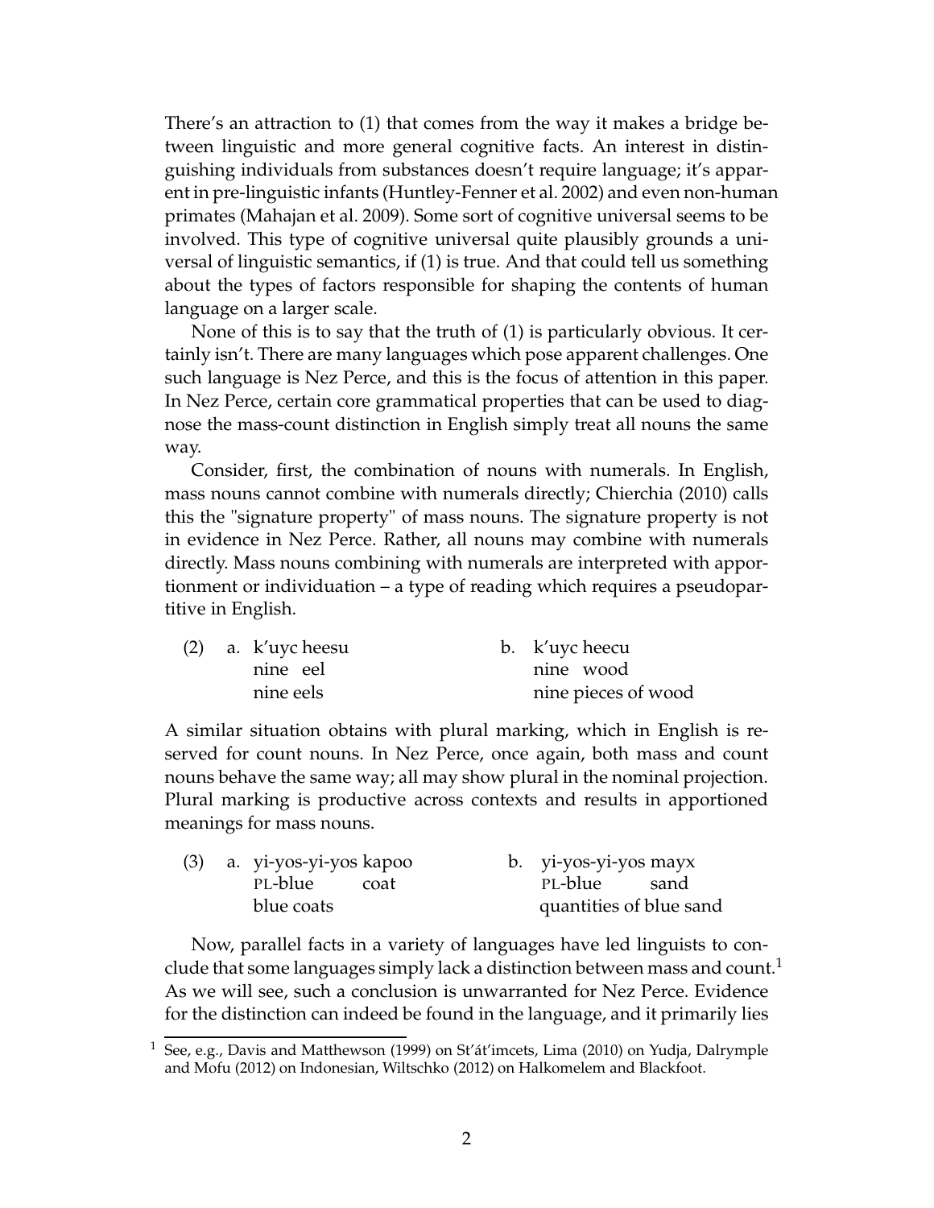There's an attraction to (1) that comes from the way it makes a bridge between linguistic and more general cognitive facts. An interest in distinguishing individuals from substances doesn't require language; it's apparent in pre-linguistic infants (Huntley-Fenner et al. 2002) and even non-human primates (Mahajan et al. 2009). Some sort of cognitive universal seems to be involved. This type of cognitive universal quite plausibly grounds a universal of linguistic semantics, if (1) is true. And that could tell us something about the types of factors responsible for shaping the contents of human language on a larger scale.

None of this is to say that the truth of (1) is particularly obvious. It certainly isn't. There are many languages which pose apparent challenges. One such language is Nez Perce, and this is the focus of attention in this paper. In Nez Perce, certain core grammatical properties that can be used to diagnose the mass-count distinction in English simply treat all nouns the same way.

Consider, first, the combination of nouns with numerals. In English, mass nouns cannot combine with numerals directly; Chierchia (2010) calls this the "signature property" of mass nouns. The signature property is not in evidence in Nez Perce. Rather, all nouns may combine with numerals directly. Mass nouns combining with numerals are interpreted with apportionment or individuation – a type of reading which requires a pseudopartitive in English.

(2)
a. k'uyc heesu
   nine eel
   nine eels

b. k'uyc heecu
   nine wood
   nine pieces of wood

A similar situation obtains with plural marking, which in English is reserved for count nouns. In Nez Perce, once again, both mass and count nouns behave the same way; all may show plural in the nominal projection. Plural marking is productive across contexts and results in apportioned meanings for mass nouns.

(3)
a. yi-yos-yi-yos kapoo
   PL-blue coat
   blue coats

b. yi-yos-yi-yos mayx
   PL-blue sand
   quantities of blue sand

Now, parallel facts in a variety of languages have led linguists to conclude that some languages simply lack a distinction between mass and count.[1] As we will see, such a conclusion is unwarranted for Nez Perce. Evidence for the distinction can indeed be found in the language, and it primarily lies

[1] See, e.g., Davis and Matthewson (1999) on St'át'imcets, Lima (2010) on Yudja, Dalrymple and Mofu (2012) on Indonesian, Wiltschko (2012) on Halkomelem and Blackfoot.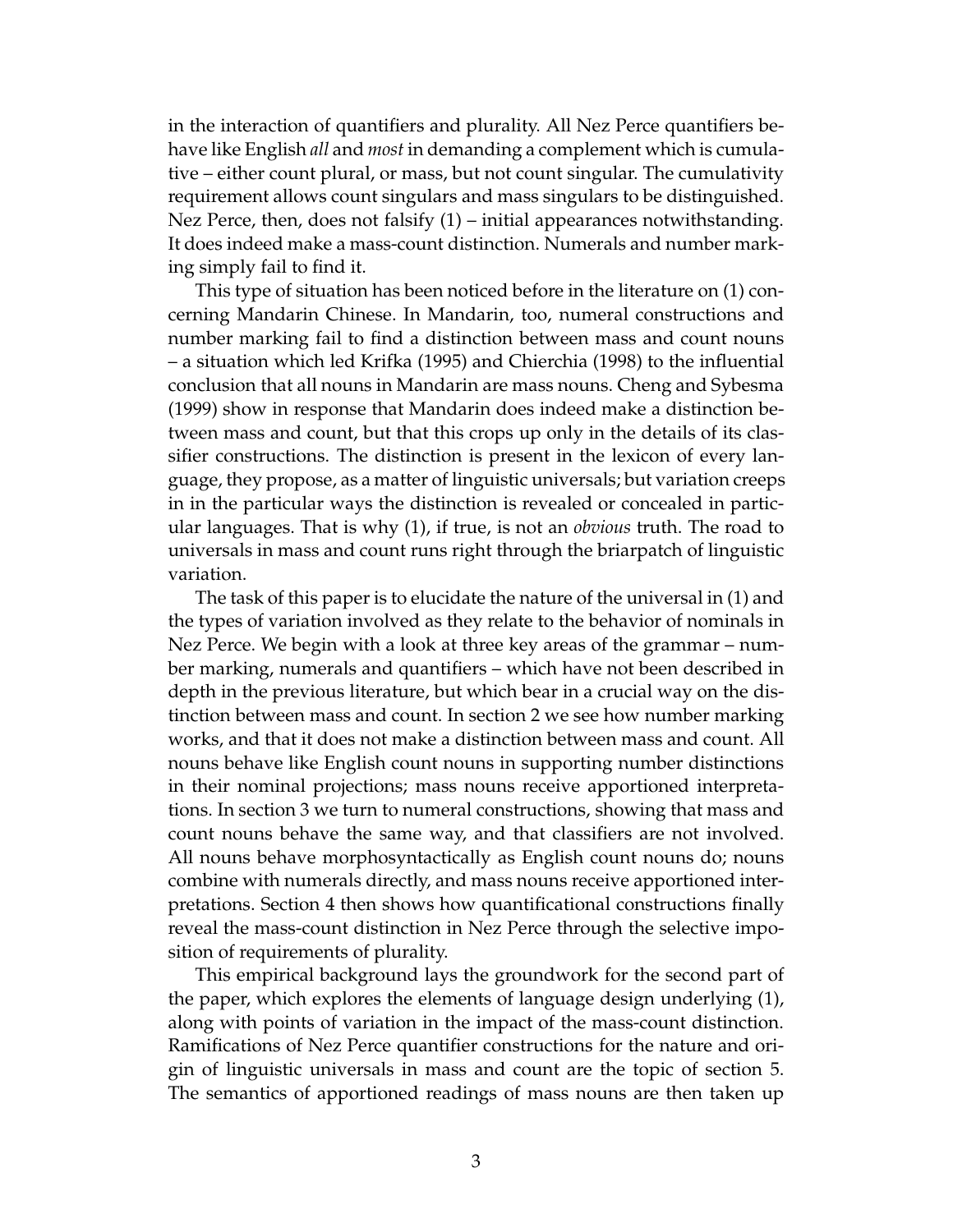in the interaction of quantifiers and plurality. All Nez Perce quantifiers behave like English *all* and *most* in demanding a complement which is cumulative – either count plural, or mass, but not count singular. The cumulativity requirement allows count singulars and mass singulars to be distinguished. Nez Perce, then, does not falsify (1) – initial appearances notwithstanding. It does indeed make a mass-count distinction. Numerals and number marking simply fail to find it.

This type of situation has been noticed before in the literature on (1) concerning Mandarin Chinese. In Mandarin, too, numeral constructions and number marking fail to find a distinction between mass and count nouns – a situation which led Krifka (1995) and Chierchia (1998) to the influential conclusion that all nouns in Mandarin are mass nouns. Cheng and Sybesma (1999) show in response that Mandarin does indeed make a distinction between mass and count, but that this crops up only in the details of its classifier constructions. The distinction is present in the lexicon of every language, they propose, as a matter of linguistic universals; but variation creeps in in the particular ways the distinction is revealed or concealed in particular languages. That is why (1), if true, is not an *obvious* truth. The road to universals in mass and count runs right through the briarpatch of linguistic variation.

The task of this paper is to elucidate the nature of the universal in (1) and the types of variation involved as they relate to the behavior of nominals in Nez Perce. We begin with a look at three key areas of the grammar – number marking, numerals and quantifiers – which have not been described in depth in the previous literature, but which bear in a crucial way on the distinction between mass and count. In section 2 we see how number marking works, and that it does not make a distinction between mass and count. All nouns behave like English count nouns in supporting number distinctions in their nominal projections; mass nouns receive apportioned interpretations. In section 3 we turn to numeral constructions, showing that mass and count nouns behave the same way, and that classifiers are not involved. All nouns behave morphosyntactically as English count nouns do; nouns combine with numerals directly, and mass nouns receive apportioned interpretations. Section 4 then shows how quantificational constructions finally reveal the mass-count distinction in Nez Perce through the selective imposition of requirements of plurality.

This empirical background lays the groundwork for the second part of the paper, which explores the elements of language design underlying (1), along with points of variation in the impact of the mass-count distinction. Ramifications of Nez Perce quantifier constructions for the nature and origin of linguistic universals in mass and count are the topic of section 5. The semantics of apportioned readings of mass nouns are then taken up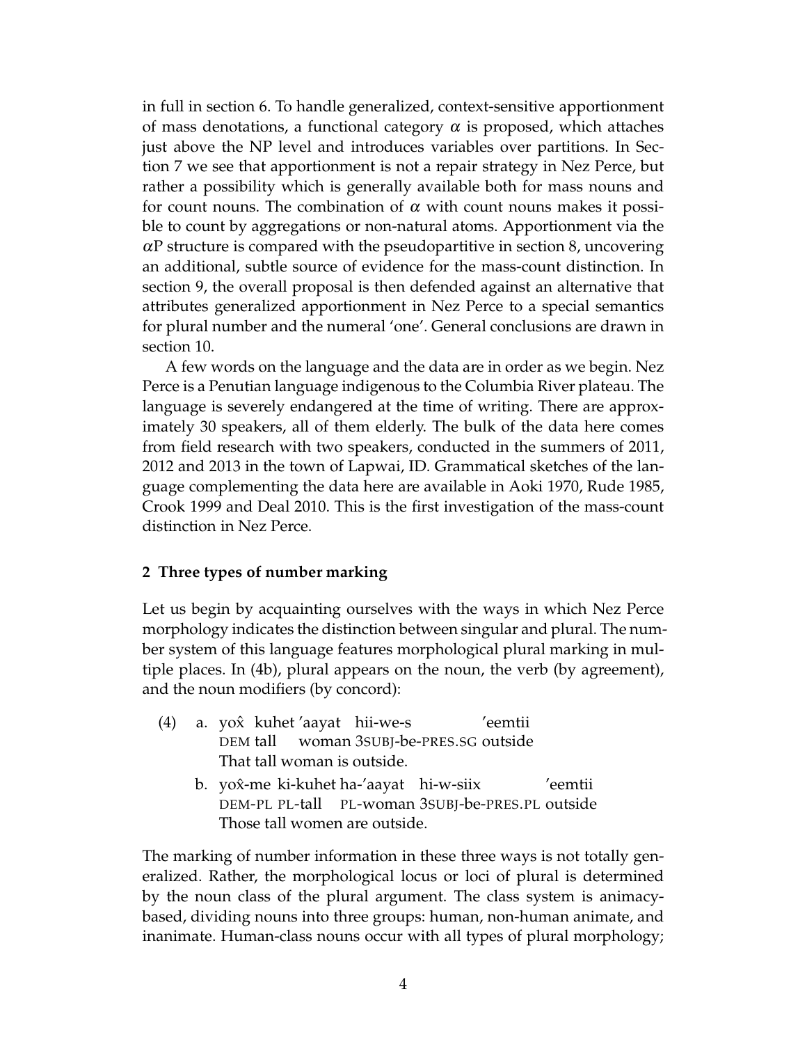in full in section 6. To handle generalized, context-sensitive apportionment of mass denotations, a functional category $\alpha$ is proposed, which attaches just above the NP level and introduces variables over partitions. In Section 7 we see that apportionment is not a repair strategy in Nez Perce, but rather a possibility which is generally available both for mass nouns and for count nouns. The combination of $\alpha$ with count nouns makes it possible to count by aggregations or non-natural atoms. Apportionment via the $\alpha$P structure is compared with the pseudopartitive in section 8, uncovering an additional, subtle source of evidence for the mass-count distinction. In section 9, the overall proposal is then defended against an alternative that attributes generalized apportionment in Nez Perce to a special semantics for plural number and the numeral 'one'. General conclusions are drawn in section 10.

A few words on the language and the data are in order as we begin. Nez Perce is a Penutian language indigenous to the Columbia River plateau. The language is severely endangered at the time of writing. There are approximately 30 speakers, all of them elderly. The bulk of the data here comes from field research with two speakers, conducted in the summers of 2011, 2012 and 2013 in the town of Lapwai, ID. Grammatical sketches of the language complementing the data here are available in Aoki 1970, Rude 1985, Crook 1999 and Deal 2010. This is the first investigation of the mass-count distinction in Nez Perce.

## 2 Three types of number marking

Let us begin by acquainting ourselves with the ways in which Nez Perce morphology indicates the distinction between singular and plural. The number system of this language features morphological plural marking in multiple places. In (4b), plural appears on the noun, the verb (by agreement), and the noun modifiers (by concord):

(4) a. yox̂ kuhet 'aayat hii-we-s 'eemtii
   DEM tall woman 3SUBJ-be-PRES.SG outside
   That tall woman is outside.

   b. yox̂-me ki-kuhet ha-'aayat hi-w-siix 'eemtii
   DEM-PL PL-tall PL-woman 3SUBJ-be-PRES.PL outside
   Those tall women are outside.

The marking of number information in these three ways is not totally generalized. Rather, the morphological locus or loci of plural is determined by the noun class of the plural argument. The class system is animacy-based, dividing nouns into three groups: human, non-human animate, and inanimate. Human-class nouns occur with all types of plural morphology;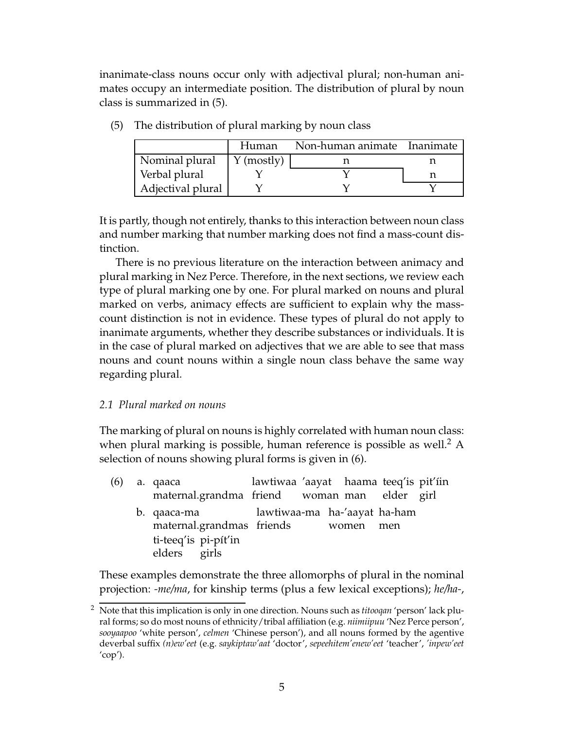inanimate-class nouns occur only with adjectival plural; non-human animates occupy an intermediate position. The distribution of plural by noun class is summarized in (5).

(5) The distribution of plural marking by noun class

| | Human | Non-human animate | Inanimate |
|---|---|---|---|
| Nominal plural | Y (mostly) | n | n |
| Verbal plural | Y | Y | n |
| Adjectival plural | Y | Y | Y |

It is partly, though not entirely, thanks to this interaction between noun class and number marking that number marking does not find a mass-count distinction.

There is no previous literature on the interaction between animacy and plural marking in Nez Perce. Therefore, in the next sections, we review each type of plural marking one by one. For plural marked on nouns and plural marked on verbs, animacy effects are sufficient to explain why the mass-count distinction is not in evidence. These types of plural do not apply to inanimate arguments, whether they describe substances or individuals. It is in the case of plural marked on adjectives that we are able to see that mass nouns and count nouns within a single noun class behave the same way regarding plural.

### 2.1 Plural marked on nouns

The marking of plural on nouns is highly correlated with human noun class: when plural marking is possible, human reference is possible as well.[2] A selection of nouns showing plural forms is given in (6).

(6) a. qaaca lawtiwaa 'aayat haama teeq'is pit'íin
maternal.grandma friend woman man elder girl

b. qaaca-ma lawtiwaa-ma ha-'aayat ha-ham
maternal.grandmas friends women men
ti-teeq'is pi-pít'in
elders girls

These examples demonstrate the three allomorphs of plural in the nominal projection: *-me/ma*, for kinship terms (plus a few lexical exceptions); *he/ha-*,

[2] Note that this implication is only in one direction. Nouns such as *titooqan* 'person' lack plural forms; so do most nouns of ethnicity/tribal affiliation (e.g. *niimiipuu* 'Nez Perce person', *sooyaapoo* 'white person', *celmen* 'Chinese person'), and all nouns formed by the agentive deverbal suffix *(n)ew'eet* (e.g. *saykiptaw'aat* 'doctor', *sepeehitem'enew'eet* 'teacher', *'inpew'eet* 'cop').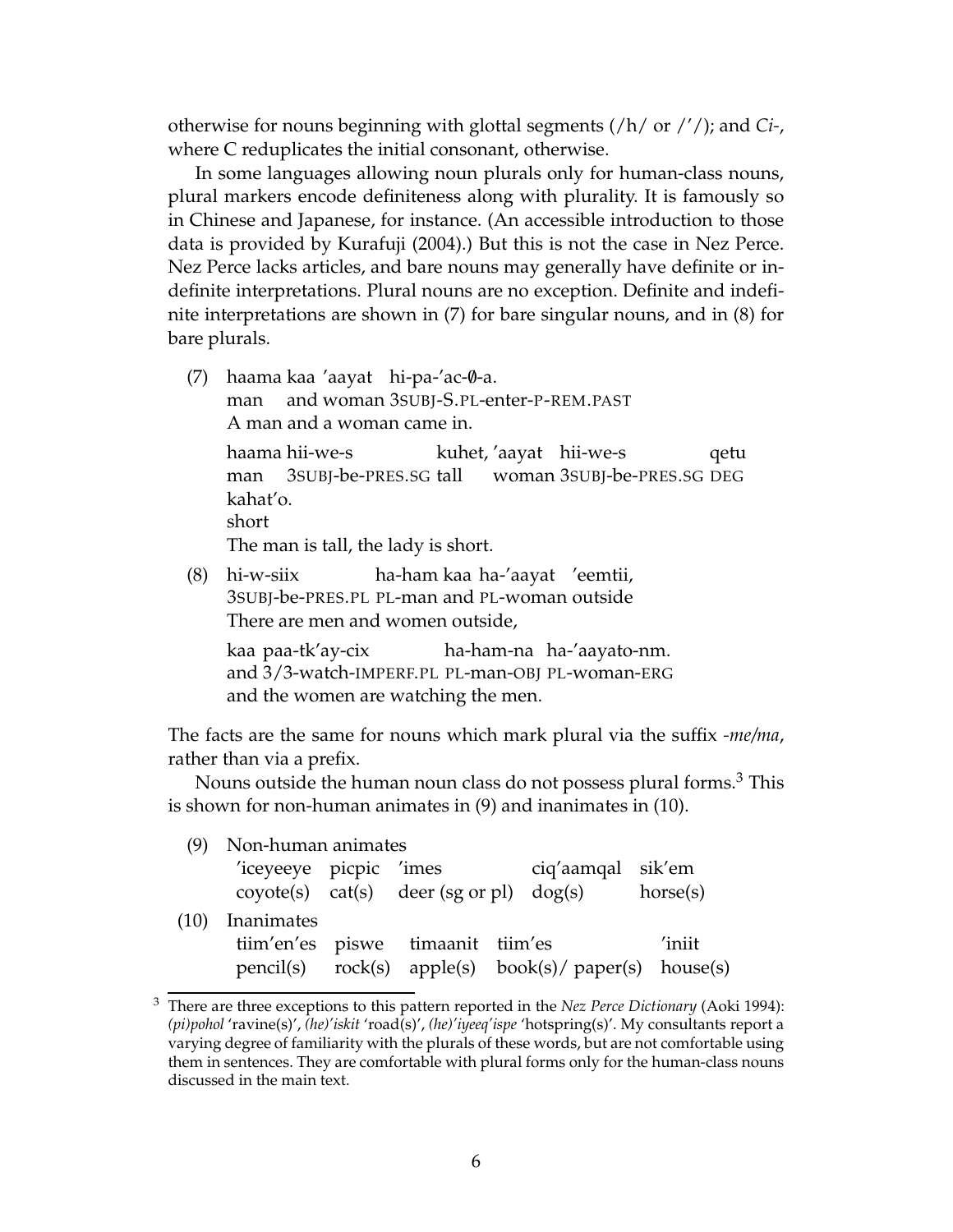otherwise for nouns beginning with glottal segments (/h/ or /'/); and *Ci-*, where C reduplicates the initial consonant, otherwise.

In some languages allowing noun plurals only for human-class nouns, plural markers encode definiteness along with plurality. It is famously so in Chinese and Japanese, for instance. (An accessible introduction to those data is provided by Kurafuji (2004).) But this is not the case in Nez Perce. Nez Perce lacks articles, and bare nouns may generally have definite or indefinite interpretations. Plural nouns are no exception. Definite and indefinite interpretations are shown in (7) for bare singular nouns, and in (8) for bare plurals.

(7) haama kaa 'aayat hi-pa-'ac-∅-a.
man and woman 3SUBJ-S.PL-enter-P-REM.PAST
A man and a woman came in.

haama hii-we-s kuhet, 'aayat hii-we-s qetu kahat'o.
man 3SUBJ-be-PRES.SG tall woman 3SUBJ-be-PRES.SG DEG short
The man is tall, the lady is short.

(8) hi-w-siix ha-ham kaa ha-'aayat 'eemtii,
3SUBJ-be-PRES.PL PL-man and PL-woman outside
There are men and women outside,

kaa paa-tk'ay-cix ha-ham-na ha-'aayato-nm.
and 3/3-watch-IMPERF.PL PL-man-OBJ PL-woman-ERG
and the women are watching the men.

The facts are the same for nouns which mark plural via the suffix *-me/ma*, rather than via a prefix.

Nouns outside the human noun class do not possess plural forms.[3] This is shown for non-human animates in (9) and inanimates in (10).

(9) Non-human animates

| 'iceyeeye | picpic | 'imes | ciq'aamqal | sik'em |
|---|---|---|---|---|
| coyote(s) | cat(s) | deer (sg or pl) | dog(s) | horse(s) |

(10) Inanimates

| tiim'en'es | piswe | timaanit | tiim'es | 'iniit |
|---|---|---|---|---|
| pencil(s) | rock(s) | apple(s) | book(s)/ paper(s) | house(s) |

[3] There are three exceptions to this pattern reported in the *Nez Perce Dictionary* (Aoki 1994): *(pi)pohol* 'ravine(s)', *(he)'iskit* 'road(s)', *(he)'iyeeq'ispe* 'hotspring(s)'. My consultants report a varying degree of familiarity with the plurals of these words, but are not comfortable using them in sentences. They are comfortable with plural forms only for the human-class nouns discussed in the main text.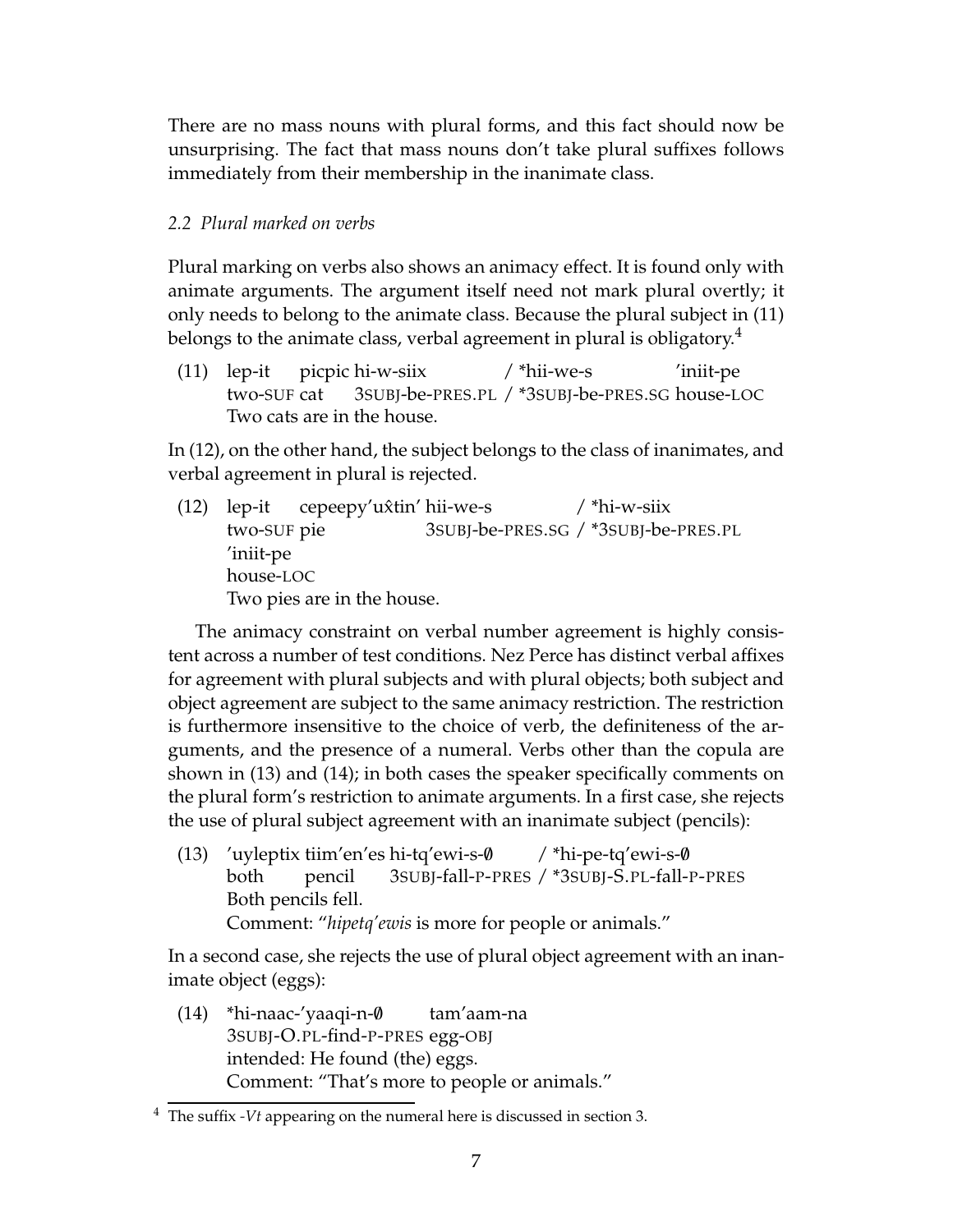There are no mass nouns with plural forms, and this fact should now be unsurprising. The fact that mass nouns don't take plural suffixes follows immediately from their membership in the inanimate class.

### *2.2 Plural marked on verbs*

Plural marking on verbs also shows an animacy effect. It is found only with animate arguments. The argument itself need not mark plural overtly; it only needs to belong to the animate class. Because the plural subject in (11) belongs to the animate class, verbal agreement in plural is obligatory.[4]

(11) lep-it picpic hi-w-siix / *hii-we-s 'iniit-pe
  two-SUF cat 3SUBJ-be-PRES.PL / *3SUBJ-be-PRES.SG house-LOC
  Two cats are in the house.

In (12), on the other hand, the subject belongs to the class of inanimates, and verbal agreement in plural is rejected.

(12) lep-it cepeepy'ux̂tin' hii-we-s / *hi-w-siix
  two-SUF pie 3SUBJ-be-PRES.SG / *3SUBJ-be-PRES.PL
  'iniit-pe
  house-LOC
  Two pies are in the house.

The animacy constraint on verbal number agreement is highly consistent across a number of test conditions. Nez Perce has distinct verbal affixes for agreement with plural subjects and with plural objects; both subject and object agreement are subject to the same animacy restriction. The restriction is furthermore insensitive to the choice of verb, the definiteness of the arguments, and the presence of a numeral. Verbs other than the copula are shown in (13) and (14); in both cases the speaker specifically comments on the plural form's restriction to animate arguments. In a first case, she rejects the use of plural subject agreement with an inanimate subject (pencils):

(13) 'uyleptix tiim'en'es hi-tq'ewi-s-∅ / *hi-pe-tq'ewi-s-∅
  both pencil 3SUBJ-fall-P-PRES / *3SUBJ-S.PL-fall-P-PRES
  Both pencils fell.
  Comment: "*hipetq'ewis* is more for people or animals."

In a second case, she rejects the use of plural object agreement with an inanimate object (eggs):

(14) *hi-naac-'yaaqi-n-∅ tam'aam-na
  3SUBJ-O.PL-find-P-PRES egg-OBJ
  intended: He found (the) eggs.
  Comment: "That's more to people or animals."

[4] The suffix *-Vt* appearing on the numeral here is discussed in section 3.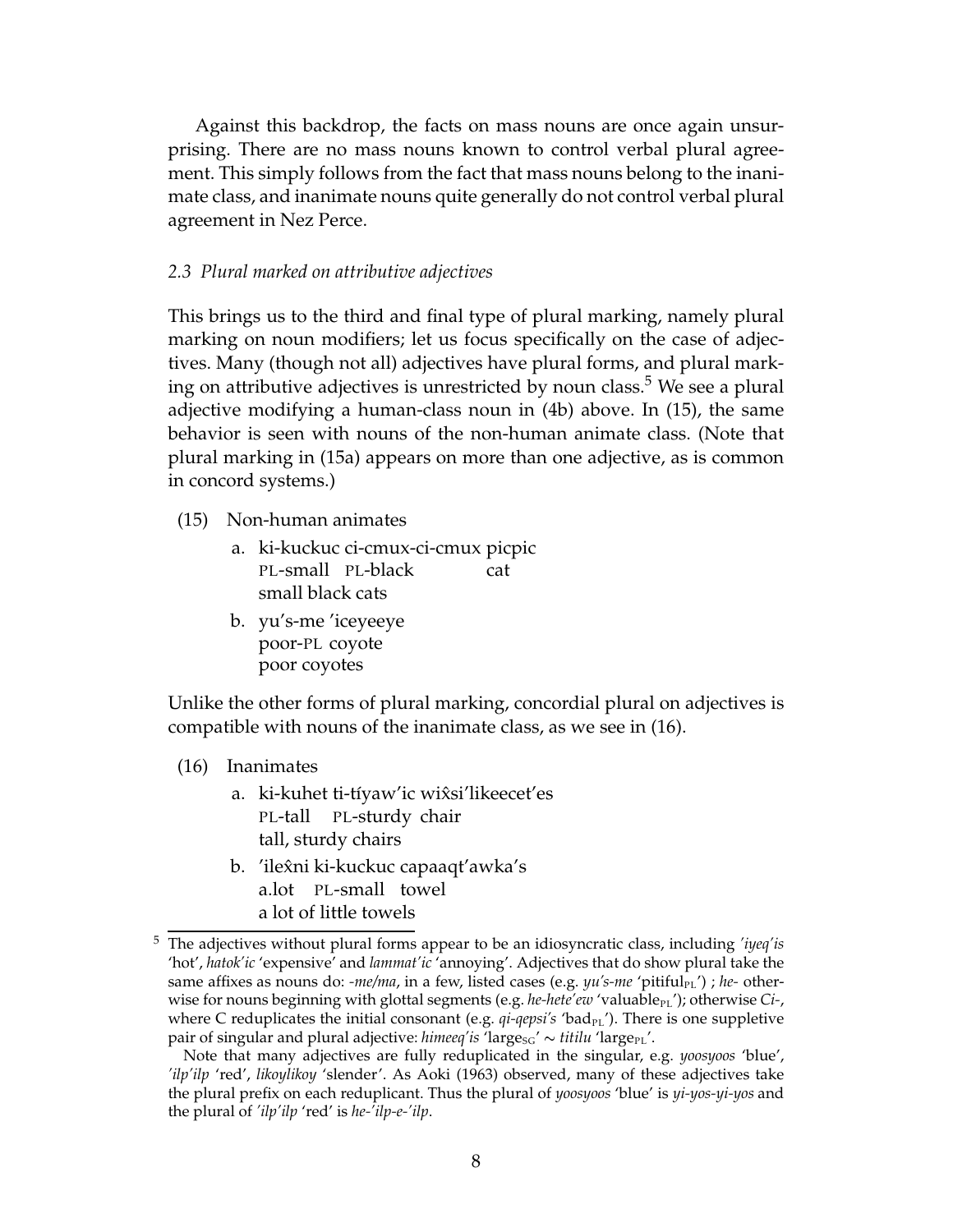Against this backdrop, the facts on mass nouns are once again unsurprising. There are no mass nouns known to control verbal plural agreement. This simply follows from the fact that mass nouns belong to the inanimate class, and inanimate nouns quite generally do not control verbal plural agreement in Nez Perce.

### *2.3 Plural marked on attributive adjectives*

This brings us to the third and final type of plural marking, namely plural marking on noun modifiers; let us focus specifically on the case of adjectives. Many (though not all) adjectives have plural forms, and plural marking on attributive adjectives is unrestricted by noun class.[5] We see a plural adjective modifying a human-class noun in (4b) above. In (15), the same behavior is seen with nouns of the non-human animate class. (Note that plural marking in (15a) appears on more than one adjective, as is common in concord systems.)

(15) Non-human animates

a. ki-kuckuc ci-cmux-ci-cmux picpic
   PL-small PL-black cat
   small black cats

b. yu's-me 'iceyeeye
   poor-PL coyote
   poor coyotes

Unlike the other forms of plural marking, concordial plural on adjectives is compatible with nouns of the inanimate class, as we see in (16).

(16) Inanimates

a. ki-kuhet ti-tíyaw'ic wix̂si'likeecet'es
   PL-tall PL-sturdy chair
   tall, sturdy chairs

b. 'ilex̂ni ki-kuckuc capaaqt'awka's
   a.lot PL-small towel
   a lot of little towels

---

[5] The adjectives without plural forms appear to be an idiosyncratic class, including *'iyeq'is* 'hot', *hatok'ic* 'expensive' and *lammat'ic* 'annoying'. Adjectives that do show plural take the same affixes as nouns do: *-me/ma*, in a few, listed cases (e.g. *yu's-me* 'pitiful$_{\text{PL}}$') ; *he-* otherwise for nouns beginning with glottal segments (e.g. *he-hete'ew* 'valuable$_{\text{PL}}$'); otherwise *Ci-*, where C reduplicates the initial consonant (e.g. *qi-qepsi's* 'bad$_{\text{PL}}$'). There is one suppletive pair of singular and plural adjective: *himeeq'is* 'large$_{\text{SG}}$' ∼ *titilu* 'large$_{\text{PL}}$'.

Note that many adjectives are fully reduplicated in the singular, e.g. *yoosyoos* 'blue', *'ilp'ilp* 'red', *likoylikoy* 'slender'. As Aoki (1963) observed, many of these adjectives take the plural prefix on each reduplicant. Thus the plural of *yoosyoos* 'blue' is *yi-yos-yi-yos* and the plural of *'ilp'ilp* 'red' is *he-'ilp-e-'ilp*.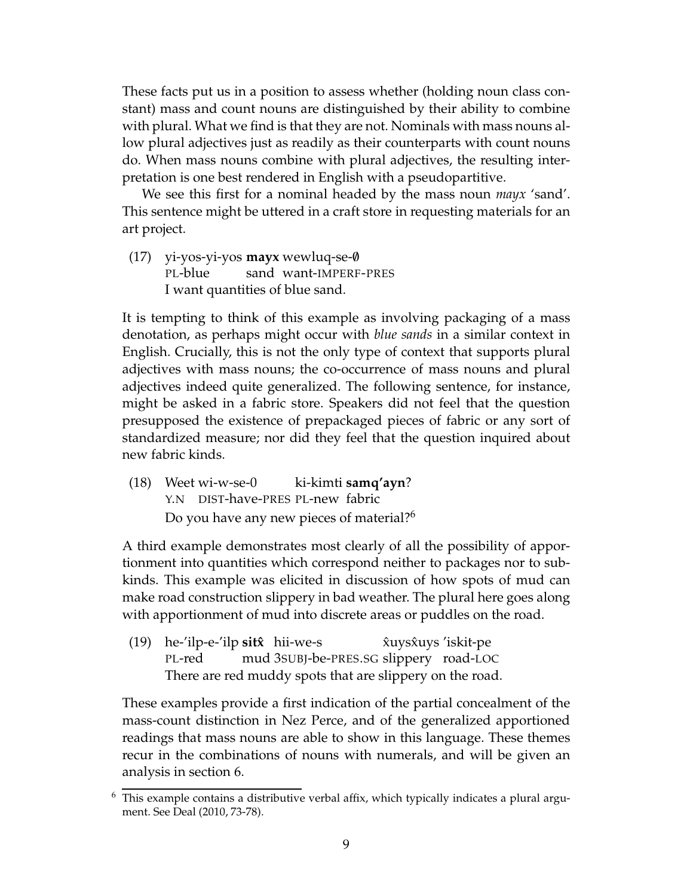These facts put us in a position to assess whether (holding noun class constant) mass and count nouns are distinguished by their ability to combine with plural. What we find is that they are not. Nominals with mass nouns allow plural adjectives just as readily as their counterparts with count nouns do. When mass nouns combine with plural adjectives, the resulting interpretation is one best rendered in English with a pseudopartitive.

We see this first for a nominal headed by the mass noun *mayx* 'sand'. This sentence might be uttered in a craft store in requesting materials for an art project.

(17) yi-yos-yi-yos **mayx** wewluq-se-∅
  PL-blue sand want-IMPERF-PRES
  I want quantities of blue sand.

It is tempting to think of this example as involving packaging of a mass denotation, as perhaps might occur with *blue sands* in a similar context in English. Crucially, this is not the only type of context that supports plural adjectives with mass nouns; the co-occurrence of mass nouns and plural adjectives indeed quite generalized. The following sentence, for instance, might be asked in a fabric store. Speakers did not feel that the question presupposed the existence of prepackaged pieces of fabric or any sort of standardized measure; nor did they feel that the question inquired about new fabric kinds.

(18) Weet wi-w-se-0 ki-kimti **samq'ayn**?
  Y.N DIST-have-PRES PL-new fabric
  Do you have any new pieces of material?[6]

A third example demonstrates most clearly of all the possibility of apportionment into quantities which correspond neither to packages nor to subkinds. This example was elicited in discussion of how spots of mud can make road construction slippery in bad weather. The plural here goes along with apportionment of mud into discrete areas or puddles on the road.

(19) he-'ilp-e-'ilp **sitx̂** hii-we-s x̂uysx̂uys 'iskit-pe
  PL-red mud 3SUBJ-be-PRES.SG slippery road-LOC
  There are red muddy spots that are slippery on the road.

These examples provide a first indication of the partial concealment of the mass-count distinction in Nez Perce, and of the generalized apportioned readings that mass nouns are able to show in this language. These themes recur in the combinations of nouns with numerals, and will be given an analysis in section 6.

[6] This example contains a distributive verbal affix, which typically indicates a plural argument. See Deal (2010, 73-78).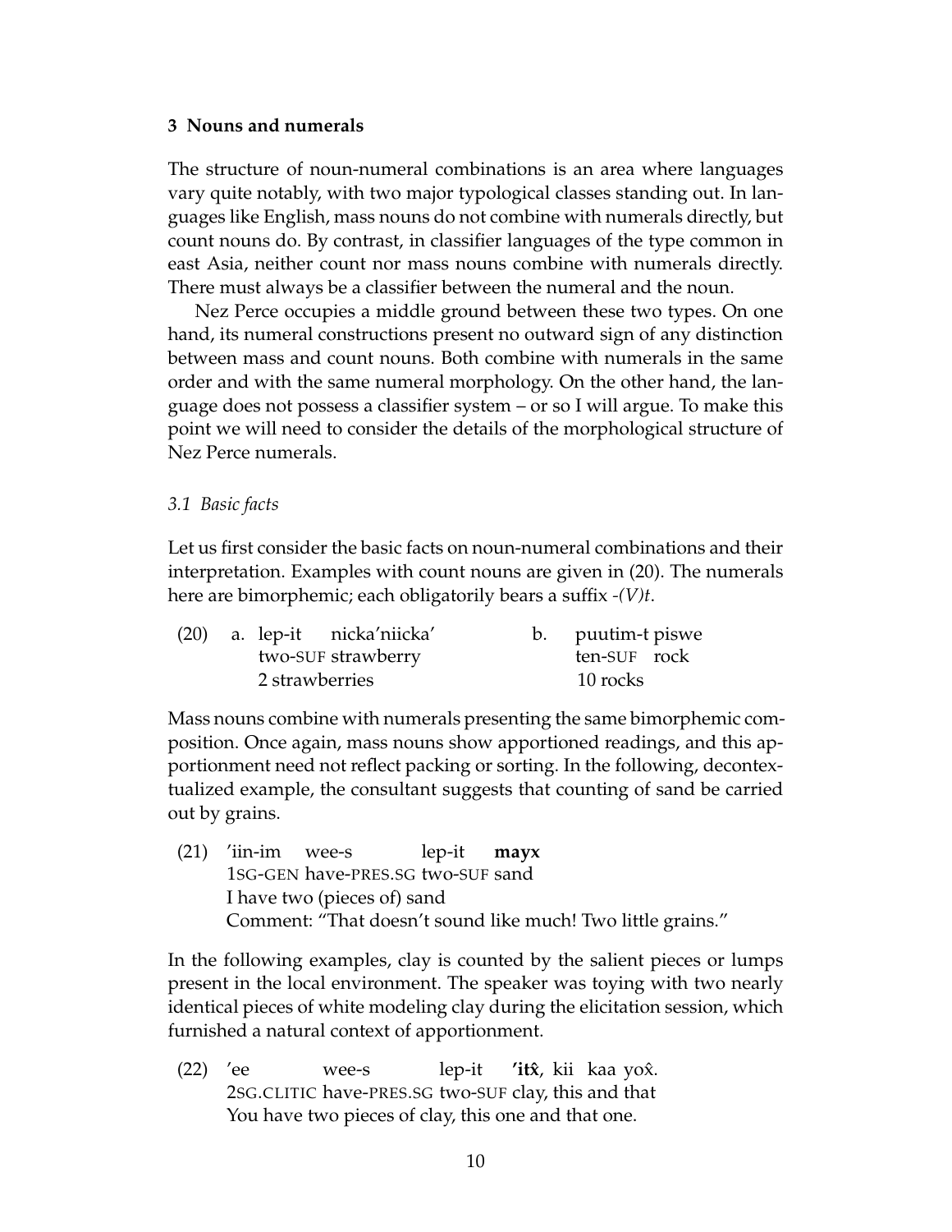## 3 Nouns and numerals

The structure of noun-numeral combinations is an area where languages vary quite notably, with two major typological classes standing out. In languages like English, mass nouns do not combine with numerals directly, but count nouns do. By contrast, in classifier languages of the type common in east Asia, neither count nor mass nouns combine with numerals directly. There must always be a classifier between the numeral and the noun.

Nez Perce occupies a middle ground between these two types. On one hand, its numeral constructions present no outward sign of any distinction between mass and count nouns. Both combine with numerals in the same order and with the same numeral morphology. On the other hand, the language does not possess a classifier system – or so I will argue. To make this point we will need to consider the details of the morphological structure of Nez Perce numerals.

### *3.1 Basic facts*

Let us first consider the basic facts on noun-numeral combinations and their interpretation. Examples with count nouns are given in (20). The numerals here are bimorphemic; each obligatorily bears a suffix *-(V)t*.

(20) a. lep-it nicka'niicka'
  two-SUF strawberry
  2 strawberries

b. puutim-t piswe
  ten-SUF rock
  10 rocks

Mass nouns combine with numerals presenting the same bimorphemic composition. Once again, mass nouns show apportioned readings, and this apportionment need not reflect packing or sorting. In the following, decontextualized example, the consultant suggests that counting of sand be carried out by grains.

(21) 'iin-im wee-s lep-it **mayx**
  1SG-GEN have-PRES.SG two-SUF sand
  I have two (pieces of) sand
  Comment: "That doesn't sound like much! Two little grains."

In the following examples, clay is counted by the salient pieces or lumps present in the local environment. The speaker was toying with two nearly identical pieces of white modeling clay during the elicitation session, which furnished a natural context of apportionment.

(22) 'ee wee-s lep-it **'itx̂**, kii kaa yox̂.
  2SG.CLITIC have-PRES.SG two-SUF clay, this and that
  You have two pieces of clay, this one and that one.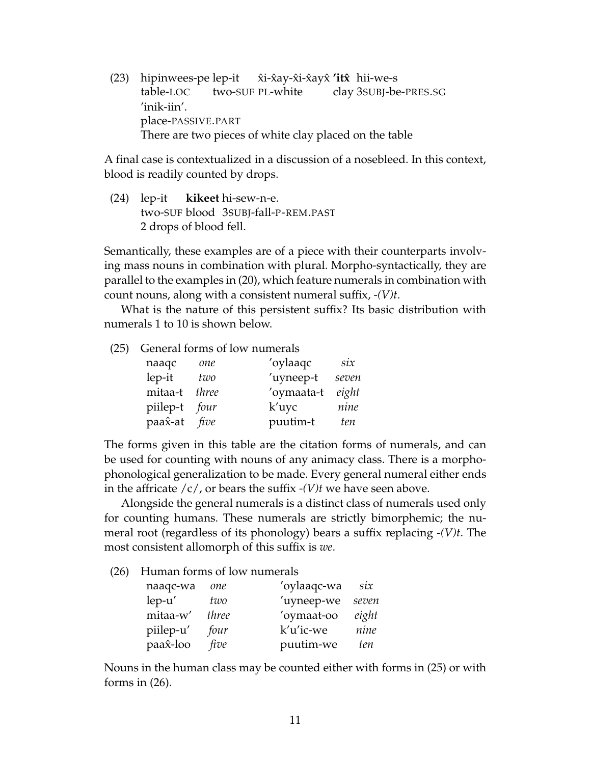(23) hipinwees-pe lep-it x̂i-x̂ay-x̂i-x̂ayx̂ **'itx̂** hii-we-s
table-LOC two-SUF PL-white clay 3SUBJ-be-PRES.SG
'inik-iin'.
place-PASSIVE.PART
There are two pieces of white clay placed on the table

A final case is contextualized in a discussion of a nosebleed. In this context, blood is readily counted by drops.

(24) lep-it **kikeet** hi-sew-n-e.
two-SUF blood 3SUBJ-fall-P-REM.PAST
2 drops of blood fell.

Semantically, these examples are of a piece with their counterparts involving mass nouns in combination with plural. Morpho-syntactically, they are parallel to the examples in (20), which feature numerals in combination with count nouns, along with a consistent numeral suffix, *-(V)t*.

What is the nature of this persistent suffix? Its basic distribution with numerals 1 to 10 is shown below.

(25) General forms of low numerals

| | | | |
|---|---|---|---|
| naaqc | *one* | 'oylaaqc | *six* |
| lep-it | *two* | 'uyneep-t | *seven* |
| mitaa-t | *three* | 'oymaata-t | *eight* |
| piilep-t | *four* | k'uyc | *nine* |
| paax̂-at | *five* | puutim-t | *ten* |

The forms given in this table are the citation forms of numerals, and can be used for counting with nouns of any animacy class. There is a morpho-phonological generalization to be made. Every general numeral either ends in the affricate /c/, or bears the suffix *-(V)t* we have seen above.

Alongside the general numerals is a distinct class of numerals used only for counting humans. These numerals are strictly bimorphemic; the numeral root (regardless of its phonology) bears a suffix replacing *-(V)t*. The most consistent allomorph of this suffix is *we*.

(26) Human forms of low numerals

| | | | |
|---|---|---|---|
| naaqc-wa | *one* | 'oylaaqc-wa | *six* |
| lep-u' | *two* | 'uyneep-we | *seven* |
| mitaa-w' | *three* | 'oymaat-oo | *eight* |
| piilep-u' | *four* | k'u'ic-we | *nine* |
| paax̂-loo | *five* | puutim-we | *ten* |

Nouns in the human class may be counted either with forms in (25) or with forms in (26).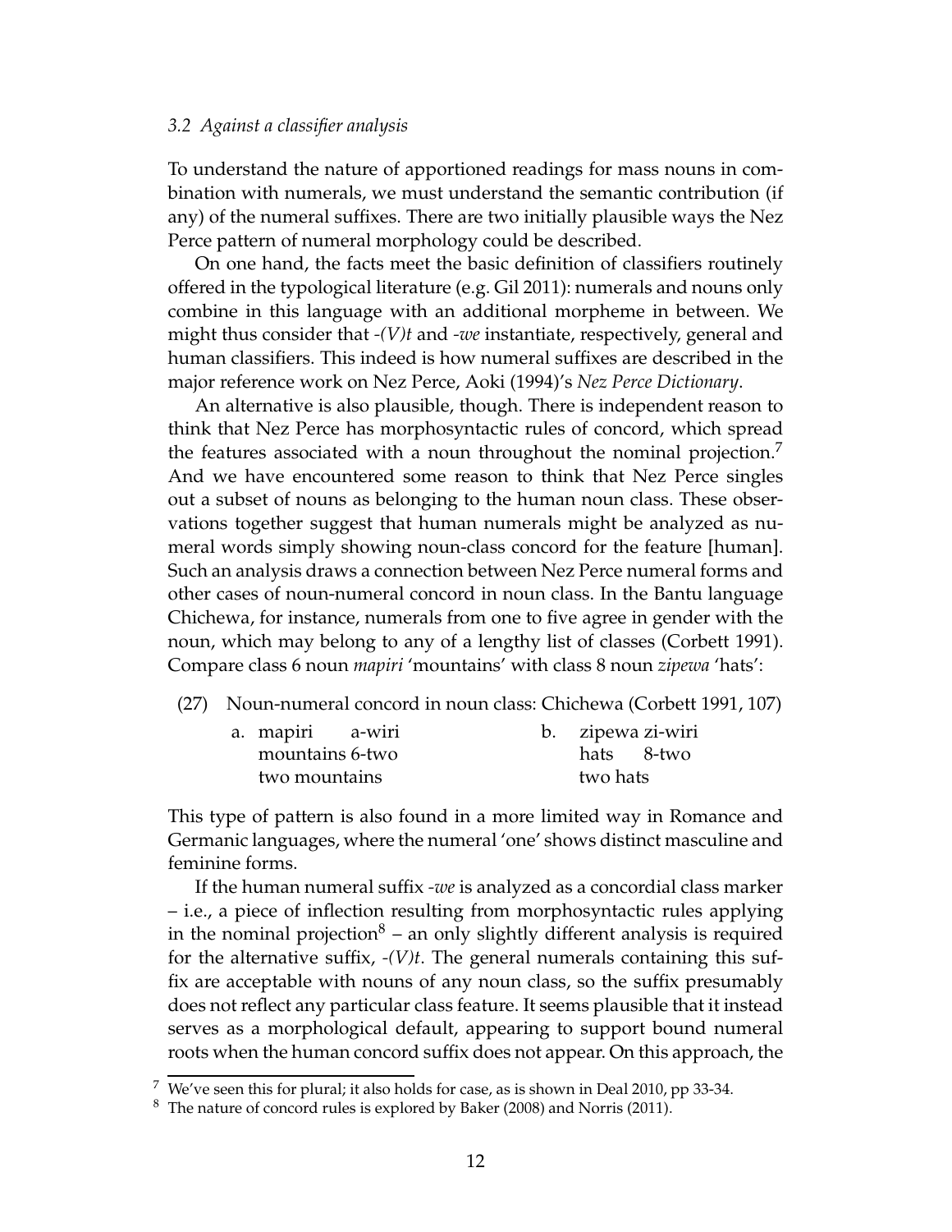### 3.2 *Against a classifier analysis*

To understand the nature of apportioned readings for mass nouns in combination with numerals, we must understand the semantic contribution (if any) of the numeral suffixes. There are two initially plausible ways the Nez Perce pattern of numeral morphology could be described.

On one hand, the facts meet the basic definition of classifiers routinely offered in the typological literature (e.g. Gil 2011): numerals and nouns only combine in this language with an additional morpheme in between. We might thus consider that *-(V)t* and *-we* instantiate, respectively, general and human classifiers. This indeed is how numeral suffixes are described in the major reference work on Nez Perce, Aoki (1994)'s *Nez Perce Dictionary*.

An alternative is also plausible, though. There is independent reason to think that Nez Perce has morphosyntactic rules of concord, which spread the features associated with a noun throughout the nominal projection.[7] And we have encountered some reason to think that Nez Perce singles out a subset of nouns as belonging to the human noun class. These observations together suggest that human numerals might be analyzed as numeral words simply showing noun-class concord for the feature [human]. Such an analysis draws a connection between Nez Perce numeral forms and other cases of noun-numeral concord in noun class. In the Bantu language Chichewa, for instance, numerals from one to five agree in gender with the noun, which may belong to any of a lengthy list of classes (Corbett 1991). Compare class 6 noun *mapiri* 'mountains' with class 8 noun *zipewa* 'hats':

(27) Noun-numeral concord in noun class: Chichewa (Corbett 1991, 107)

a. mapiri a-wiri  
   mountains 6-two  
   two mountains

b. zipewa zi-wiri  
   hats 8-two  
   two hats

This type of pattern is also found in a more limited way in Romance and Germanic languages, where the numeral 'one' shows distinct masculine and feminine forms.

If the human numeral suffix *-we* is analyzed as a concordial class marker – i.e., a piece of inflection resulting from morphosyntactic rules applying in the nominal projection[8] – an only slightly different analysis is required for the alternative suffix, *-(V)t*. The general numerals containing this suffix are acceptable with nouns of any noun class, so the suffix presumably does not reflect any particular class feature. It seems plausible that it instead serves as a morphological default, appearing to support bound numeral roots when the human concord suffix does not appear. On this approach, the

[7] We've seen this for plural; it also holds for case, as is shown in Deal 2010, pp 33-34.

[8] The nature of concord rules is explored by Baker (2008) and Norris (2011).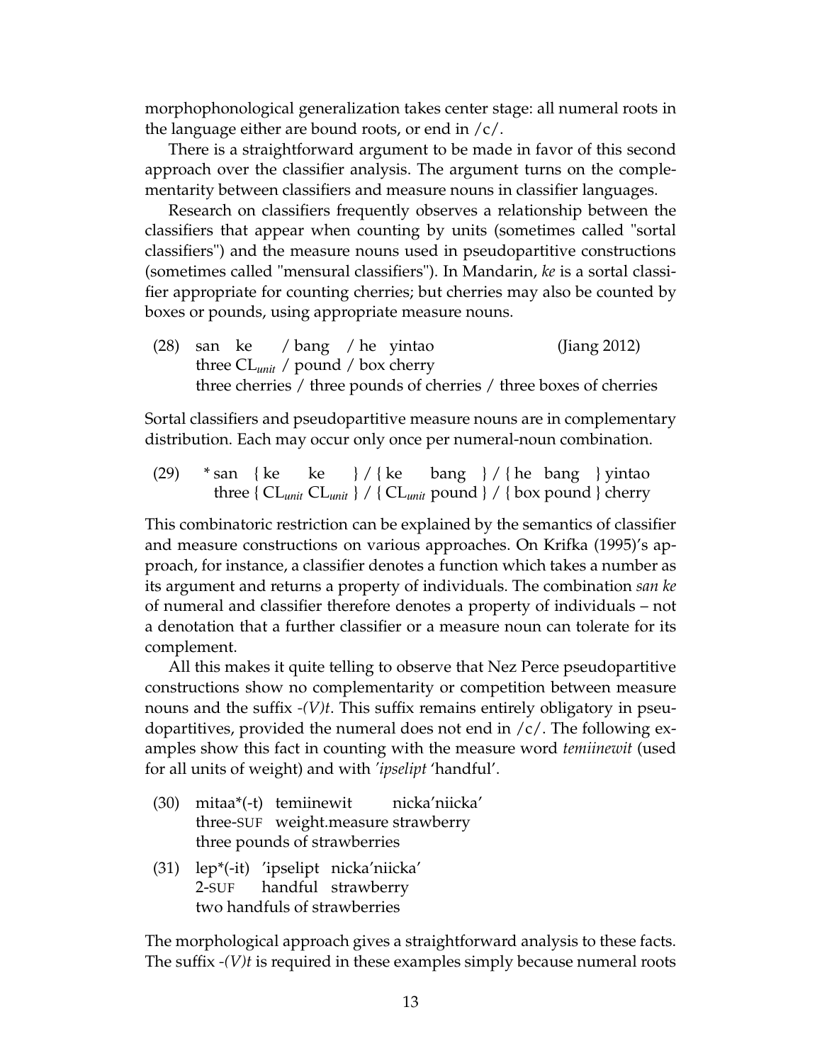morphophonological generalization takes center stage: all numeral roots in the language either are bound roots, or end in /c/.

There is a straightforward argument to be made in favor of this second approach over the classifier analysis. The argument turns on the complementarity between classifiers and measure nouns in classifier languages.

Research on classifiers frequently observes a relationship between the classifiers that appear when counting by units (sometimes called "sortal classifiers") and the measure nouns used in pseudopartitive constructions (sometimes called "mensural classifiers"). In Mandarin, *ke* is a sortal classifier appropriate for counting cherries; but cherries may also be counted by boxes or pounds, using appropriate measure nouns.

(28) san ke / bang / he yintao (Jiang 2012)
three $\text{CL}_{unit}$ / pound / box cherry
three cherries / three pounds of cherries / three boxes of cherries

Sortal classifiers and pseudopartitive measure nouns are in complementary distribution. Each may occur only once per numeral-noun combination.

(29) * san { ke ke } / { ke bang } / { he bang } yintao
three { $\text{CL}_{unit}$ $\text{CL}_{unit}$ } / { $\text{CL}_{unit}$ pound } / { box pound } cherry

This combinatoric restriction can be explained by the semantics of classifier and measure constructions on various approaches. On Krifka (1995)'s approach, for instance, a classifier denotes a function which takes a number as its argument and returns a property of individuals. The combination *san ke* of numeral and classifier therefore denotes a property of individuals – not a denotation that a further classifier or a measure noun can tolerate for its complement.

All this makes it quite telling to observe that Nez Perce pseudopartitive constructions show no complementarity or competition between measure nouns and the suffix *-(V)t*. This suffix remains entirely obligatory in pseudopartitives, provided the numeral does not end in /c/. The following examples show this fact in counting with the measure word *temiinewit* (used for all units of weight) and with *'ipselipt* 'handful'.

(30) mitaa*(-t) temiinewit nicka'niicka'
three-SUF weight.measure strawberry
three pounds of strawberries

(31) lep*(-it) 'ipselipt nicka'niicka'
2-SUF handful strawberry
two handfuls of strawberries

The morphological approach gives a straightforward analysis to these facts. The suffix *-(V)t* is required in these examples simply because numeral roots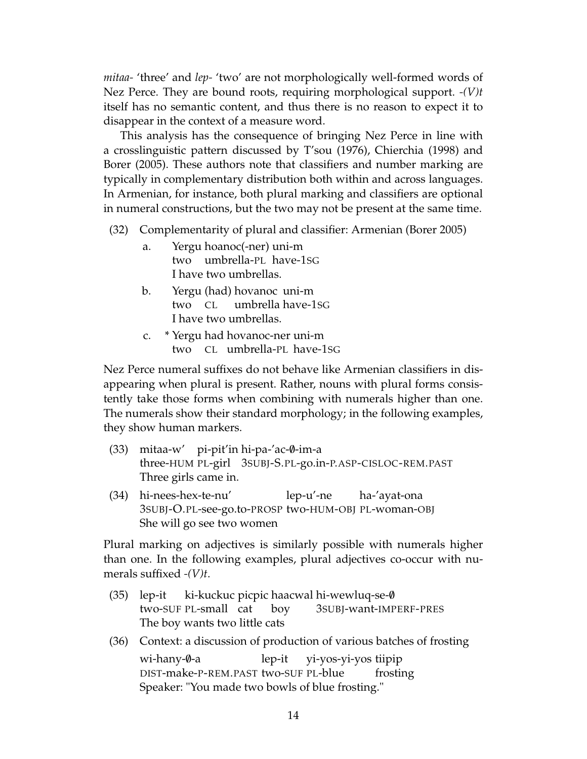*mitaa-* 'three' and *lep-* 'two' are not morphologically well-formed words of Nez Perce. They are bound roots, requiring morphological support. *-(V)t* itself has no semantic content, and thus there is no reason to expect it to disappear in the context of a measure word.

This analysis has the consequence of bringing Nez Perce in line with a crosslinguistic pattern discussed by T'sou (1976), Chierchia (1998) and Borer (2005). These authors note that classifiers and number marking are typically in complementary distribution both within and across languages. In Armenian, for instance, both plural marking and classifiers are optional in numeral constructions, but the two may not be present at the same time.

(32) Complementarity of plural and classifier: Armenian (Borer 2005)

a. Yergu hoanoc(-ner) uni-m
   two umbrella-PL have-1SG
   I have two umbrellas.

b. Yergu (had) hovanoc uni-m
   two CL umbrella have-1SG
   I have two umbrellas.

c. * Yergu had hovanoc-ner uni-m
   two CL umbrella-PL have-1SG

Nez Perce numeral suffixes do not behave like Armenian classifiers in disappearing when plural is present. Rather, nouns with plural forms consistently take those forms when combining with numerals higher than one. The numerals show their standard morphology; in the following examples, they show human markers.

(33) mitaa-w' pi-pit'in hi-pa-'ac-∅-im-a
     three-HUM PL-girl 3SUBJ-S.PL-go.in-P.ASP-CISLOC-REM.PAST
     Three girls came in.

(34) hi-nees-hex-te-nu' lep-u'-ne ha-'ayat-ona
     3SUBJ-O.PL-see-go.to-PROSP two-HUM-OBJ PL-woman-OBJ
     She will go see two women

Plural marking on adjectives is similarly possible with numerals higher than one. In the following examples, plural adjectives co-occur with numerals suffixed *-(V)t*.

(35) lep-it ki-kuckuc picpic haacwal hi-wewluq-se-∅
     two-SUF PL-small cat boy 3SUBJ-want-IMPERF-PRES
     The boy wants two little cats

(36) Context: a discussion of production of various batches of frosting

     wi-hany-∅-a lep-it yi-yos-yi-yos tiipip
     DIST-make-P-REM.PAST two-SUF PL-blue frosting
     Speaker: "You made two bowls of blue frosting."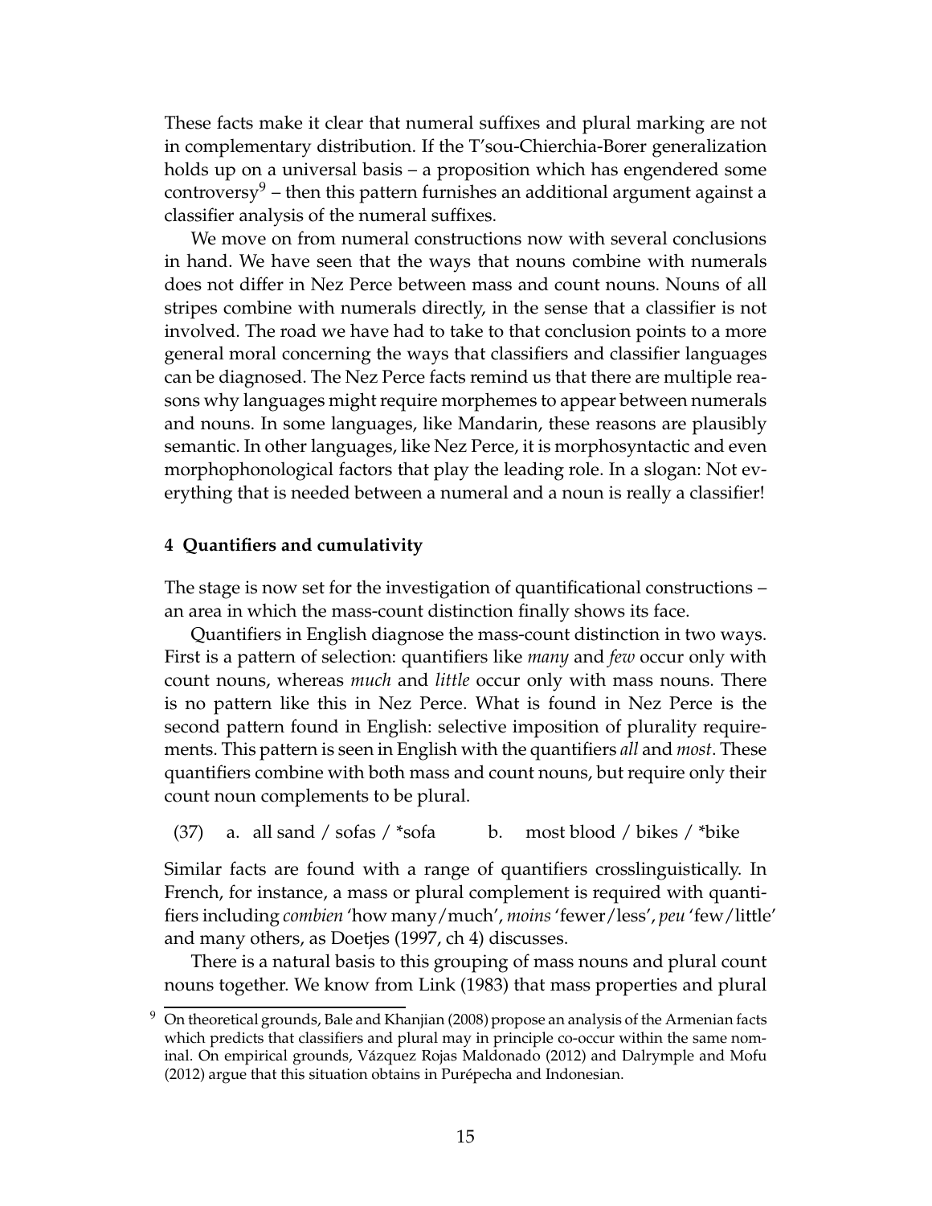These facts make it clear that numeral suffixes and plural marking are not in complementary distribution. If the T'sou-Chierchia-Borer generalization holds up on a universal basis – a proposition which has engendered some controversy[9] – then this pattern furnishes an additional argument against a classifier analysis of the numeral suffixes.

We move on from numeral constructions now with several conclusions in hand. We have seen that the ways that nouns combine with numerals does not differ in Nez Perce between mass and count nouns. Nouns of all stripes combine with numerals directly, in the sense that a classifier is not involved. The road we have had to take to that conclusion points to a more general moral concerning the ways that classifiers and classifier languages can be diagnosed. The Nez Perce facts remind us that there are multiple reasons why languages might require morphemes to appear between numerals and nouns. In some languages, like Mandarin, these reasons are plausibly semantic. In other languages, like Nez Perce, it is morphosyntactic and even morphophonological factors that play the leading role. In a slogan: Not everything that is needed between a numeral and a noun is really a classifier!

## 4 Quantifiers and cumulativity

The stage is now set for the investigation of quantificational constructions – an area in which the mass-count distinction finally shows its face.

Quantifiers in English diagnose the mass-count distinction in two ways. First is a pattern of selection: quantifiers like *many* and *few* occur only with count nouns, whereas *much* and *little* occur only with mass nouns. There is no pattern like this in Nez Perce. What is found in Nez Perce is the second pattern found in English: selective imposition of plurality requirements. This pattern is seen in English with the quantifiers *all* and *most*. These quantifiers combine with both mass and count nouns, but require only their count noun complements to be plural.

(37) a. all sand / sofas / *sofa  b. most blood / bikes / *bike

Similar facts are found with a range of quantifiers crosslinguistically. In French, for instance, a mass or plural complement is required with quantifiers including *combien* 'how many/much', *moins* 'fewer/less', *peu* 'few/little' and many others, as Doetjes (1997, ch 4) discusses.

There is a natural basis to this grouping of mass nouns and plural count nouns together. We know from Link (1983) that mass properties and plural

[9] On theoretical grounds, Bale and Khanjian (2008) propose an analysis of the Armenian facts which predicts that classifiers and plural may in principle co-occur within the same nominal. On empirical grounds, Vázquez Rojas Maldonado (2012) and Dalrymple and Mofu (2012) argue that this situation obtains in Purépecha and Indonesian.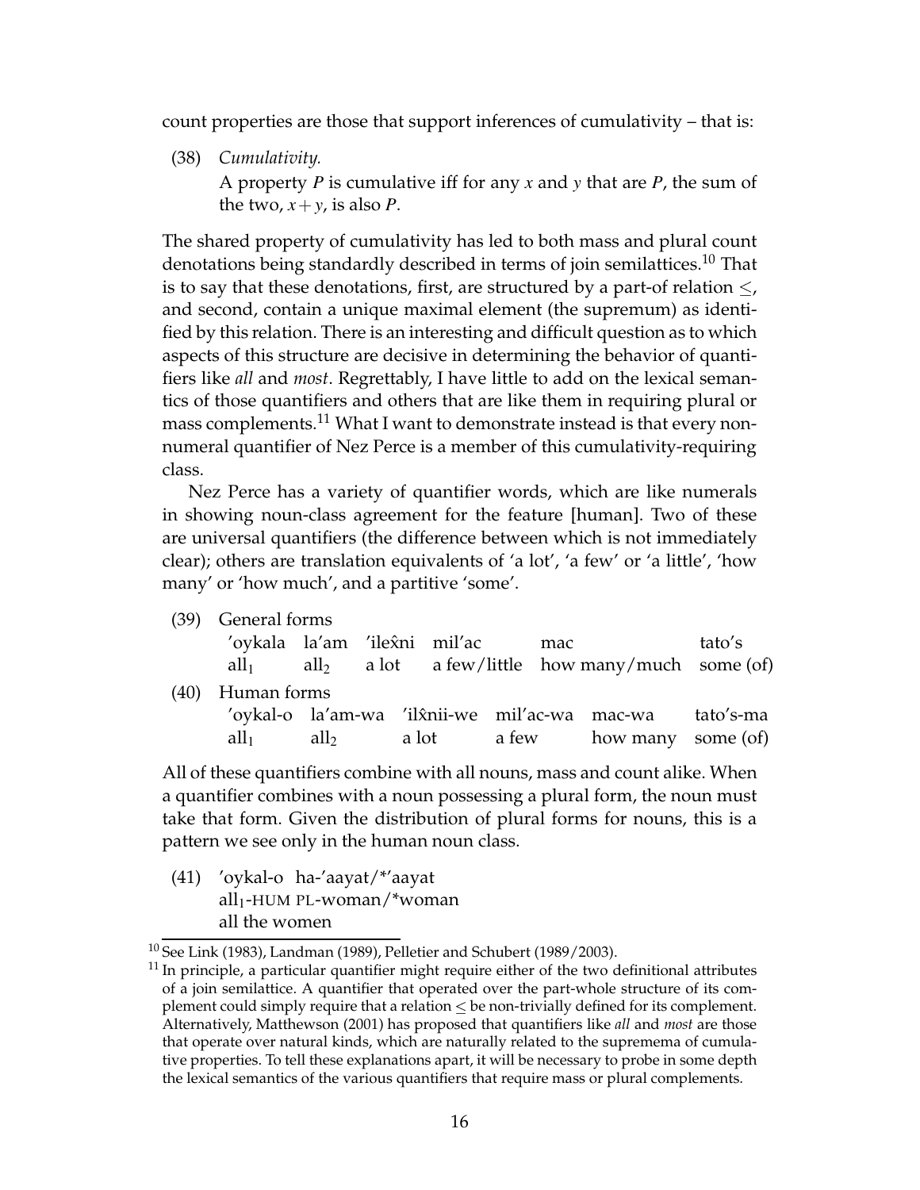count properties are those that support inferences of cumulativity – that is:

(38) *Cumulativity.*
A property $P$ is cumulative iff for any $x$ and $y$ that are $P$, the sum of the two, $x + y$, is also $P$.

The shared property of cumulativity has led to both mass and plural count denotations being standardly described in terms of join semilattices.[10] That is to say that these denotations, first, are structured by a part-of relation $\leq$, and second, contain a unique maximal element (the supremum) as identified by this relation. There is an interesting and difficult question as to which aspects of this structure are decisive in determining the behavior of quantifiers like *all* and *most*. Regrettably, I have little to add on the lexical semantics of those quantifiers and others that are like them in requiring plural or mass complements.[11] What I want to demonstrate instead is that every non-numeral quantifier of Nez Perce is a member of this cumulativity-requiring class.

Nez Perce has a variety of quantifier words, which are like numerals in showing noun-class agreement for the feature [human]. Two of these are universal quantifiers (the difference between which is not immediately clear); others are translation equivalents of 'a lot', 'a few' or 'a little', 'how many' or 'how much', and a partitive 'some'.

(39) General forms

| 'oykala | la'am | 'ilex̂ni | mil'ac | mac | tato's |
|---|---|---|---|---|---|
| $\text{all}_1$ | $\text{all}_2$ | a lot | a few/little | how many/much | some (of) |

(40) Human forms

| 'oykal-o | la'am-wa | 'ilx̂nii-we | mil'ac-wa | mac-wa | tato's-ma |
|---|---|---|---|---|---|
| $\text{all}_1$ | $\text{all}_2$ | a lot | a few | how many | some (of) |

All of these quantifiers combine with all nouns, mass and count alike. When a quantifier combines with a noun possessing a plural form, the noun must take that form. Given the distribution of plural forms for nouns, this is a pattern we see only in the human noun class.

(41) 'oykal-o ha-'aayat/*'aayat
$\text{all}_1$-HUM PL-woman/*woman
all the women

[10] See Link (1983), Landman (1989), Pelletier and Schubert (1989/2003).

[11] In principle, a particular quantifier might require either of the two definitional attributes of a join semilattice. A quantifier that operated over the part-whole structure of its complement could simply require that a relation $\leq$ be non-trivially defined for its complement. Alternatively, Matthewson (2001) has proposed that quantifiers like *all* and *most* are those that operate over natural kinds, which are naturally related to the supremema of cumulative properties. To tell these explanations apart, it will be necessary to probe in some depth the lexical semantics of the various quantifiers that require mass or plural complements.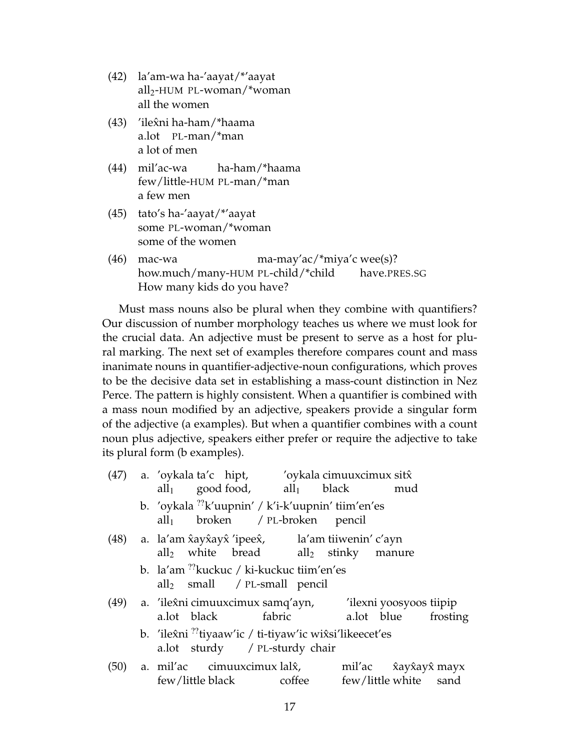(42) la'am-wa ha-'aayat/*'aayat
all$_2$-HUM PL-woman/*woman
all the women

(43) 'ilex̂ni ha-ham/*haama
a.lot PL-man/*man
a lot of men

(44) mil'ac-wa ha-ham/*haama
few/little-HUM PL-man/*man
a few men

(45) tato's ha-'aayat/*'aayat
some PL-woman/*woman
some of the women

(46) mac-wa ma-may'ac/*miya'c wee(s)?
how.much/many-HUM PL-child/*child have.PRES.SG
How many kids do you have?

Must mass nouns also be plural when they combine with quantifiers? Our discussion of number morphology teaches us where we must look for the crucial data. An adjective must be present to serve as a host for plural marking. The next set of examples therefore compares count and mass inanimate nouns in quantifier-adjective-noun configurations, which proves to be the decisive data set in establishing a mass-count distinction in Nez Perce. The pattern is highly consistent. When a quantifier is combined with a mass noun modified by an adjective, speakers provide a singular form of the adjective (a examples). But when a quantifier combines with a count noun plus adjective, speakers either prefer or require the adjective to take its plural form (b examples).

(47) a. 'oykala ta'c hipt, 'oykala cimuuxcimux sitx̂
all$_1$ good food, all$_1$ black mud

b. 'oykala ??k'uupnin' / k'i-k'uupnin' tiim'en'es
all$_1$ broken / PL-broken pencil

(48) a. la'am x̂ayx̂ayx̂ 'ipeex̂, la'am tiiwenin' c'ayn
all$_2$ white bread all$_2$ stinky manure

b. la'am ??kuckuc / ki-kuckuc tiim'en'es
all$_2$ small / PL-small pencil

(49) a. 'ilex̂ni cimuuxcimux samq'ayn, 'ilexni yoosyoos tiipip
a.lot black fabric a.lot blue frosting

b. 'ilex̂ni ??tiyaaw'ic / ti-tiyaw'ic wix̂si'likeecet'es
a.lot sturdy / PL-sturdy chair

(50) a. mil'ac cimuuxcimux lalx̂, mil'ac x̂ayx̂ayx̂ mayx
few/little black coffee few/little white sand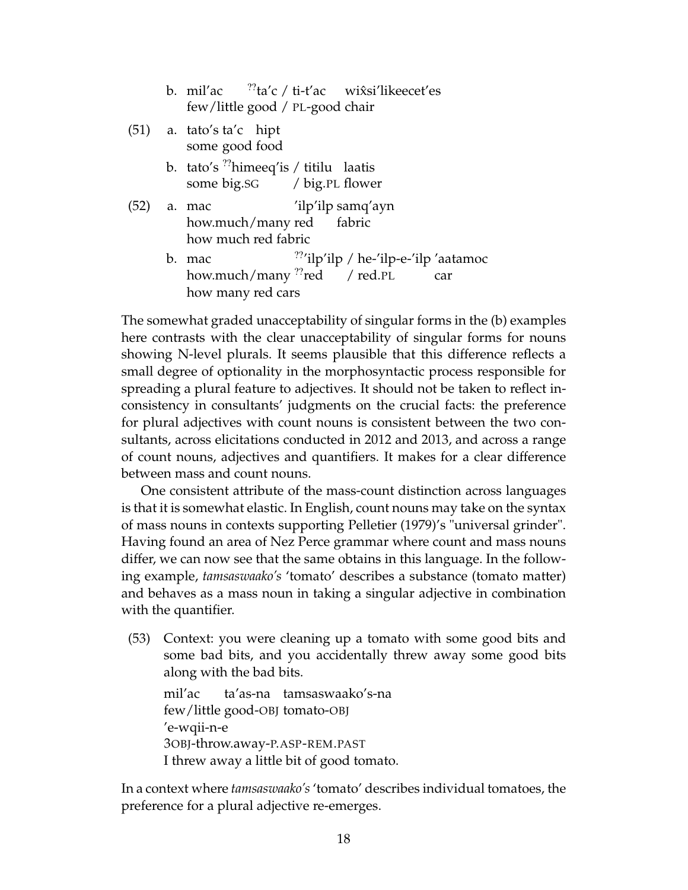b. mil'ac ??ta'c / ti-t'ac wix̂si'likeecet'es
   few/little good / PL-good chair

(51) a. tato's ta'c hipt
   some good food

   b. tato's ??himeeq'is / titilu laatis
   some big.SG / big.PL flower

(52) a. mac 'ilp'ilp samq'ayn
   how.much/many red fabric
   how much red fabric

   b. mac ??'ilp'ilp / he-'ilp-e-'ilp 'aatamoc
   how.much/many ??red / red.PL car
   how many red cars

The somewhat graded unacceptability of singular forms in the (b) examples here contrasts with the clear unacceptability of singular forms for nouns showing N-level plurals. It seems plausible that this difference reflects a small degree of optionality in the morphosyntactic process responsible for spreading a plural feature to adjectives. It should not be taken to reflect inconsistency in consultants' judgments on the crucial facts: the preference for plural adjectives with count nouns is consistent between the two consultants, across elicitations conducted in 2012 and 2013, and across a range of count nouns, adjectives and quantifiers. It makes for a clear difference between mass and count nouns.

One consistent attribute of the mass-count distinction across languages is that it is somewhat elastic. In English, count nouns may take on the syntax of mass nouns in contexts supporting Pelletier (1979)'s "universal grinder". Having found an area of Nez Perce grammar where count and mass nouns differ, we can now see that the same obtains in this language. In the following example, *tamsaswaako's* 'tomato' describes a substance (tomato matter) and behaves as a mass noun in taking a singular adjective in combination with the quantifier.

(53) Context: you were cleaning up a tomato with some good bits and some bad bits, and you accidentally threw away some good bits along with the bad bits.

   mil'ac ta'as-na tamsaswaako's-na
   few/little good-OBJ tomato-OBJ
   'e-wqii-n-e
   3OBJ-throw.away-P.ASP-REM.PAST
   I threw away a little bit of good tomato.

In a context where *tamsaswaako's* 'tomato' describes individual tomatoes, the preference for a plural adjective re-emerges.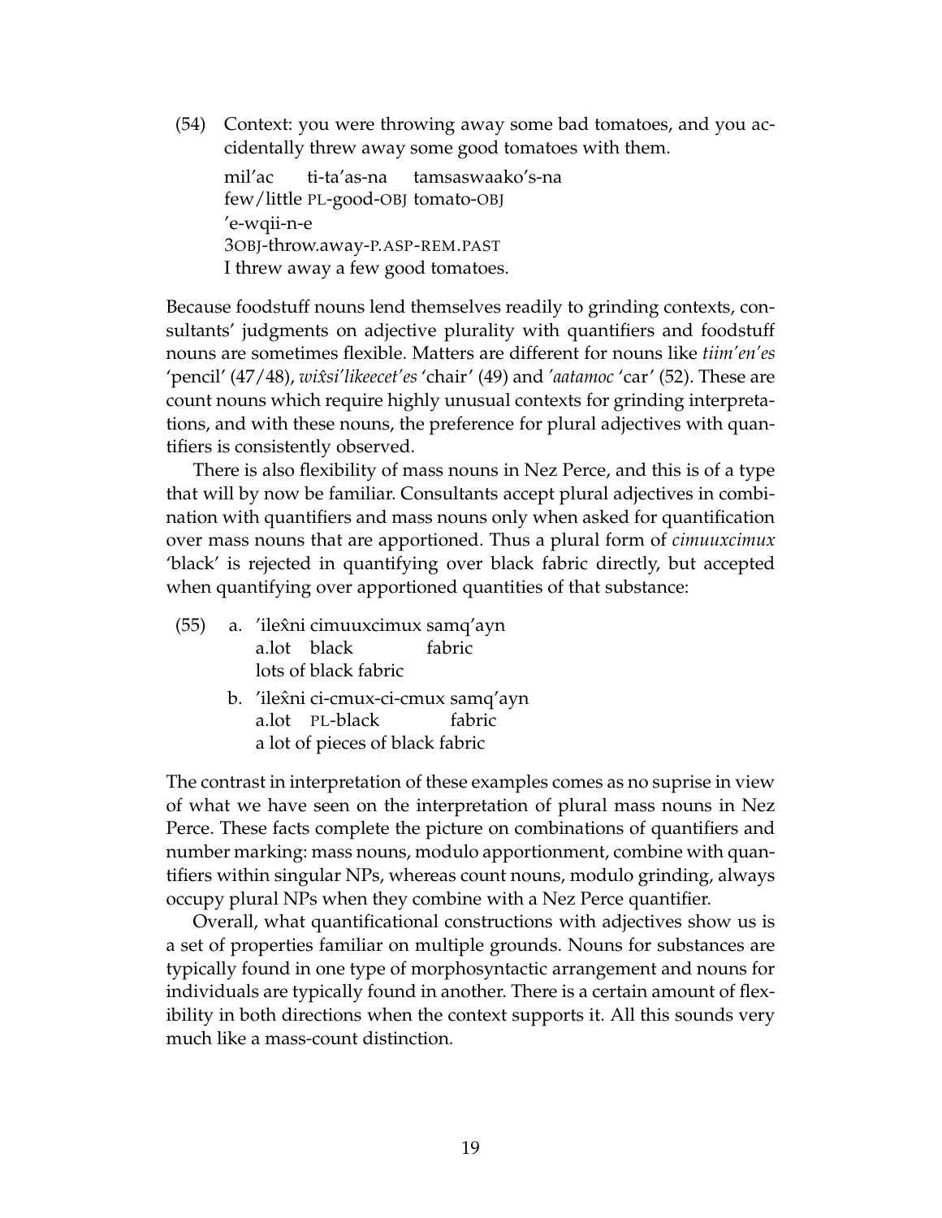(54) Context: you were throwing away some bad tomatoes, and you accidentally threw away some good tomatoes with them.

mil'ac ti-ta'as-na tamsaswaako's-na
few/little PL-good-OBJ tomato-OBJ
'e-wqii-n-e
3OBJ-throw.away-P.ASP-REM.PAST
I threw away a few good tomatoes.

Because foodstuff nouns lend themselves readily to grinding contexts, consultants' judgments on adjective plurality with quantifiers and foodstuff nouns are sometimes flexible. Matters are different for nouns like *tiim'en'es* 'pencil' (47/48), *wix̂si'likeecet'es* 'chair' (49) and *'aatamoc* 'car' (52). These are count nouns which require highly unusual contexts for grinding interpretations, and with these nouns, the preference for plural adjectives with quantifiers is consistently observed.

There is also flexibility of mass nouns in Nez Perce, and this is of a type that will by now be familiar. Consultants accept plural adjectives in combination with quantifiers and mass nouns only when asked for quantification over mass nouns that are apportioned. Thus a plural form of *cimuuxcimux* 'black' is rejected in quantifying over black fabric directly, but accepted when quantifying over apportioned quantities of that substance:

(55) a. 'ilex̂ni cimuuxcimux samq'ayn
a.lot black fabric
lots of black fabric

b. 'ilex̂ni ci-cmux-ci-cmux samq'ayn
a.lot PL-black fabric
a lot of pieces of black fabric

The contrast in interpretation of these examples comes as no suprise in view of what we have seen on the interpretation of plural mass nouns in Nez Perce. These facts complete the picture on combinations of quantifiers and number marking: mass nouns, modulo apportionment, combine with quantifiers within singular NPs, whereas count nouns, modulo grinding, always occupy plural NPs when they combine with a Nez Perce quantifier.

Overall, what quantificational constructions with adjectives show us is a set of properties familiar on multiple grounds. Nouns for substances are typically found in one type of morphosyntactic arrangement and nouns for individuals are typically found in another. There is a certain amount of flexibility in both directions when the context supports it. All this sounds very much like a mass-count distinction.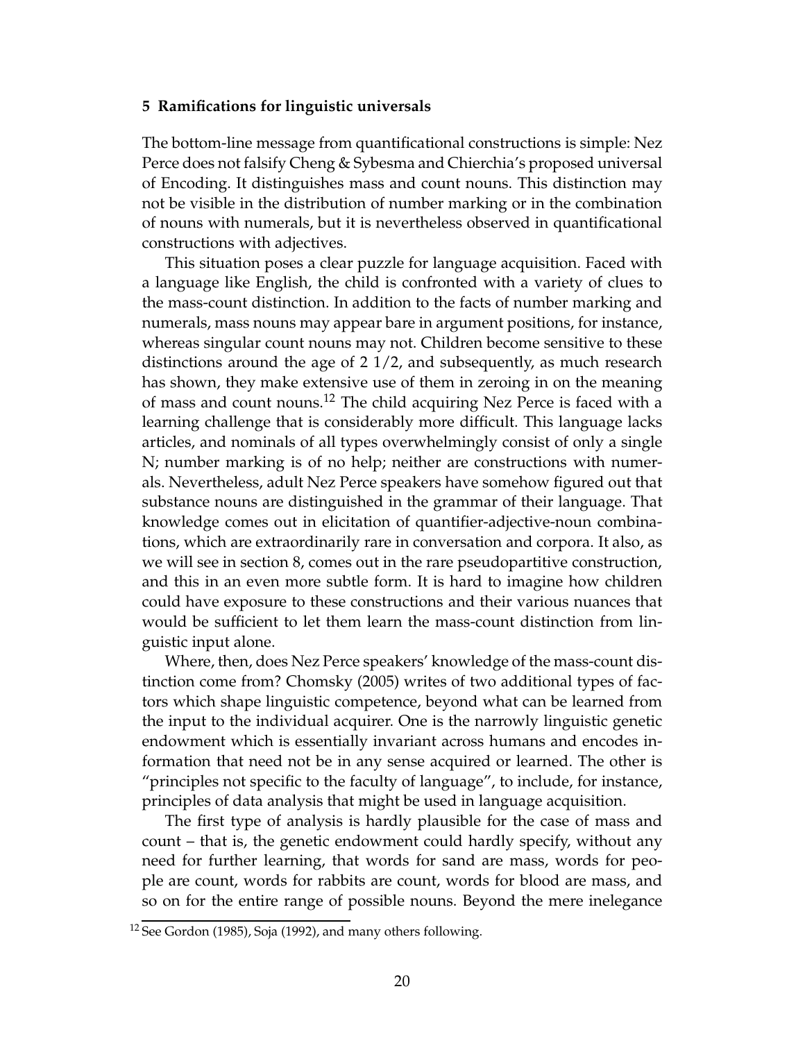## 5 Ramifications for linguistic universals

The bottom-line message from quantificational constructions is simple: Nez Perce does not falsify Cheng & Sybesma and Chierchia's proposed universal of Encoding. It distinguishes mass and count nouns. This distinction may not be visible in the distribution of number marking or in the combination of nouns with numerals, but it is nevertheless observed in quantificational constructions with adjectives.

This situation poses a clear puzzle for language acquisition. Faced with a language like English, the child is confronted with a variety of clues to the mass-count distinction. In addition to the facts of number marking and numerals, mass nouns may appear bare in argument positions, for instance, whereas singular count nouns may not. Children become sensitive to these distinctions around the age of 2 1/2, and subsequently, as much research has shown, they make extensive use of them in zeroing in on the meaning of mass and count nouns.[12] The child acquiring Nez Perce is faced with a learning challenge that is considerably more difficult. This language lacks articles, and nominals of all types overwhelmingly consist of only a single N; number marking is of no help; neither are constructions with numerals. Nevertheless, adult Nez Perce speakers have somehow figured out that substance nouns are distinguished in the grammar of their language. That knowledge comes out in elicitation of quantifier-adjective-noun combinations, which are extraordinarily rare in conversation and corpora. It also, as we will see in section 8, comes out in the rare pseudopartitive construction, and this in an even more subtle form. It is hard to imagine how children could have exposure to these constructions and their various nuances that would be sufficient to let them learn the mass-count distinction from linguistic input alone.

Where, then, does Nez Perce speakers' knowledge of the mass-count distinction come from? Chomsky (2005) writes of two additional types of factors which shape linguistic competence, beyond what can be learned from the input to the individual acquirer. One is the narrowly linguistic genetic endowment which is essentially invariant across humans and encodes information that need not be in any sense acquired or learned. The other is "principles not specific to the faculty of language", to include, for instance, principles of data analysis that might be used in language acquisition.

The first type of analysis is hardly plausible for the case of mass and count – that is, the genetic endowment could hardly specify, without any need for further learning, that words for sand are mass, words for people are count, words for rabbits are count, words for blood are mass, and so on for the entire range of possible nouns. Beyond the mere inelegance

[12] See Gordon (1985), Soja (1992), and many others following.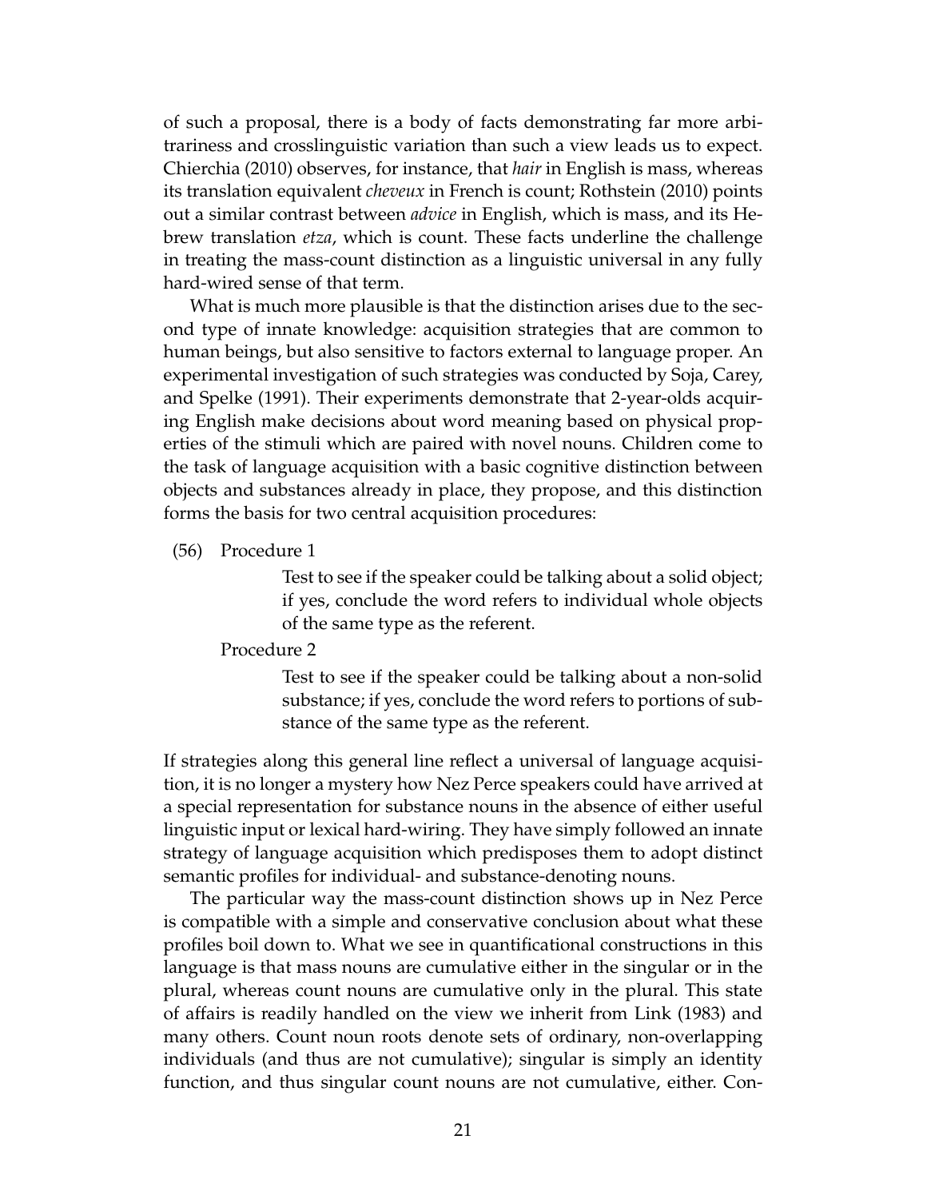of such a proposal, there is a body of facts demonstrating far more arbitrariness and crosslinguistic variation than such a view leads us to expect. Chierchia (2010) observes, for instance, that *hair* in English is mass, whereas its translation equivalent *cheveux* in French is count; Rothstein (2010) points out a similar contrast between *advice* in English, which is mass, and its Hebrew translation *etza*, which is count. These facts underline the challenge in treating the mass-count distinction as a linguistic universal in any fully hard-wired sense of that term.

What is much more plausible is that the distinction arises due to the second type of innate knowledge: acquisition strategies that are common to human beings, but also sensitive to factors external to language proper. An experimental investigation of such strategies was conducted by Soja, Carey, and Spelke (1991). Their experiments demonstrate that 2-year-olds acquiring English make decisions about word meaning based on physical properties of the stimuli which are paired with novel nouns. Children come to the task of language acquisition with a basic cognitive distinction between objects and substances already in place, they propose, and this distinction forms the basis for two central acquisition procedures:

(56) Procedure 1

> Test to see if the speaker could be talking about a solid object; if yes, conclude the word refers to individual whole objects of the same type as the referent.

Procedure 2

> Test to see if the speaker could be talking about a non-solid substance; if yes, conclude the word refers to portions of substance of the same type as the referent.

If strategies along this general line reflect a universal of language acquisition, it is no longer a mystery how Nez Perce speakers could have arrived at a special representation for substance nouns in the absence of either useful linguistic input or lexical hard-wiring. They have simply followed an innate strategy of language acquisition which predisposes them to adopt distinct semantic profiles for individual- and substance-denoting nouns.

The particular way the mass-count distinction shows up in Nez Perce is compatible with a simple and conservative conclusion about what these profiles boil down to. What we see in quantificational constructions in this language is that mass nouns are cumulative either in the singular or in the plural, whereas count nouns are cumulative only in the plural. This state of affairs is readily handled on the view we inherit from Link (1983) and many others. Count noun roots denote sets of ordinary, non-overlapping individuals (and thus are not cumulative); singular is simply an identity function, and thus singular count nouns are not cumulative, either. Con-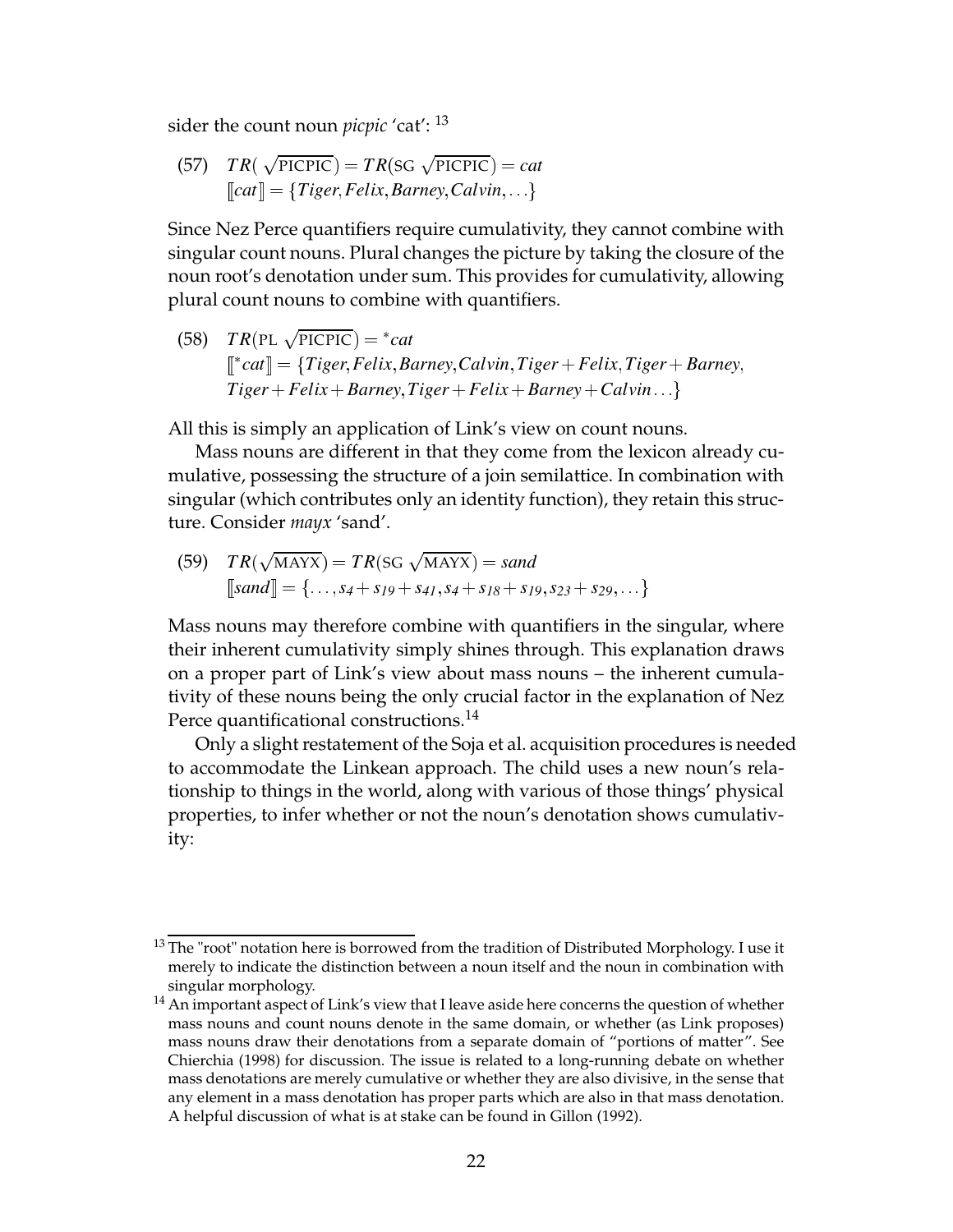sider the count noun *picpic* 'cat': [13]

(57) $TR(\sqrt{\text{PICPIC}}) = TR(\text{SG}\ \sqrt{\text{PICPIC}}) = cat$
$[\![cat]\!] = \{Tiger, Felix, Barney, Calvin, \ldots\}$

Since Nez Perce quantifiers require cumulativity, they cannot combine with singular count nouns. Plural changes the picture by taking the closure of the noun root's denotation under sum. This provides for cumulativity, allowing plural count nouns to combine with quantifiers.

(58) $TR(\text{PL}\ \sqrt{\text{PICPIC}}) = {}^*cat$
$[\![{}^*cat]\!] = \{Tiger, Felix, Barney, Calvin, Tiger + Felix, Tiger + Barney, Tiger + Felix + Barney, Tiger + Felix + Barney + Calvin \ldots\}$

All this is simply an application of Link's view on count nouns.

Mass nouns are different in that they come from the lexicon already cumulative, possessing the structure of a join semilattice. In combination with singular (which contributes only an identity function), they retain this structure. Consider *mayx* 'sand'.

(59) $TR(\sqrt{\text{MAYX}}) = TR(\text{SG}\ \sqrt{\text{MAYX}}) = sand$
$[\![sand]\!] = \{\ldots, s_4 + s_{19} + s_{41}, s_4 + s_{18} + s_{19}, s_{23} + s_{29}, \ldots\}$

Mass nouns may therefore combine with quantifiers in the singular, where their inherent cumulativity simply shines through. This explanation draws on a proper part of Link's view about mass nouns – the inherent cumulativity of these nouns being the only crucial factor in the explanation of Nez Perce quantificational constructions.[14]

Only a slight restatement of the Soja et al. acquisition procedures is needed to accommodate the Linkean approach. The child uses a new noun's relationship to things in the world, along with various of those things' physical properties, to infer whether or not the noun's denotation shows cumulativity:

---

[13] The "root" notation here is borrowed from the tradition of Distributed Morphology. I use it merely to indicate the distinction between a noun itself and the noun in combination with singular morphology.

[14] An important aspect of Link's view that I leave aside here concerns the question of whether mass nouns and count nouns denote in the same domain, or whether (as Link proposes) mass nouns draw their denotations from a separate domain of "portions of matter". See Chierchia (1998) for discussion. The issue is related to a long-running debate on whether mass denotations are merely cumulative or whether they are also divisive, in the sense that any element in a mass denotation has proper parts which are also in that mass denotation. A helpful discussion of what is at stake can be found in Gillon (1992).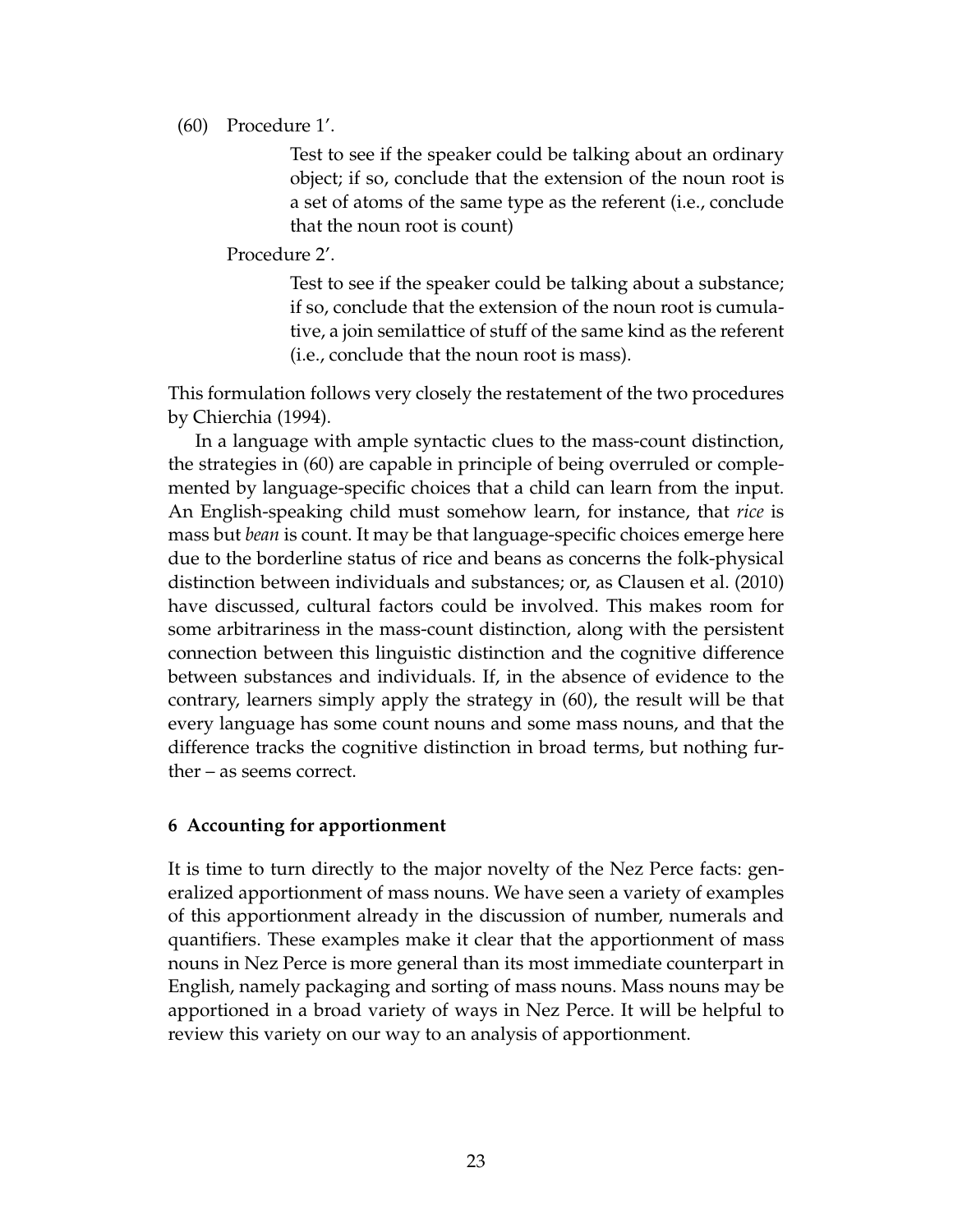(60) Procedure 1′.

> Test to see if the speaker could be talking about an ordinary object; if so, conclude that the extension of the noun root is a set of atoms of the same type as the referent (i.e., conclude that the noun root is count)

Procedure 2′.

> Test to see if the speaker could be talking about a substance; if so, conclude that the extension of the noun root is cumulative, a join semilattice of stuff of the same kind as the referent (i.e., conclude that the noun root is mass).

This formulation follows very closely the restatement of the two procedures by Chierchia (1994).

In a language with ample syntactic clues to the mass-count distinction, the strategies in (60) are capable in principle of being overruled or complemented by language-specific choices that a child can learn from the input. An English-speaking child must somehow learn, for instance, that *rice* is mass but *bean* is count. It may be that language-specific choices emerge here due to the borderline status of rice and beans as concerns the folk-physical distinction between individuals and substances; or, as Clausen et al. (2010) have discussed, cultural factors could be involved. This makes room for some arbitrariness in the mass-count distinction, along with the persistent connection between this linguistic distinction and the cognitive difference between substances and individuals. If, in the absence of evidence to the contrary, learners simply apply the strategy in (60), the result will be that every language has some count nouns and some mass nouns, and that the difference tracks the cognitive distinction in broad terms, but nothing further – as seems correct.

## 6 Accounting for apportionment

It is time to turn directly to the major novelty of the Nez Perce facts: generalized apportionment of mass nouns. We have seen a variety of examples of this apportionment already in the discussion of number, numerals and quantifiers. These examples make it clear that the apportionment of mass nouns in Nez Perce is more general than its most immediate counterpart in English, namely packaging and sorting of mass nouns. Mass nouns may be apportioned in a broad variety of ways in Nez Perce. It will be helpful to review this variety on our way to an analysis of apportionment.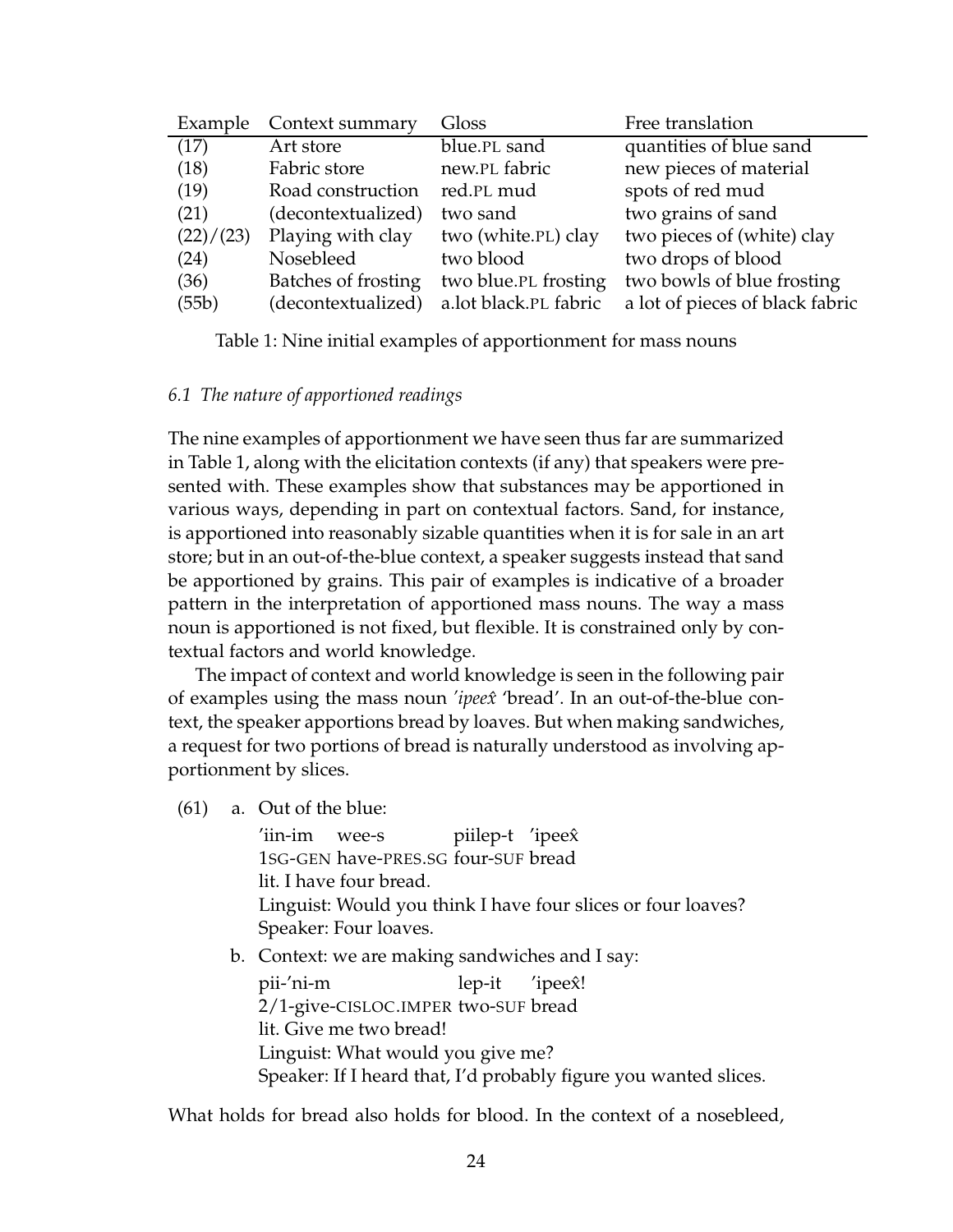| Example | Context summary | Gloss | Free translation |
|---|---|---|---|
| (17) | Art store | blue.PL sand | quantities of blue sand |
| (18) | Fabric store | new.PL fabric | new pieces of material |
| (19) | Road construction | red.PL mud | spots of red mud |
| (21) | (decontextualized) | two sand | two grains of sand |
| (22)/(23) | Playing with clay | two (white.PL) clay | two pieces of (white) clay |
| (24) | Nosebleed | two blood | two drops of blood |
| (36) | Batches of frosting | two blue.PL frosting | two bowls of blue frosting |
| (55b) | (decontextualized) | a.lot black.PL fabric | a lot of pieces of black fabric |

Table 1: Nine initial examples of apportionment for mass nouns

### *6.1 The nature of apportioned readings*

The nine examples of apportionment we have seen thus far are summarized in Table 1, along with the elicitation contexts (if any) that speakers were presented with. These examples show that substances may be apportioned in various ways, depending in part on contextual factors. Sand, for instance, is apportioned into reasonably sizable quantities when it is for sale in an art store; but in an out-of-the-blue context, a speaker suggests instead that sand be apportioned by grains. This pair of examples is indicative of a broader pattern in the interpretation of apportioned mass nouns. The way a mass noun is apportioned is not fixed, but flexible. It is constrained only by contextual factors and world knowledge.

The impact of context and world knowledge is seen in the following pair of examples using the mass noun *'ipeex̂* 'bread'. In an out-of-the-blue context, the speaker apportions bread by loaves. But when making sandwiches, a request for two portions of bread is naturally understood as involving apportionment by slices.

(61) a. Out of the blue:
'iin-im wee-s piilep-t 'ipeex̂
1SG-GEN have-PRES.SG four-SUF bread
lit. I have four bread.
Linguist: Would you think I have four slices or four loaves?
Speaker: Four loaves.

b. Context: we are making sandwiches and I say:
pii-'ni-m lep-it 'ipeex̂!
2/1-give-CISLOC.IMPER two-SUF bread
lit. Give me two bread!
Linguist: What would you give me?
Speaker: If I heard that, I'd probably figure you wanted slices.

What holds for bread also holds for blood. In the context of a nosebleed,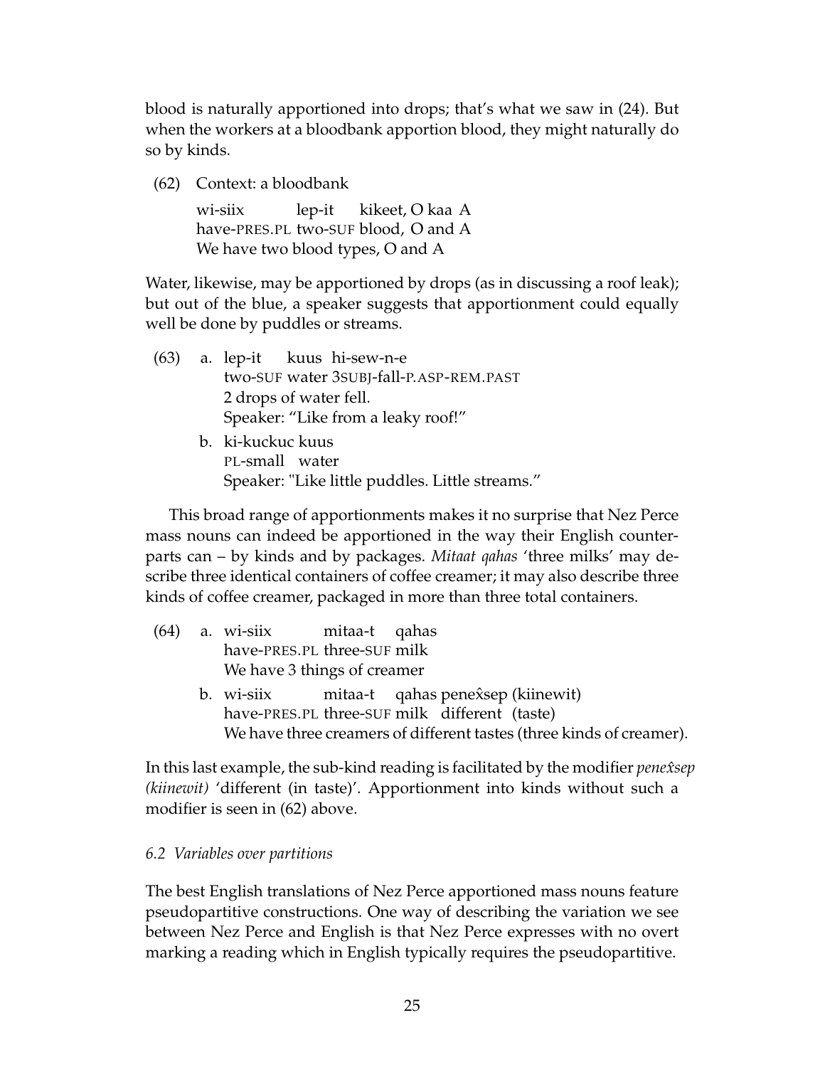blood is naturally apportioned into drops; that's what we saw in (24). But when the workers at a bloodbank apportion blood, they might naturally do so by kinds.

(62) Context: a bloodbank

wi-siix lep-it kikeet, O kaa A
have-PRES.PL two-SUF blood, O and A
We have two blood types, O and A

Water, likewise, may be apportioned by drops (as in discussing a roof leak); but out of the blue, a speaker suggests that apportionment could equally well be done by puddles or streams.

(63) a. lep-it kuus hi-sew-n-e
two-SUF water 3SUBJ-fall-P.ASP-REM.PAST
2 drops of water fell.
Speaker: "Like from a leaky roof!"

b. ki-kuckuc kuus
PL-small water
Speaker: "Like little puddles. Little streams."

This broad range of apportionments makes it no surprise that Nez Perce mass nouns can indeed be apportioned in the way their English counterparts can – by kinds and by packages. *Mitaat qahas* 'three milks' may describe three identical containers of coffee creamer; it may also describe three kinds of coffee creamer, packaged in more than three total containers.

(64) a. wi-siix mitaa-t qahas
have-PRES.PL three-SUF milk
We have 3 things of creamer

b. wi-siix mitaa-t qahas penex̂sep (kiinewit)
have-PRES.PL three-SUF milk different (taste)
We have three creamers of different tastes (three kinds of creamer).

In this last example, the sub-kind reading is facilitated by the modifier *penex̂sep (kiinewit)* 'different (in taste)'. Apportionment into kinds without such a modifier is seen in (62) above.

### *6.2 Variables over partitions*

The best English translations of Nez Perce apportioned mass nouns feature pseudopartitive constructions. One way of describing the variation we see between Nez Perce and English is that Nez Perce expresses with no overt marking a reading which in English typically requires the pseudopartitive.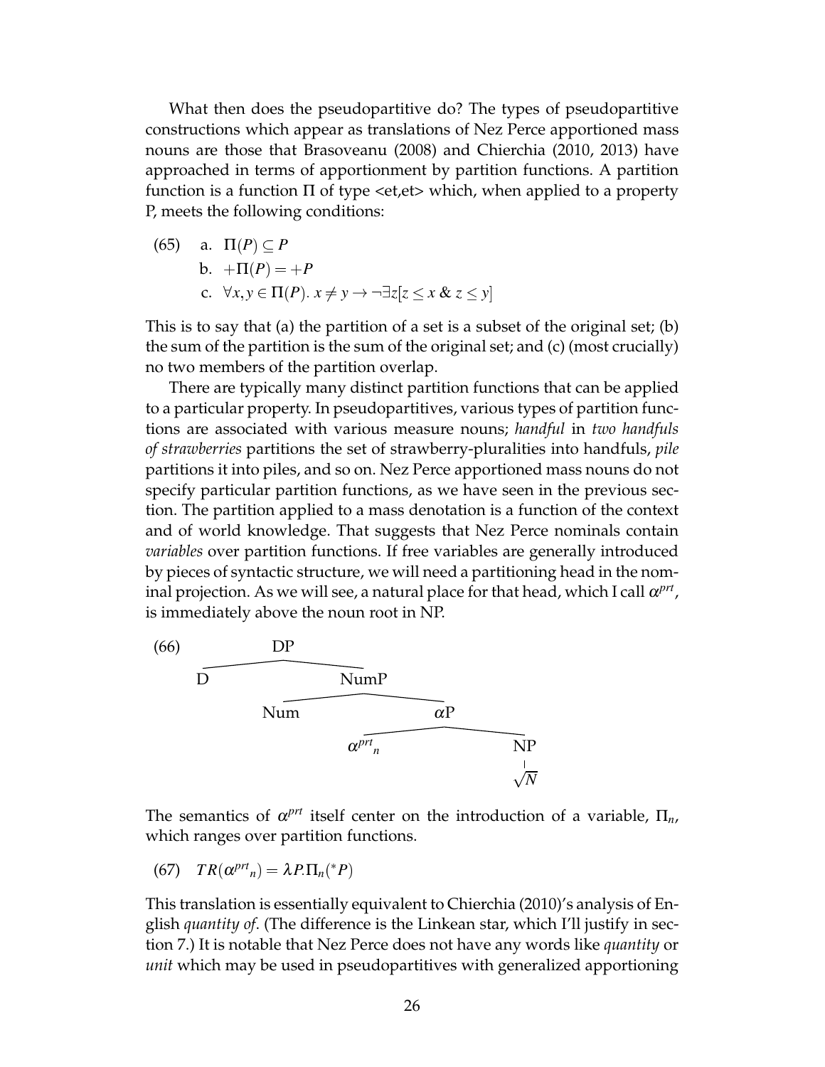What then does the pseudopartitive do? The types of pseudopartitive constructions which appear as translations of Nez Perce apportioned mass nouns are those that Brasoveanu (2008) and Chierchia (2010, 2013) have approached in terms of apportionment by partition functions. A partition function is a function $\Pi$ of type <et,et> which, when applied to a property P, meets the following conditions:

(65) a. $\Pi(P) \subseteq P$

b. $+\Pi(P) = +P$

c. $\forall x, y \in \Pi(P).\ x \neq y \rightarrow \neg\exists z[z \leq x\ \&\ z \leq y]$

This is to say that (a) the partition of a set is a subset of the original set; (b) the sum of the partition is the sum of the original set; and (c) (most crucially) no two members of the partition overlap.

There are typically many distinct partition functions that can be applied to a particular property. In pseudopartitives, various types of partition functions are associated with various measure nouns; *handful* in *two handfuls of strawberries* partitions the set of strawberry-pluralities into handfuls, *pile* partitions it into piles, and so on. Nez Perce apportioned mass nouns do not specify particular partition functions, as we have seen in the previous section. The partition applied to a mass denotation is a function of the context and of world knowledge. That suggests that Nez Perce nominals contain *variables* over partition functions. If free variables are generally introduced by pieces of syntactic structure, we will need a partitioning head in the nominal projection. As we will see, a natural place for that head, which I call $\alpha^{prt}$, is immediately above the noun root in NP.

(66)

```
DP
├── D
└── NumP
    ├── Num
    └── αP
        ├── α^prt_n
        └── NP
            └── √N
```

The semantics of $\alpha^{prt}$ itself center on the introduction of a variable, $\Pi_n$, which ranges over partition functions.

(67) $TR(\alpha^{prt}{}_n) = \lambda P.\Pi_n({}^*P)$

This translation is essentially equivalent to Chierchia (2010)'s analysis of English *quantity of*. (The difference is the Linkean star, which I'll justify in section 7.) It is notable that Nez Perce does not have any words like *quantity* or *unit* which may be used in pseudopartitives with generalized apportioning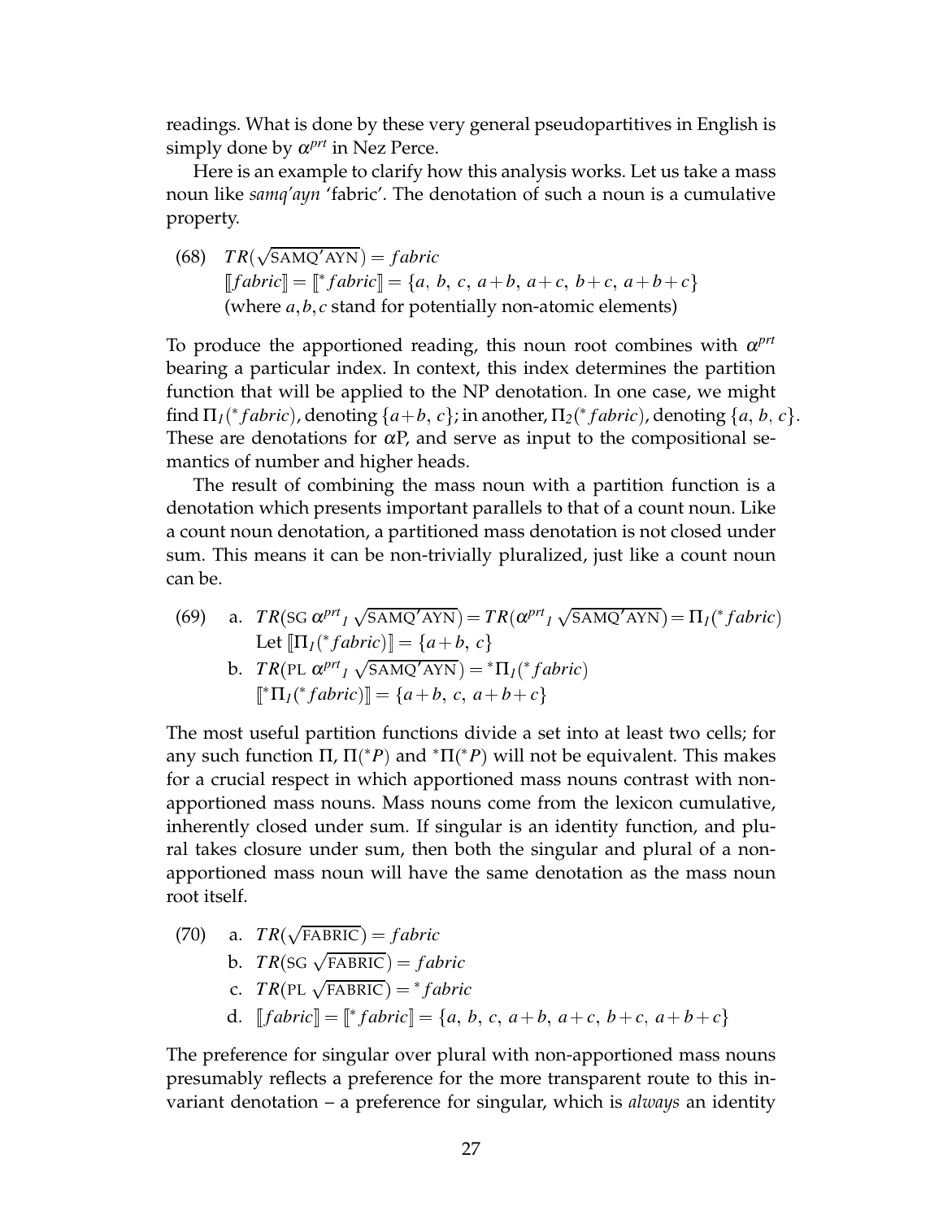readings. What is done by these very general pseudopartitives in English is simply done by $\alpha^{prt}$ in Nez Perce.

Here is an example to clarify how this analysis works. Let us take a mass noun like *samq'ayn* 'fabric'. The denotation of such a noun is a cumulative property.

(68) $TR(\sqrt{\text{SAMQ'AYN}}) = fabric$
$[\![fabric]\!] = [\![{}^*fabric]\!] = \{a,\ b,\ c,\ a+b,\ a+c,\ b+c,\ a+b+c\}$
(where $a, b, c$ stand for potentially non-atomic elements)

To produce the apportioned reading, this noun root combines with $\alpha^{prt}$ bearing a particular index. In context, this index determines the partition function that will be applied to the NP denotation. In one case, we might find $\Pi_1({}^*fabric)$, denoting $\{a+b,\ c\}$; in another, $\Pi_2({}^*fabric)$, denoting $\{a,\ b,\ c\}$. These are denotations for $\alpha$P, and serve as input to the compositional semantics of number and higher heads.

The result of combining the mass noun with a partition function is a denotation which presents important parallels to that of a count noun. Like a count noun denotation, a partitioned mass denotation is not closed under sum. This means it can be non-trivially pluralized, just like a count noun can be.

(69) a. $TR(\text{SG}\ \alpha^{prt}{}_1\ \sqrt{\text{SAMQ'AYN}}) = TR(\alpha^{prt}{}_1\ \sqrt{\text{SAMQ'AYN}}) = \Pi_1({}^*fabric)$
Let $[\![\Pi_1({}^*fabric)]\!] = \{a+b,\ c\}$

b. $TR(\text{PL}\ \alpha^{prt}{}_1\ \sqrt{\text{SAMQ'AYN}}) = {}^*\Pi_1({}^*fabric)$
$[\![{}^*\Pi_1({}^*fabric)]\!] = \{a+b,\ c,\ a+b+c\}$

The most useful partition functions divide a set into at least two cells; for any such function $\Pi$, $\Pi({}^*P)$ and ${}^*\Pi({}^*P)$ will not be equivalent. This makes for a crucial respect in which apportioned mass nouns contrast with non-apportioned mass nouns. Mass nouns come from the lexicon cumulative, inherently closed under sum. If singular is an identity function, and plural takes closure under sum, then both the singular and plural of a non-apportioned mass noun will have the same denotation as the mass noun root itself.

(70) a. $TR(\sqrt{\text{FABRIC}}) = fabric$

b. $TR(\text{SG}\ \sqrt{\text{FABRIC}}) = fabric$

c. $TR(\text{PL}\ \sqrt{\text{FABRIC}}) = {}^*fabric$

d. $[\![fabric]\!] = [\![{}^*fabric]\!] = \{a,\ b,\ c,\ a+b,\ a+c,\ b+c,\ a+b+c\}$

The preference for singular over plural with non-apportioned mass nouns presumably reflects a preference for the more transparent route to this invariant denotation – a preference for singular, which is *always* an identity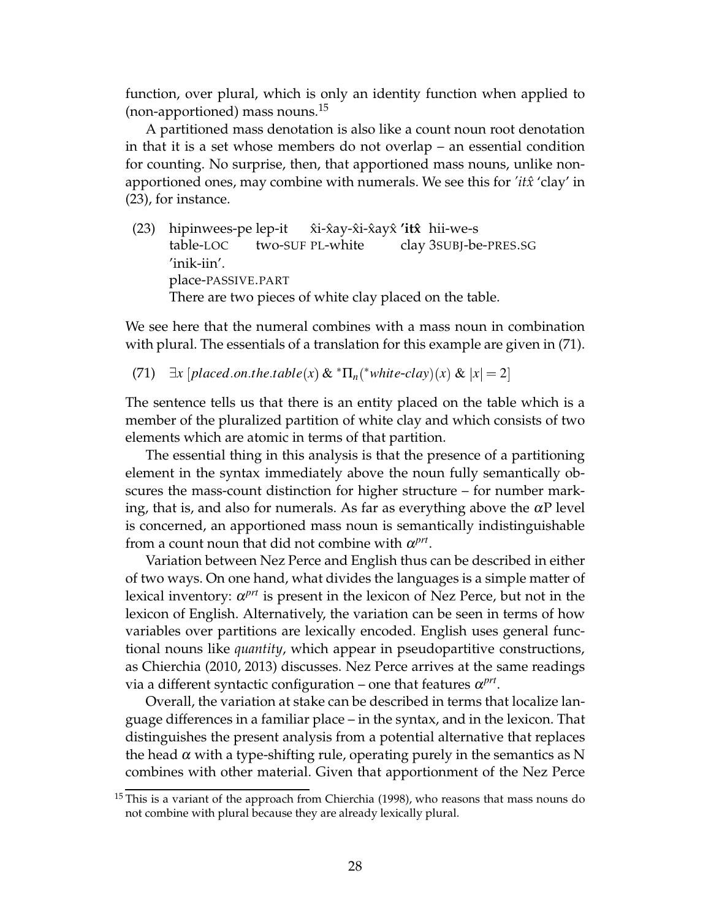function, over plural, which is only an identity function when applied to (non-apportioned) mass nouns.[15]

A partitioned mass denotation is also like a count noun root denotation in that it is a set whose members do not overlap – an essential condition for counting. No surprise, then, that apportioned mass nouns, unlike non-apportioned ones, may combine with numerals. We see this for *'itx̂* 'clay' in (23), for instance.

(23) hipinwees-pe lep-it x̂i-x̂ay-x̂i-x̂ayx̂ **'itx̂** hii-we-s
table-LOC two-SUF PL-white clay 3SUBJ-be-PRES.SG
'inik-iin'.
place-PASSIVE.PART
There are two pieces of white clay placed on the table.

We see here that the numeral combines with a mass noun in combination with plural. The essentials of a translation for this example are given in (71).

(71) $\exists x\, [placed.on.the.table(x)\ \&\ {}^{*}\Pi_n({}^{*}white\text{-}clay)(x)\ \&\ |x| = 2]$

The sentence tells us that there is an entity placed on the table which is a member of the pluralized partition of white clay and which consists of two elements which are atomic in terms of that partition.

The essential thing in this analysis is that the presence of a partitioning element in the syntax immediately above the noun fully semantically obscures the mass-count distinction for higher structure – for number marking, that is, and also for numerals. As far as everything above the $\alpha$P level is concerned, an apportioned mass noun is semantically indistinguishable from a count noun that did not combine with $\alpha^{prt}$.

Variation between Nez Perce and English thus can be described in either of two ways. On one hand, what divides the languages is a simple matter of lexical inventory: $\alpha^{prt}$ is present in the lexicon of Nez Perce, but not in the lexicon of English. Alternatively, the variation can be seen in terms of how variables over partitions are lexically encoded. English uses general functional nouns like *quantity*, which appear in pseudopartitive constructions, as Chierchia (2010, 2013) discusses. Nez Perce arrives at the same readings via a different syntactic configuration – one that features $\alpha^{prt}$.

Overall, the variation at stake can be described in terms that localize language differences in a familiar place – in the syntax, and in the lexicon. That distinguishes the present analysis from a potential alternative that replaces the head $\alpha$ with a type-shifting rule, operating purely in the semantics as N combines with other material. Given that apportionment of the Nez Perce

[15] This is a variant of the approach from Chierchia (1998), who reasons that mass nouns do not combine with plural because they are already lexically plural.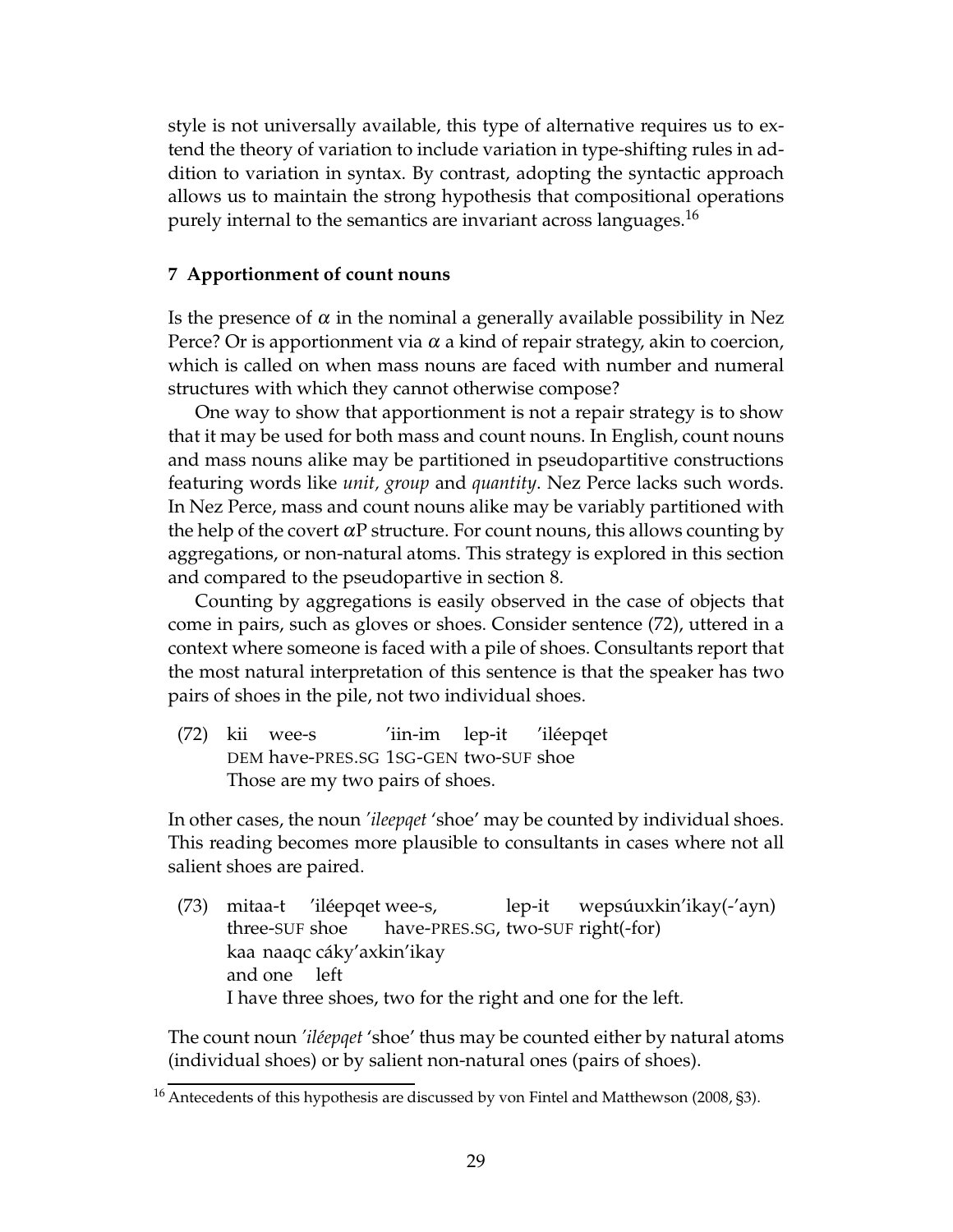style is not universally available, this type of alternative requires us to extend the theory of variation to include variation in type-shifting rules in addition to variation in syntax. By contrast, adopting the syntactic approach allows us to maintain the strong hypothesis that compositional operations purely internal to the semantics are invariant across languages.[16]

## 7 Apportionment of count nouns

Is the presence of $\alpha$ in the nominal a generally available possibility in Nez Perce? Or is apportionment via $\alpha$ a kind of repair strategy, akin to coercion, which is called on when mass nouns are faced with number and numeral structures with which they cannot otherwise compose?

One way to show that apportionment is not a repair strategy is to show that it may be used for both mass and count nouns. In English, count nouns and mass nouns alike may be partitioned in pseudopartitive constructions featuring words like *unit, group* and *quantity*. Nez Perce lacks such words. In Nez Perce, mass and count nouns alike may be variably partitioned with the help of the covert $\alpha$P structure. For count nouns, this allows counting by aggregations, or non-natural atoms. This strategy is explored in this section and compared to the pseudopartive in section 8.

Counting by aggregations is easily observed in the case of objects that come in pairs, such as gloves or shoes. Consider sentence (72), uttered in a context where someone is faced with a pile of shoes. Consultants report that the most natural interpretation of this sentence is that the speaker has two pairs of shoes in the pile, not two individual shoes.

(72) kii wee-s 'iin-im lep-it 'iléepqet
DEM have-PRES.SG 1SG-GEN two-SUF shoe
Those are my two pairs of shoes.

In other cases, the noun *'ileepqet* 'shoe' may be counted by individual shoes. This reading becomes more plausible to consultants in cases where not all salient shoes are paired.

(73) mitaa-t 'iléepqet wee-s, lep-it wepsúuxkin'ikay(-'ayn)
three-SUF shoe have-PRES.SG, two-SUF right(-for)
kaa naaqc cáky'axkin'ikay
and one left
I have three shoes, two for the right and one for the left.

The count noun *'iléepqet* 'shoe' thus may be counted either by natural atoms (individual shoes) or by salient non-natural ones (pairs of shoes).

[16] Antecedents of this hypothesis are discussed by von Fintel and Matthewson (2008, §3).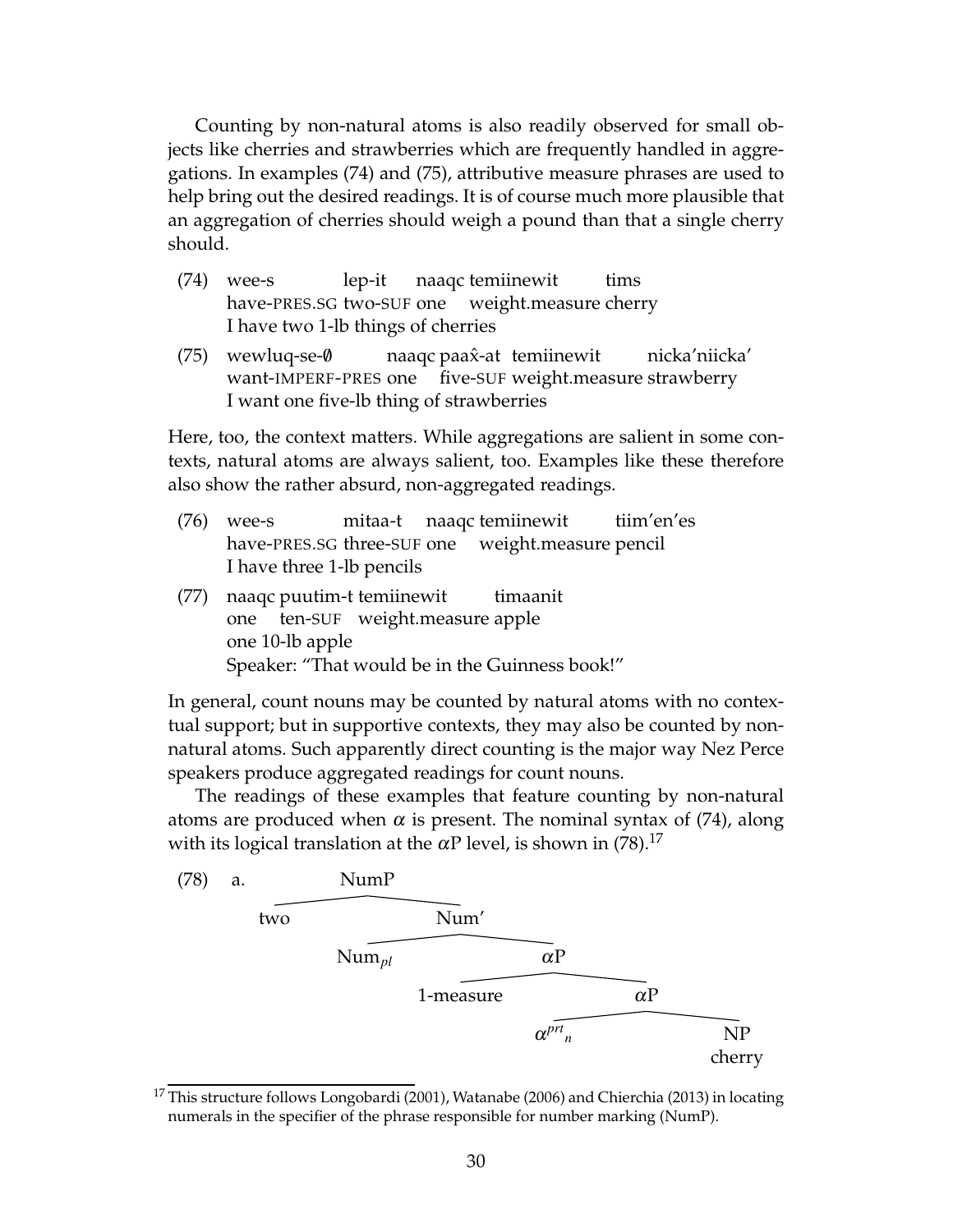Counting by non-natural atoms is also readily observed for small objects like cherries and strawberries which are frequently handled in aggregations. In examples (74) and (75), attributive measure phrases are used to help bring out the desired readings. It is of course much more plausible that an aggregation of cherries should weigh a pound than that a single cherry should.

(74) wee-s lep-it naaqc temiinewit tims
have-PRES.SG two-SUF one weight.measure cherry
I have two 1-lb things of cherries

(75) wewluq-se-∅ naaqc paax̂-at temiinewit nicka'niicka'
want-IMPERF-PRES one five-SUF weight.measure strawberry
I want one five-lb thing of strawberries

Here, too, the context matters. While aggregations are salient in some contexts, natural atoms are always salient, too. Examples like these therefore also show the rather absurd, non-aggregated readings.

(76) wee-s mitaa-t naaqc temiinewit tiim'en'es
have-PRES.SG three-SUF one weight.measure pencil
I have three 1-lb pencils

(77) naaqc puutim-t temiinewit timaanit
one ten-SUF weight.measure apple
one 10-lb apple
Speaker: "That would be in the Guinness book!"

In general, count nouns may be counted by natural atoms with no contextual support; but in supportive contexts, they may also be counted by non-natural atoms. Such apparently direct counting is the major way Nez Perce speakers produce aggregated readings for count nouns.

The readings of these examples that feature counting by non-natural atoms are produced when $\alpha$ is present. The nominal syntax of (74), along with its logical translation at the $\alpha$P level, is shown in (78).[17]

(78) a. [NumP two [Num′ $\text{Num}_{pl}$ [$\alpha$P 1-measure [$\alpha$P ${\alpha^{prt}}_n$ [NP cherry]]]]]

[17] This structure follows Longobardi (2001), Watanabe (2006) and Chierchia (2013) in locating numerals in the specifier of the phrase responsible for number marking (NumP).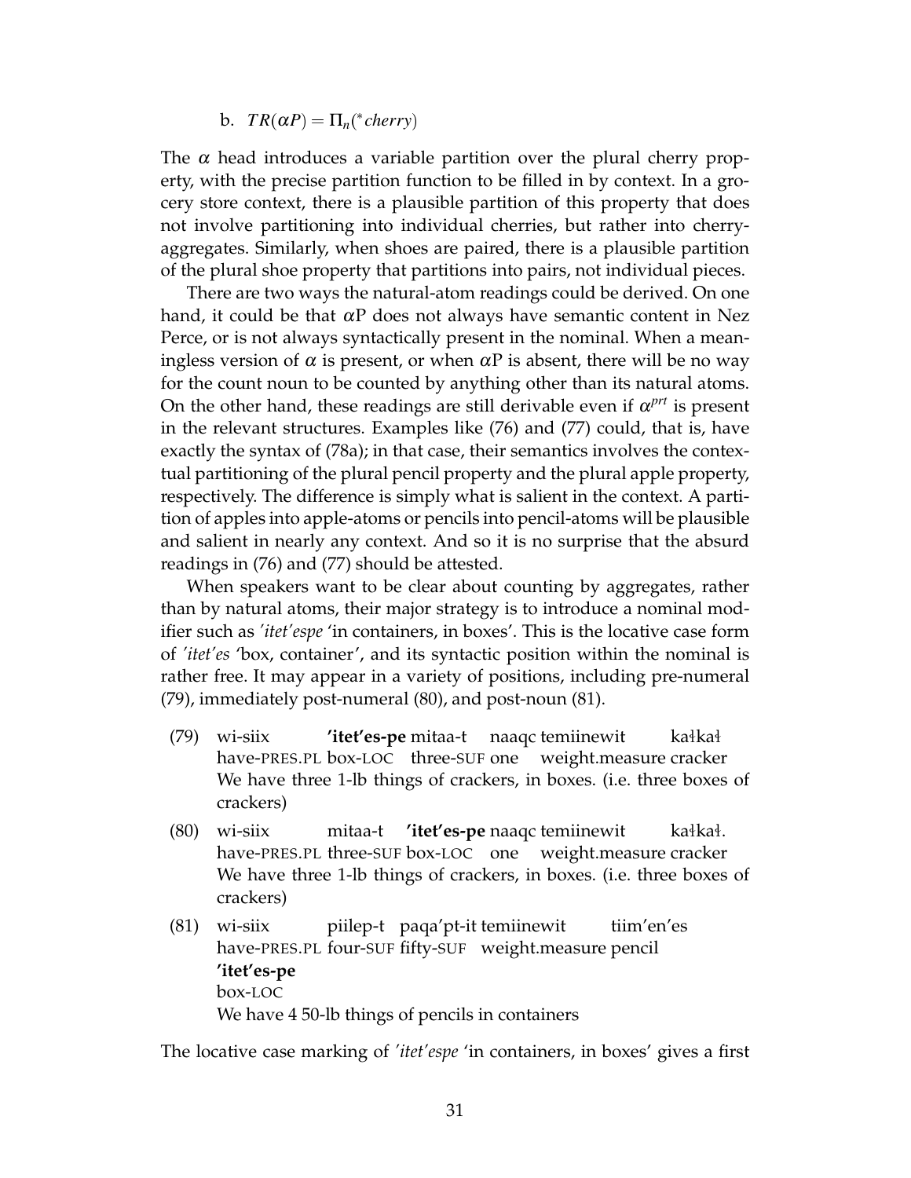b. $TR(\alpha P) = \Pi_n({}^{*}cherry)$

The $\alpha$ head introduces a variable partition over the plural cherry property, with the precise partition function to be filled in by context. In a grocery store context, there is a plausible partition of this property that does not involve partitioning into individual cherries, but rather into cherry-aggregates. Similarly, when shoes are paired, there is a plausible partition of the plural shoe property that partitions into pairs, not individual pieces.

There are two ways the natural-atom readings could be derived. On one hand, it could be that $\alpha$P does not always have semantic content in Nez Perce, or is not always syntactically present in the nominal. When a meaningless version of $\alpha$ is present, or when $\alpha$P is absent, there will be no way for the count noun to be counted by anything other than its natural atoms. On the other hand, these readings are still derivable even if $\alpha^{prt}$ is present in the relevant structures. Examples like (76) and (77) could, that is, have exactly the syntax of (78a); in that case, their semantics involves the contextual partitioning of the plural pencil property and the plural apple property, respectively. The difference is simply what is salient in the context. A partition of apples into apple-atoms or pencils into pencil-atoms will be plausible and salient in nearly any context. And so it is no surprise that the absurd readings in (76) and (77) should be attested.

When speakers want to be clear about counting by aggregates, rather than by natural atoms, their major strategy is to introduce a nominal modifier such as *'itet'espe* 'in containers, in boxes'. This is the locative case form of *'itet'es* 'box, container', and its syntactic position within the nominal is rather free. It may appear in a variety of positions, including pre-numeral (79), immediately post-numeral (80), and post-noun (81).

(79) wi-siix **'itet'es-pe** mitaa-t naaqc temiinewit kałkał
have-PRES.PL box-LOC three-SUF one weight.measure cracker
We have three 1-lb things of crackers, in boxes. (i.e. three boxes of crackers)

(80) wi-siix mitaa-t **'itet'es-pe** naaqc temiinewit kałkał.
have-PRES.PL three-SUF box-LOC one weight.measure cracker
We have three 1-lb things of crackers, in boxes. (i.e. three boxes of crackers)

(81) wi-siix piilep-t paqa'pt-it temiinewit tiim'en'es **'itet'es-pe**
have-PRES.PL four-SUF fifty-SUF weight.measure pencil box-LOC
We have 4 50-lb things of pencils in containers

The locative case marking of *'itet'espe* 'in containers, in boxes' gives a first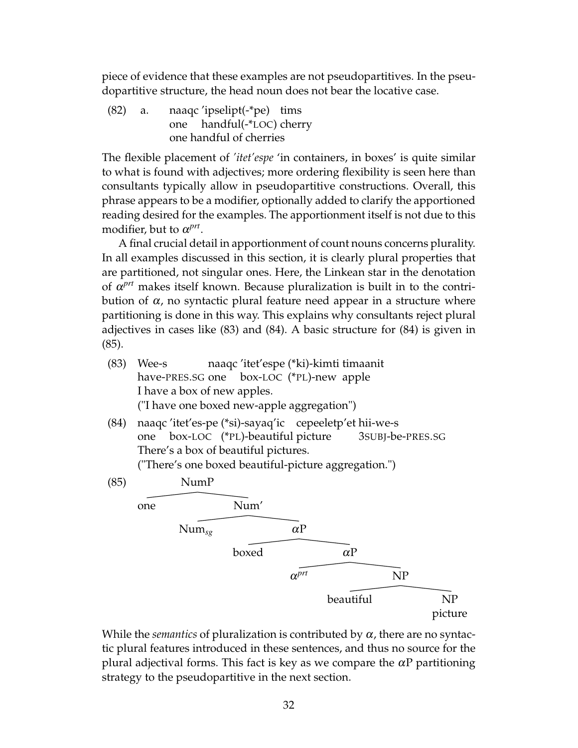piece of evidence that these examples are not pseudopartitives. In the pseudopartitive structure, the head noun does not bear the locative case.

(82) a. naaqc 'ipselipt(-*pe) tims
one handful(-*LOC) cherry
one handful of cherries

The flexible placement of *'itet'espe* 'in containers, in boxes' is quite similar to what is found with adjectives; more ordering flexibility is seen here than consultants typically allow in pseudopartitive constructions. Overall, this phrase appears to be a modifier, optionally added to clarify the apportioned reading desired for the examples. The apportionment itself is not due to this modifier, but to $\alpha^{prt}$.

A final crucial detail in apportionment of count nouns concerns plurality. In all examples discussed in this section, it is clearly plural properties that are partitioned, not singular ones. Here, the Linkean star in the denotation of $\alpha^{prt}$ makes itself known. Because pluralization is built in to the contribution of $\alpha$, no syntactic plural feature need appear in a structure where partitioning is done in this way. This explains why consultants reject plural adjectives in cases like (83) and (84). A basic structure for (84) is given in (85).

(83) Wee-s naaqc 'itet'espe (*ki)-kimti timaanit
have-PRES.SG one box-LOC (*PL)-new apple
I have a box of new apples.
("I have one boxed new-apple aggregation")

(84) naaqc 'itet'es-pe (*si)-sayaq'ic cepeeletp'et hii-we-s
one box-LOC (*PL)-beautiful picture 3SUBJ-be-PRES.SG
There's a box of beautiful pictures.
("There's one boxed beautiful-picture aggregation.")

(85)
```
NumP
├── one
└── Num'
    ├── Num_sg
    └── αP
        ├── boxed
        └── αP
            ├── α^prt
            └── NP
                ├── beautiful
                └── NP
                    picture
```

While the *semantics* of pluralization is contributed by $\alpha$, there are no syntactic plural features introduced in these sentences, and thus no source for the plural adjectival forms. This fact is key as we compare the $\alpha$P partitioning strategy to the pseudopartitive in the next section.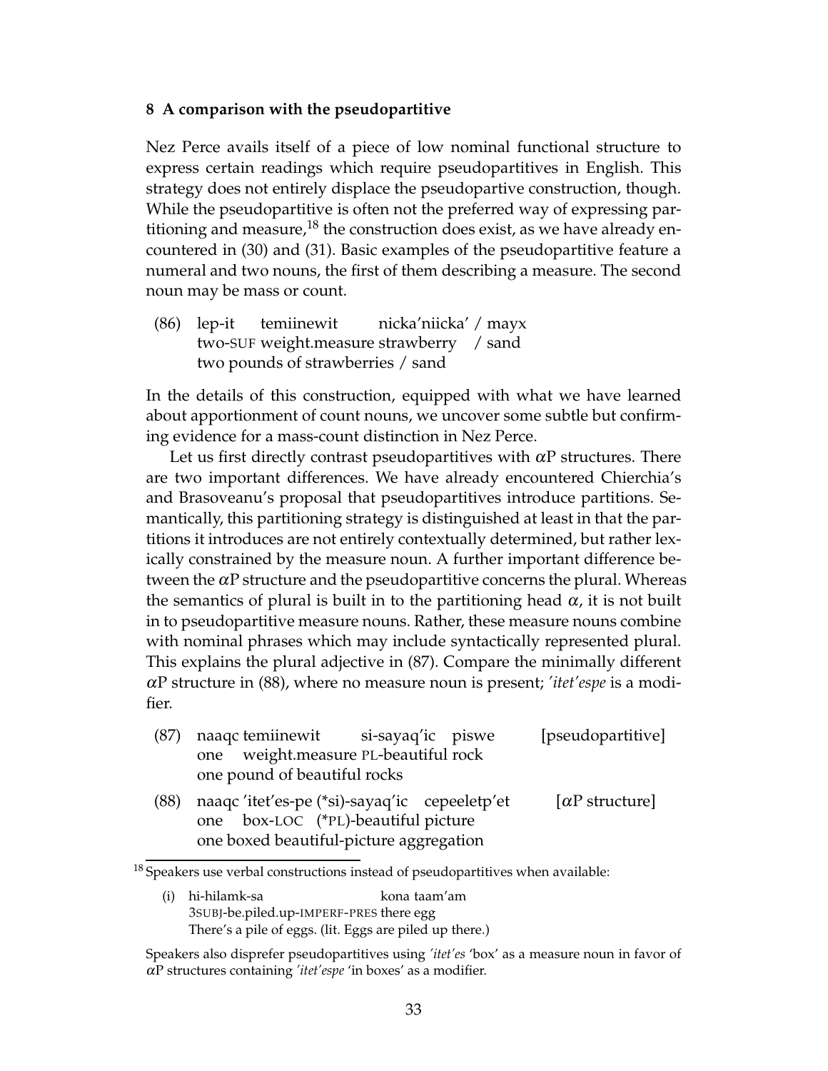## 8 A comparison with the pseudopartitive

Nez Perce avails itself of a piece of low nominal functional structure to express certain readings which require pseudopartitives in English. This strategy does not entirely displace the pseudopartive construction, though. While the pseudopartitive is often not the preferred way of expressing partitioning and measure,[18] the construction does exist, as we have already encountered in (30) and (31). Basic examples of the pseudopartitive feature a numeral and two nouns, the first of them describing a measure. The second noun may be mass or count.

(86) lep-it temiinewit nicka'niicka' / mayx
two-SUF weight.measure strawberry / sand
two pounds of strawberries / sand

In the details of this construction, equipped with what we have learned about apportionment of count nouns, we uncover some subtle but confirming evidence for a mass-count distinction in Nez Perce.

Let us first directly contrast pseudopartitives with $\alpha$P structures. There are two important differences. We have already encountered Chierchia's and Brasoveanu's proposal that pseudopartitives introduce partitions. Semantically, this partitioning strategy is distinguished at least in that the partitions it introduces are not entirely contextually determined, but rather lexically constrained by the measure noun. A further important difference between the $\alpha$P structure and the pseudopartitive concerns the plural. Whereas the semantics of plural is built in to the partitioning head $\alpha$, it is not built in to pseudopartitive measure nouns. Rather, these measure nouns combine with nominal phrases which may include syntactically represented plural. This explains the plural adjective in (87). Compare the minimally different $\alpha$P structure in (88), where no measure noun is present; *'itet'espe* is a modifier.

(87) naaqc temiinewit si-sayaq'ic piswe [pseudopartitive]
one weight.measure PL-beautiful rock
one pound of beautiful rocks

(88) naaqc 'itet'es-pe (*si)-sayaq'ic cepeeletp'et [$\alpha$P structure]
one box-LOC (*PL)-beautiful picture
one boxed beautiful-picture aggregation

[18] Speakers use verbal constructions instead of pseudopartitives when available:

(i) hi-hilamk-sa kona taam'am
3SUBJ-be.piled.up-IMPERF-PRES there egg
There's a pile of eggs. (lit. Eggs are piled up there.)

Speakers also disprefer pseudopartitives using *'itet'es* 'box' as a measure noun in favor of $\alpha$P structures containing *'itet'espe* 'in boxes' as a modifier.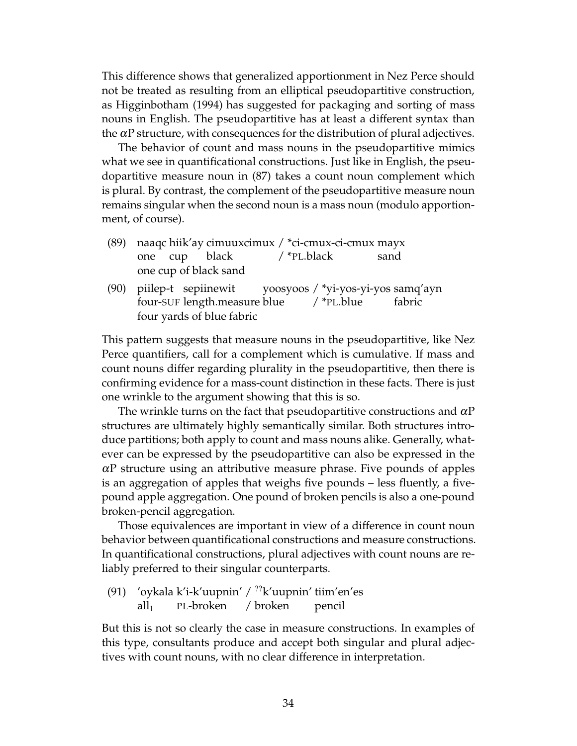This difference shows that generalized apportionment in Nez Perce should not be treated as resulting from an elliptical pseudopartitive construction, as Higginbotham (1994) has suggested for packaging and sorting of mass nouns in English. The pseudopartitive has at least a different syntax than the $\alpha$P structure, with consequences for the distribution of plural adjectives.

The behavior of count and mass nouns in the pseudopartitive mimics what we see in quantificational constructions. Just like in English, the pseudopartitive measure noun in (87) takes a count noun complement which is plural. By contrast, the complement of the pseudopartitive measure noun remains singular when the second noun is a mass noun (modulo apportionment, of course).

(89) naaqc hiik'ay cimuuxcimux / *ci-cmux-ci-cmux mayx
 one cup black / *PL.black sand
 one cup of black sand

(90) piilep-t sepiinewit yoosyoos / *yi-yos-yi-yos samq'ayn
 four-SUF length.measure blue / *PL.blue fabric
 four yards of blue fabric

This pattern suggests that measure nouns in the pseudopartitive, like Nez Perce quantifiers, call for a complement which is cumulative. If mass and count nouns differ regarding plurality in the pseudopartitive, then there is confirming evidence for a mass-count distinction in these facts. There is just one wrinkle to the argument showing that this is so.

The wrinkle turns on the fact that pseudopartitive constructions and $\alpha$P structures are ultimately highly semantically similar. Both structures introduce partitions; both apply to count and mass nouns alike. Generally, whatever can be expressed by the pseudopartitive can also be expressed in the $\alpha$P structure using an attributive measure phrase. Five pounds of apples is an aggregation of apples that weighs five pounds – less fluently, a five-pound apple aggregation. One pound of broken pencils is also a one-pound broken-pencil aggregation.

Those equivalences are important in view of a difference in count noun behavior between quantificational constructions and measure constructions. In quantificational constructions, plural adjectives with count nouns are reliably preferred to their singular counterparts.

(91) 'oykala k'i-k'uupnin' / ??k'uupnin' tiim'en'es
 $\text{all}_1$ PL-broken / broken pencil

But this is not so clearly the case in measure constructions. In examples of this type, consultants produce and accept both singular and plural adjectives with count nouns, with no clear difference in interpretation.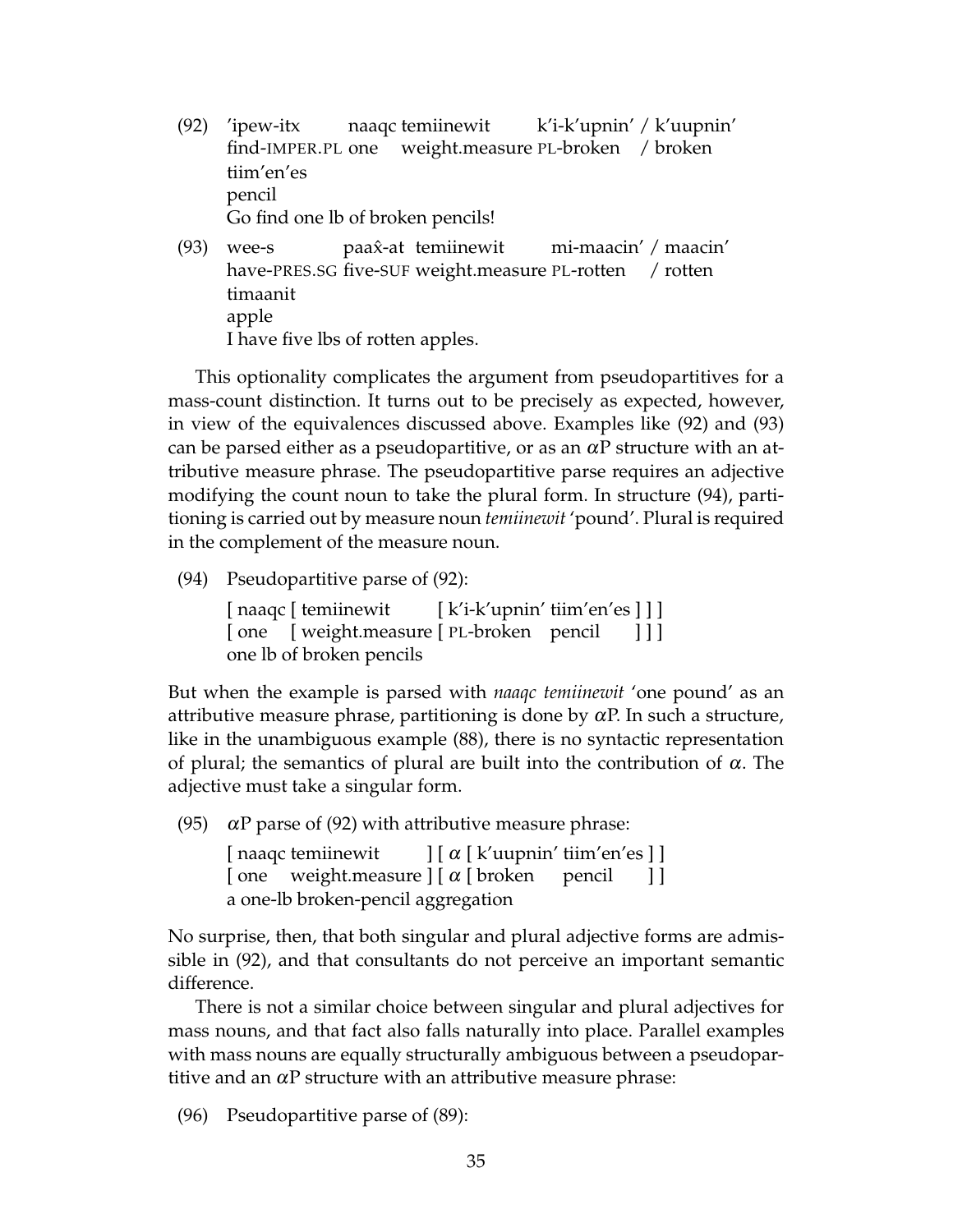(92) 'ipew-itx naaqc temiinewit k'i-k'upnin' / k'uupnin'
find-IMPER.PL one weight.measure PL-broken / broken
tiim'en'es
pencil
Go find one lb of broken pencils!

(93) wee-s paax̂-at temiinewit mi-maacin' / maacin'
have-PRES.SG five-SUF weight.measure PL-rotten / rotten
timaanit
apple
I have five lbs of rotten apples.

This optionality complicates the argument from pseudopartitives for a mass-count distinction. It turns out to be precisely as expected, however, in view of the equivalences discussed above. Examples like (92) and (93) can be parsed either as a pseudopartitive, or as an $\alpha$P structure with an attributive measure phrase. The pseudopartitive parse requires an adjective modifying the count noun to take the plural form. In structure (94), partitioning is carried out by measure noun *temiinewit* 'pound'. Plural is required in the complement of the measure noun.

(94) Pseudopartitive parse of (92):

[ naaqc [ temiinewit [ k'i-k'upnin' tiim'en'es ] ] ]
[ one [ weight.measure [ PL-broken pencil ] ] ]
one lb of broken pencils

But when the example is parsed with *naaqc temiinewit* 'one pound' as an attributive measure phrase, partitioning is done by $\alpha$P. In such a structure, like in the unambiguous example (88), there is no syntactic representation of plural; the semantics of plural are built into the contribution of $\alpha$. The adjective must take a singular form.

(95) $\alpha$P parse of (92) with attributive measure phrase:

[ naaqc temiinewit ] [ $\alpha$ [ k'uupnin' tiim'en'es ] ]
[ one weight.measure ] [ $\alpha$ [ broken pencil ] ]
a one-lb broken-pencil aggregation

No surprise, then, that both singular and plural adjective forms are admissible in (92), and that consultants do not perceive an important semantic difference.

There is not a similar choice between singular and plural adjectives for mass nouns, and that fact also falls naturally into place. Parallel examples with mass nouns are equally structurally ambiguous between a pseudopartitive and an $\alpha$P structure with an attributive measure phrase:

(96) Pseudopartitive parse of (89):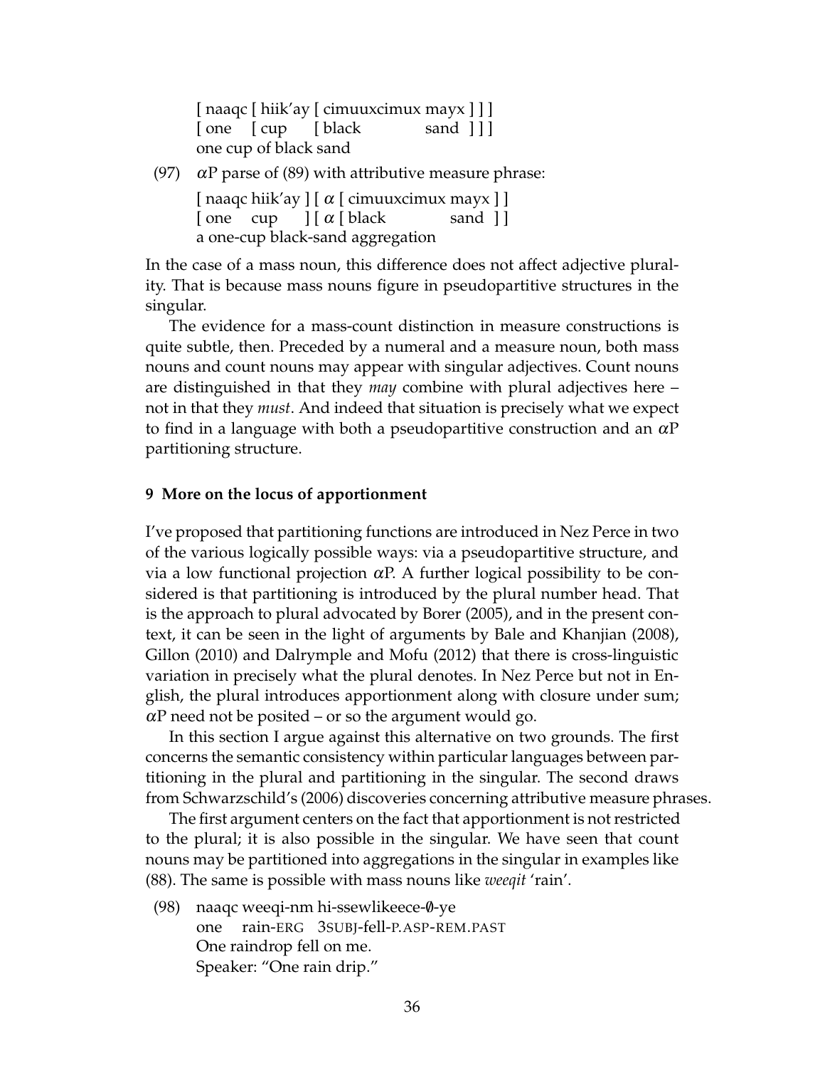[ naaqc [ hiik'ay [ cimuuxcimux mayx ] ] ]
[ one [ cup [ black sand ] ] ]
one cup of black sand

(97) $\alpha$P parse of (89) with attributive measure phrase:

[ naaqc hiik'ay ] [ $\alpha$ [ cimuuxcimux mayx ] ]
[ one cup ] [ $\alpha$ [ black sand ] ]
a one-cup black-sand aggregation

In the case of a mass noun, this difference does not affect adjective plurality. That is because mass nouns figure in pseudopartitive structures in the singular.

The evidence for a mass-count distinction in measure constructions is quite subtle, then. Preceded by a numeral and a measure noun, both mass nouns and count nouns may appear with singular adjectives. Count nouns are distinguished in that they *may* combine with plural adjectives here – not in that they *must*. And indeed that situation is precisely what we expect to find in a language with both a pseudopartitive construction and an $\alpha$P partitioning structure.

## 9 More on the locus of apportionment

I've proposed that partitioning functions are introduced in Nez Perce in two of the various logically possible ways: via a pseudopartitive structure, and via a low functional projection $\alpha$P. A further logical possibility to be considered is that partitioning is introduced by the plural number head. That is the approach to plural advocated by Borer (2005), and in the present context, it can be seen in the light of arguments by Bale and Khanjian (2008), Gillon (2010) and Dalrymple and Mofu (2012) that there is cross-linguistic variation in precisely what the plural denotes. In Nez Perce but not in English, the plural introduces apportionment along with closure under sum; $\alpha$P need not be posited – or so the argument would go.

In this section I argue against this alternative on two grounds. The first concerns the semantic consistency within particular languages between partitioning in the plural and partitioning in the singular. The second draws from Schwarzschild's (2006) discoveries concerning attributive measure phrases.

The first argument centers on the fact that apportionment is not restricted to the plural; it is also possible in the singular. We have seen that count nouns may be partitioned into aggregations in the singular in examples like (88). The same is possible with mass nouns like *weeqit* 'rain'.

(98) naaqc weeqi-nm hi-ssewlikeece-∅-ye
one rain-ERG 3SUBJ-fell-P.ASP-REM.PAST
One raindrop fell on me.
Speaker: "One rain drip."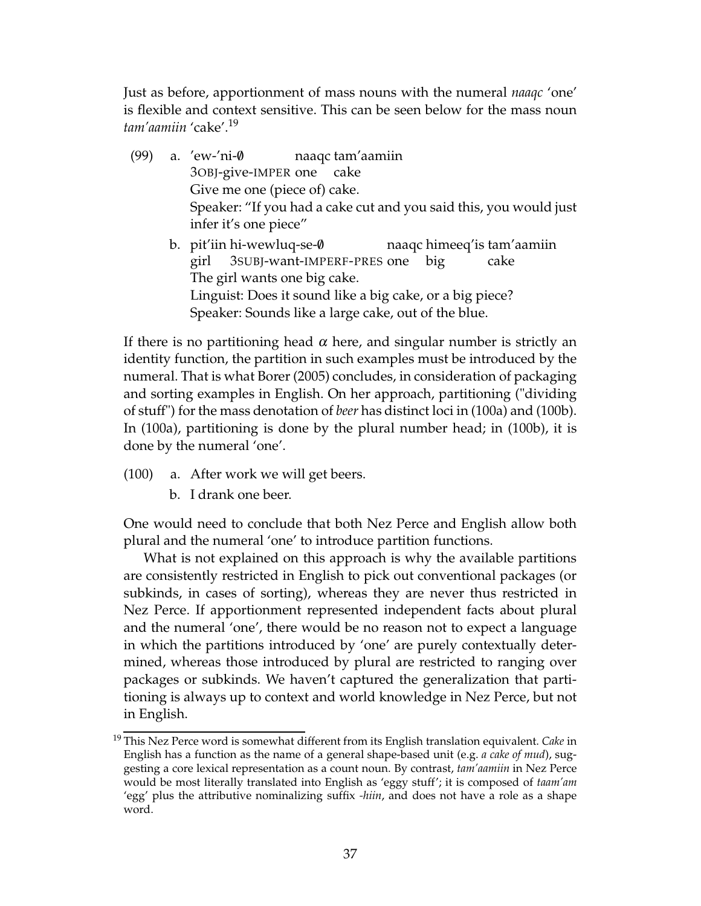Just as before, apportionment of mass nouns with the numeral *naaqc* 'one' is flexible and context sensitive. This can be seen below for the mass noun *tam'aamiin* 'cake'.[19]

(99) a. 'ew-'ni-∅ naaqc tam'aamiin
3OBJ-give-IMPER one cake
Give me one (piece of) cake.
Speaker: "If you had a cake cut and you said this, you would just infer it's one piece"

b. pit'iin hi-wewluq-se-∅ naaqc himeeq'is tam'aamiin
girl 3SUBJ-want-IMPERF-PRES one big cake
The girl wants one big cake.
Linguist: Does it sound like a big cake, or a big piece?
Speaker: Sounds like a large cake, out of the blue.

If there is no partitioning head $\alpha$ here, and singular number is strictly an identity function, the partition in such examples must be introduced by the numeral. That is what Borer (2005) concludes, in consideration of packaging and sorting examples in English. On her approach, partitioning ("dividing of stuff") for the mass denotation of *beer* has distinct loci in (100a) and (100b). In (100a), partitioning is done by the plural number head; in (100b), it is done by the numeral 'one'.

(100) a. After work we will get beers.

b. I drank one beer.

One would need to conclude that both Nez Perce and English allow both plural and the numeral 'one' to introduce partition functions.

What is not explained on this approach is why the available partitions are consistently restricted in English to pick out conventional packages (or subkinds, in cases of sorting), whereas they are never thus restricted in Nez Perce. If apportionment represented independent facts about plural and the numeral 'one', there would be no reason not to expect a language in which the partitions introduced by 'one' are purely contextually determined, whereas those introduced by plural are restricted to ranging over packages or subkinds. We haven't captured the generalization that partitioning is always up to context and world knowledge in Nez Perce, but not in English.

[19] This Nez Perce word is somewhat different from its English translation equivalent. *Cake* in English has a function as the name of a general shape-based unit (e.g. *a cake of mud*), suggesting a core lexical representation as a count noun. By contrast, *tam'aamiin* in Nez Perce would be most literally translated into English as 'eggy stuff'; it is composed of *taam'am* 'egg' plus the attributive nominalizing suffix *-hiin*, and does not have a role as a shape word.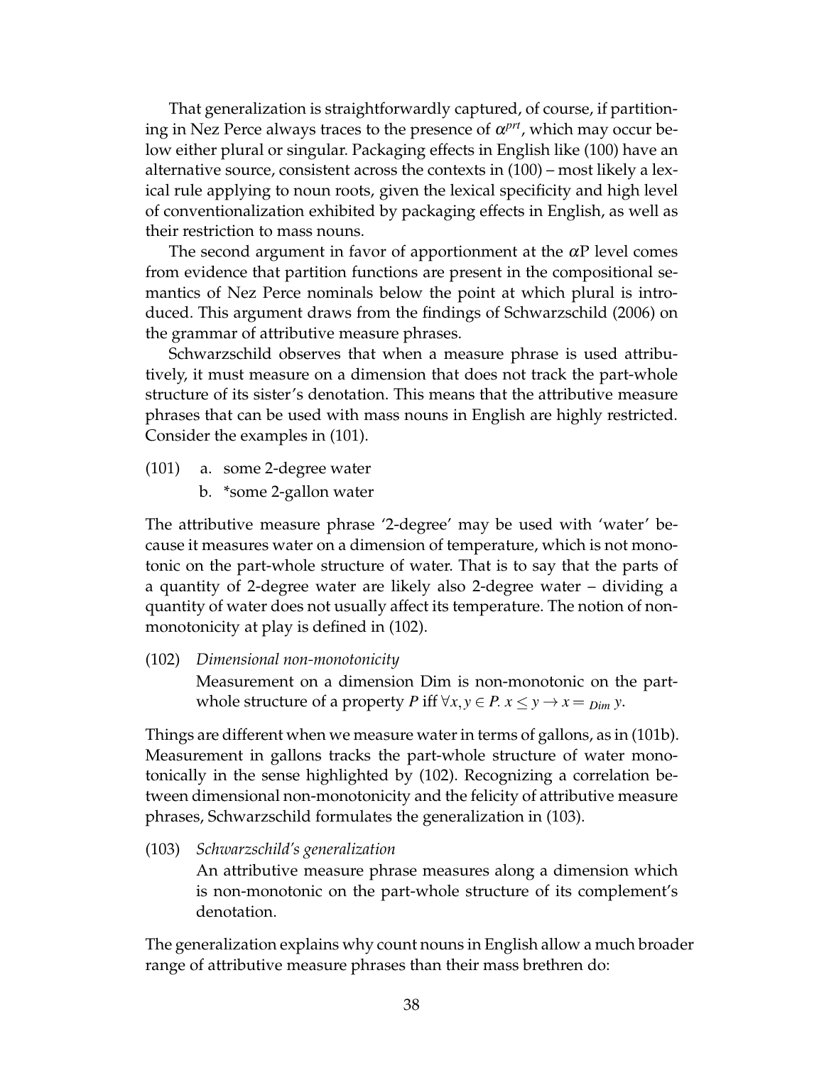That generalization is straightforwardly captured, of course, if partitioning in Nez Perce always traces to the presence of $\alpha^{prt}$, which may occur below either plural or singular. Packaging effects in English like (100) have an alternative source, consistent across the contexts in (100) – most likely a lexical rule applying to noun roots, given the lexical specificity and high level of conventionalization exhibited by packaging effects in English, as well as their restriction to mass nouns.

The second argument in favor of apportionment at the $\alpha$P level comes from evidence that partition functions are present in the compositional semantics of Nez Perce nominals below the point at which plural is introduced. This argument draws from the findings of Schwarzschild (2006) on the grammar of attributive measure phrases.

Schwarzschild observes that when a measure phrase is used attributively, it must measure on a dimension that does not track the part-whole structure of its sister's denotation. This means that the attributive measure phrases that can be used with mass nouns in English are highly restricted. Consider the examples in (101).

(101) a. some 2-degree water
      b. *some 2-gallon water

The attributive measure phrase '2-degree' may be used with 'water' because it measures water on a dimension of temperature, which is not monotonic on the part-whole structure of water. That is to say that the parts of a quantity of 2-degree water are likely also 2-degree water – dividing a quantity of water does not usually affect its temperature. The notion of non-monotonicity at play is defined in (102).

(102) *Dimensional non-monotonicity*
      Measurement on a dimension Dim is non-monotonic on the part-whole structure of a property $P$ iff $\forall x, y \in P.\ x \leq y \rightarrow x =_{Dim} y$.

Things are different when we measure water in terms of gallons, as in (101b). Measurement in gallons tracks the part-whole structure of water monotonically in the sense highlighted by (102). Recognizing a correlation between dimensional non-monotonicity and the felicity of attributive measure phrases, Schwarzschild formulates the generalization in (103).

(103) *Schwarzschild's generalization*
      An attributive measure phrase measures along a dimension which is non-monotonic on the part-whole structure of its complement's denotation.

The generalization explains why count nouns in English allow a much broader range of attributive measure phrases than their mass brethren do: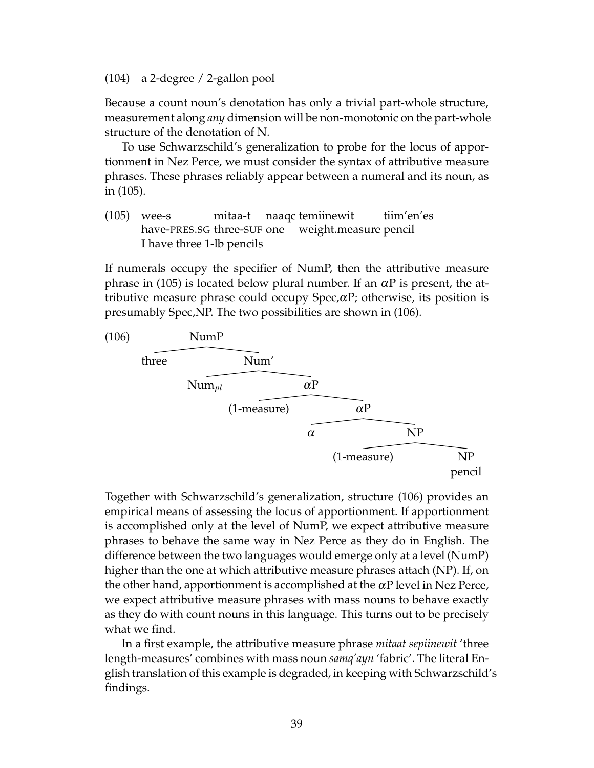(104) a 2-degree / 2-gallon pool

Because a count noun's denotation has only a trivial part-whole structure, measurement along *any* dimension will be non-monotonic on the part-whole structure of the denotation of N.

To use Schwarzschild's generalization to probe for the locus of apportionment in Nez Perce, we must consider the syntax of attributive measure phrases. These phrases reliably appear between a numeral and its noun, as in (105).

(105) wee-s mitaa-t naaqc temiinewit tiim'en'es
have-PRES.SG three-SUF one weight.measure pencil
I have three 1-lb pencils

If numerals occupy the specifier of NumP, then the attributive measure phrase in (105) is located below plural number. If an $\alpha$P is present, the attributive measure phrase could occupy Spec,$\alpha$P; otherwise, its position is presumably Spec,NP. The two possibilities are shown in (106).

(106)

```
NumP
├── three
└── Num'
    ├── Num_pl
    └── αP
        ├── (1-measure)
        └── αP
            ├── α
            └── NP
                ├── (1-measure)
                └── NP
                    pencil
```

Together with Schwarzschild's generalization, structure (106) provides an empirical means of assessing the locus of apportionment. If apportionment is accomplished only at the level of NumP, we expect attributive measure phrases to behave the same way in Nez Perce as they do in English. The difference between the two languages would emerge only at a level (NumP) higher than the one at which attributive measure phrases attach (NP). If, on the other hand, apportionment is accomplished at the $\alpha$P level in Nez Perce, we expect attributive measure phrases with mass nouns to behave exactly as they do with count nouns in this language. This turns out to be precisely what we find.

In a first example, the attributive measure phrase *mitaat sepiinewit* 'three length-measures' combines with mass noun *samq'ayn* 'fabric'. The literal English translation of this example is degraded, in keeping with Schwarzschild's findings.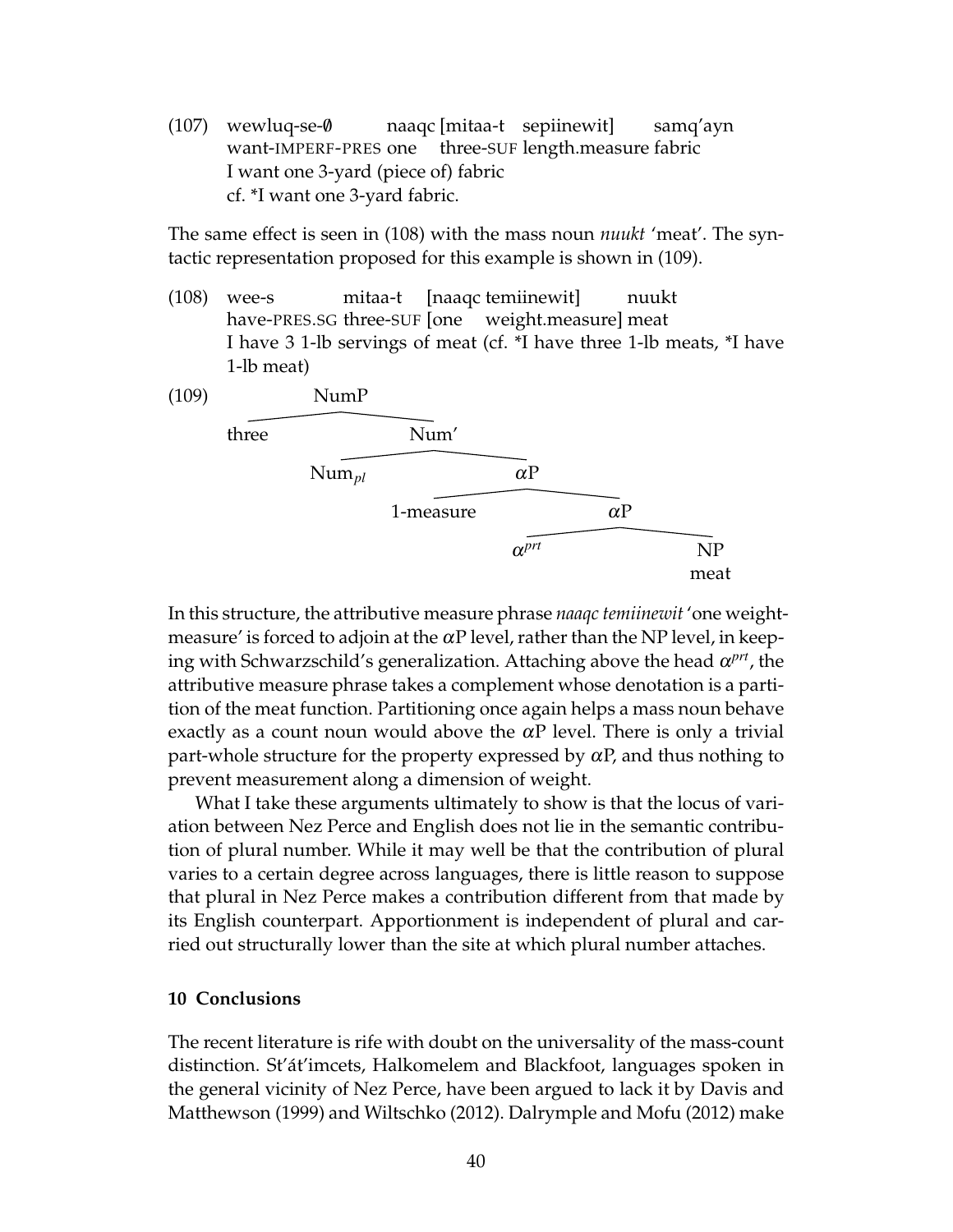(107) wewluq-se-∅ naaqc [mitaa-t sepiinewit] samq'ayn
want-IMPERF-PRES one three-SUF length.measure fabric
I want one 3-yard (piece of) fabric
cf. *I want one 3-yard fabric.

The same effect is seen in (108) with the mass noun *nuukt* 'meat'. The syntactic representation proposed for this example is shown in (109).

(108) wee-s mitaa-t [naaqc temiinewit] nuukt
have-PRES.SG three-SUF [one weight.measure] meat
I have 3 1-lb servings of meat (cf. *I have three 1-lb meats, *I have 1-lb meat)

(109)
```
[NumP three [Num' Num_pl [αP 1-measure [αP α^prt [NP meat]]]]]
```

In this structure, the attributive measure phrase *naaqc temiinewit* 'one weight-measure' is forced to adjoin at the $\alpha$P level, rather than the NP level, in keeping with Schwarzschild's generalization. Attaching above the head $\alpha^{prt}$, the attributive measure phrase takes a complement whose denotation is a partition of the meat function. Partitioning once again helps a mass noun behave exactly as a count noun would above the $\alpha$P level. There is only a trivial part-whole structure for the property expressed by $\alpha$P, and thus nothing to prevent measurement along a dimension of weight.

What I take these arguments ultimately to show is that the locus of variation between Nez Perce and English does not lie in the semantic contribution of plural number. While it may well be that the contribution of plural varies to a certain degree across languages, there is little reason to suppose that plural in Nez Perce makes a contribution different from that made by its English counterpart. Apportionment is independent of plural and carried out structurally lower than the site at which plural number attaches.

## 10 Conclusions

The recent literature is rife with doubt on the universality of the mass-count distinction. St'át'imcets, Halkomelem and Blackfoot, languages spoken in the general vicinity of Nez Perce, have been argued to lack it by Davis and Matthewson (1999) and Wiltschko (2012). Dalrymple and Mofu (2012) make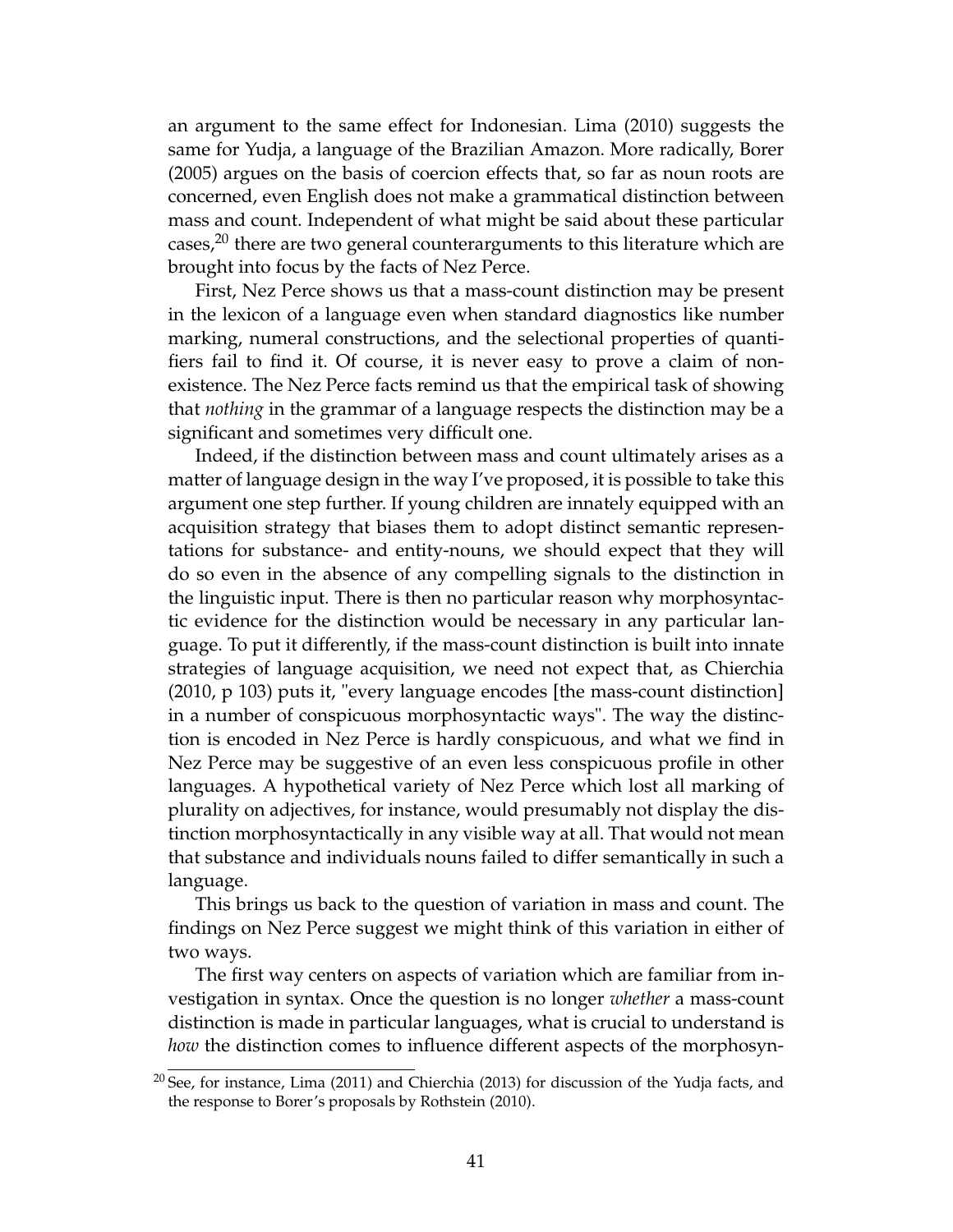an argument to the same effect for Indonesian. Lima (2010) suggests the same for Yudja, a language of the Brazilian Amazon. More radically, Borer (2005) argues on the basis of coercion effects that, so far as noun roots are concerned, even English does not make a grammatical distinction between mass and count. Independent of what might be said about these particular cases,[20] there are two general counterarguments to this literature which are brought into focus by the facts of Nez Perce.

First, Nez Perce shows us that a mass-count distinction may be present in the lexicon of a language even when standard diagnostics like number marking, numeral constructions, and the selectional properties of quantifiers fail to find it. Of course, it is never easy to prove a claim of non-existence. The Nez Perce facts remind us that the empirical task of showing that *nothing* in the grammar of a language respects the distinction may be a significant and sometimes very difficult one.

Indeed, if the distinction between mass and count ultimately arises as a matter of language design in the way I've proposed, it is possible to take this argument one step further. If young children are innately equipped with an acquisition strategy that biases them to adopt distinct semantic representations for substance- and entity-nouns, we should expect that they will do so even in the absence of any compelling signals to the distinction in the linguistic input. There is then no particular reason why morphosyntactic evidence for the distinction would be necessary in any particular language. To put it differently, if the mass-count distinction is built into innate strategies of language acquisition, we need not expect that, as Chierchia (2010, p 103) puts it, "every language encodes [the mass-count distinction] in a number of conspicuous morphosyntactic ways". The way the distinction is encoded in Nez Perce is hardly conspicuous, and what we find in Nez Perce may be suggestive of an even less conspicuous profile in other languages. A hypothetical variety of Nez Perce which lost all marking of plurality on adjectives, for instance, would presumably not display the distinction morphosyntactically in any visible way at all. That would not mean that substance and individuals nouns failed to differ semantically in such a language.

This brings us back to the question of variation in mass and count. The findings on Nez Perce suggest we might think of this variation in either of two ways.

The first way centers on aspects of variation which are familiar from investigation in syntax. Once the question is no longer *whether* a mass-count distinction is made in particular languages, what is crucial to understand is *how* the distinction comes to influence different aspects of the morphosyn-

[20] See, for instance, Lima (2011) and Chierchia (2013) for discussion of the Yudja facts, and the response to Borer's proposals by Rothstein (2010).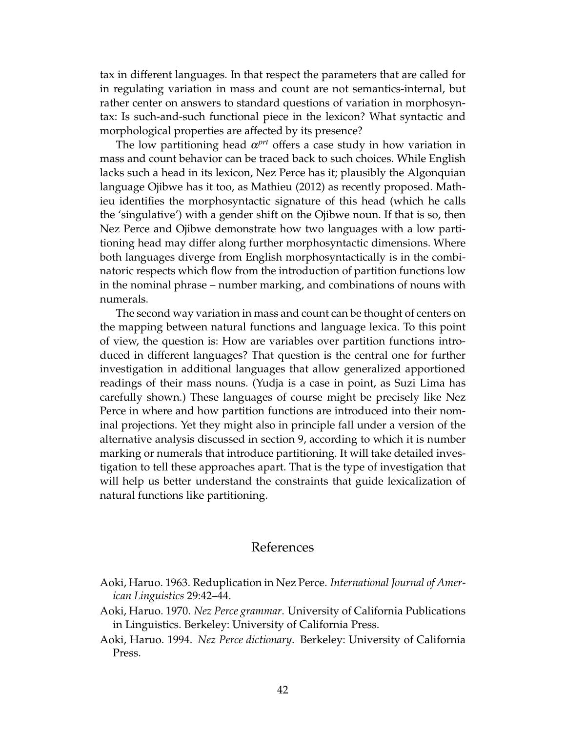tax in different languages. In that respect the parameters that are called for in regulating variation in mass and count are not semantics-internal, but rather center on answers to standard questions of variation in morphosyntax: Is such-and-such functional piece in the lexicon? What syntactic and morphological properties are affected by its presence?

The low partitioning head $\alpha^{prt}$ offers a case study in how variation in mass and count behavior can be traced back to such choices. While English lacks such a head in its lexicon, Nez Perce has it; plausibly the Algonquian language Ojibwe has it too, as Mathieu (2012) as recently proposed. Mathieu identifies the morphosyntactic signature of this head (which he calls the 'singulative') with a gender shift on the Ojibwe noun. If that is so, then Nez Perce and Ojibwe demonstrate how two languages with a low partitioning head may differ along further morphosyntactic dimensions. Where both languages diverge from English morphosyntactically is in the combinatoric respects which flow from the introduction of partition functions low in the nominal phrase – number marking, and combinations of nouns with numerals.

The second way variation in mass and count can be thought of centers on the mapping between natural functions and language lexica. To this point of view, the question is: How are variables over partition functions introduced in different languages? That question is the central one for further investigation in additional languages that allow generalized apportioned readings of their mass nouns. (Yudja is a case in point, as Suzi Lima has carefully shown.) These languages of course might be precisely like Nez Perce in where and how partition functions are introduced into their nominal projections. Yet they might also in principle fall under a version of the alternative analysis discussed in section 9, according to which it is number marking or numerals that introduce partitioning. It will take detailed investigation to tell these approaches apart. That is the type of investigation that will help us better understand the constraints that guide lexicalization of natural functions like partitioning.

## References

Aoki, Haruo. 1963. Reduplication in Nez Perce. *International Journal of American Linguistics* 29:42–44.

Aoki, Haruo. 1970. *Nez Perce grammar*. University of California Publications in Linguistics. Berkeley: University of California Press.

Aoki, Haruo. 1994. *Nez Perce dictionary*. Berkeley: University of California Press.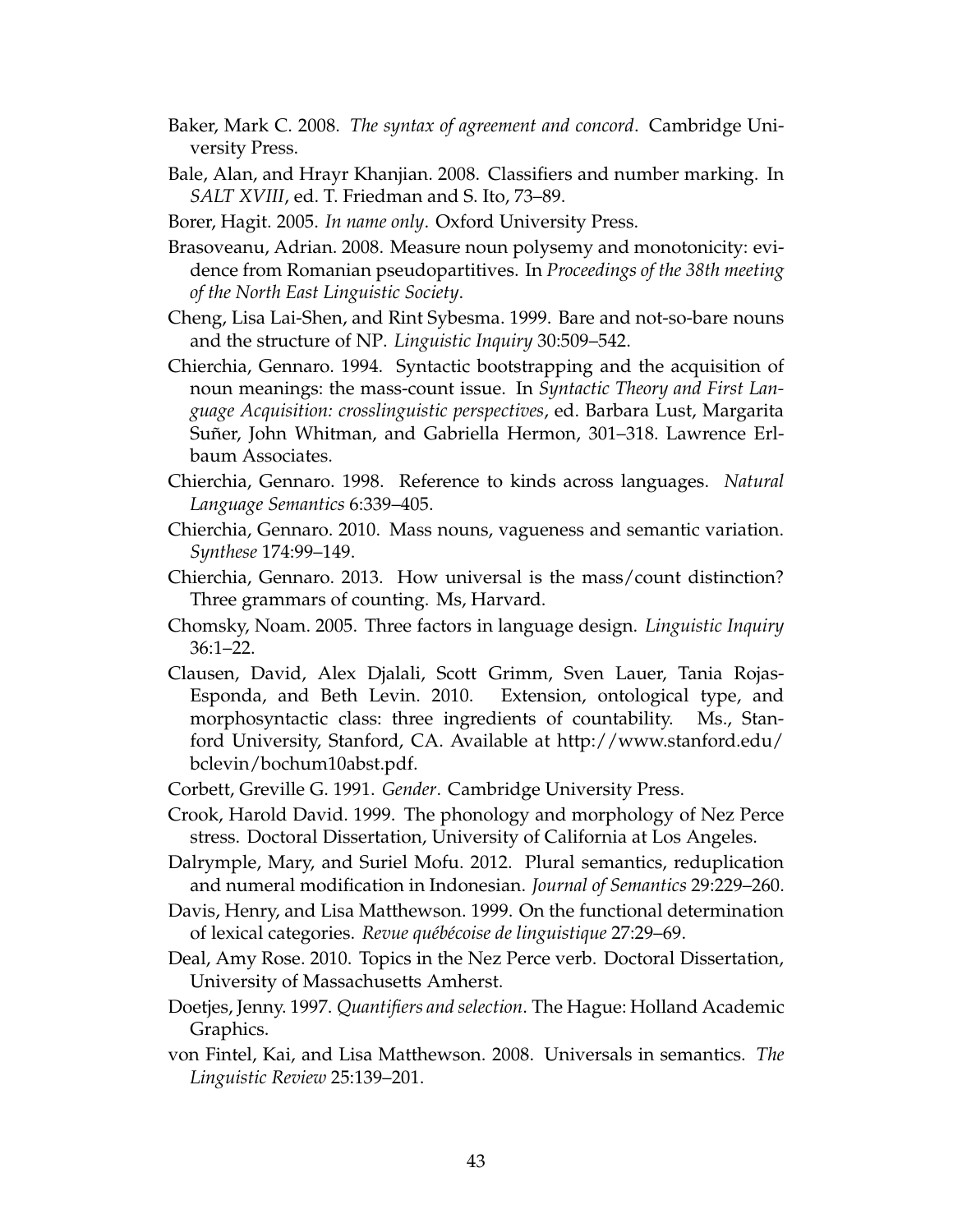Baker, Mark C. 2008. *The syntax of agreement and concord*. Cambridge University Press.

Bale, Alan, and Hrayr Khanjian. 2008. Classifiers and number marking. In *SALT XVIII*, ed. T. Friedman and S. Ito, 73–89.

Borer, Hagit. 2005. *In name only*. Oxford University Press.

Brasoveanu, Adrian. 2008. Measure noun polysemy and monotonicity: evidence from Romanian pseudopartitives. In *Proceedings of the 38th meeting of the North East Linguistic Society*.

Cheng, Lisa Lai-Shen, and Rint Sybesma. 1999. Bare and not-so-bare nouns and the structure of NP. *Linguistic Inquiry* 30:509–542.

Chierchia, Gennaro. 1994. Syntactic bootstrapping and the acquisition of noun meanings: the mass-count issue. In *Syntactic Theory and First Language Acquisition: crosslinguistic perspectives*, ed. Barbara Lust, Margarita Suñer, John Whitman, and Gabriella Hermon, 301–318. Lawrence Erlbaum Associates.

Chierchia, Gennaro. 1998. Reference to kinds across languages. *Natural Language Semantics* 6:339–405.

Chierchia, Gennaro. 2010. Mass nouns, vagueness and semantic variation. *Synthese* 174:99–149.

Chierchia, Gennaro. 2013. How universal is the mass/count distinction? Three grammars of counting. Ms, Harvard.

Chomsky, Noam. 2005. Three factors in language design. *Linguistic Inquiry* 36:1–22.

Clausen, David, Alex Djalali, Scott Grimm, Sven Lauer, Tania Rojas-Esponda, and Beth Levin. 2010. Extension, ontological type, and morphosyntactic class: three ingredients of countability. Ms., Stanford University, Stanford, CA. Available at http://www.stanford.edu/bclevin/bochum10abst.pdf.

Corbett, Greville G. 1991. *Gender*. Cambridge University Press.

Crook, Harold David. 1999. The phonology and morphology of Nez Perce stress. Doctoral Dissertation, University of California at Los Angeles.

Dalrymple, Mary, and Suriel Mofu. 2012. Plural semantics, reduplication and numeral modification in Indonesian. *Journal of Semantics* 29:229–260.

Davis, Henry, and Lisa Matthewson. 1999. On the functional determination of lexical categories. *Revue québécoise de linguistique* 27:29–69.

Deal, Amy Rose. 2010. Topics in the Nez Perce verb. Doctoral Dissertation, University of Massachusetts Amherst.

Doetjes, Jenny. 1997. *Quantifiers and selection*. The Hague: Holland Academic Graphics.

von Fintel, Kai, and Lisa Matthewson. 2008. Universals in semantics. *The Linguistic Review* 25:139–201.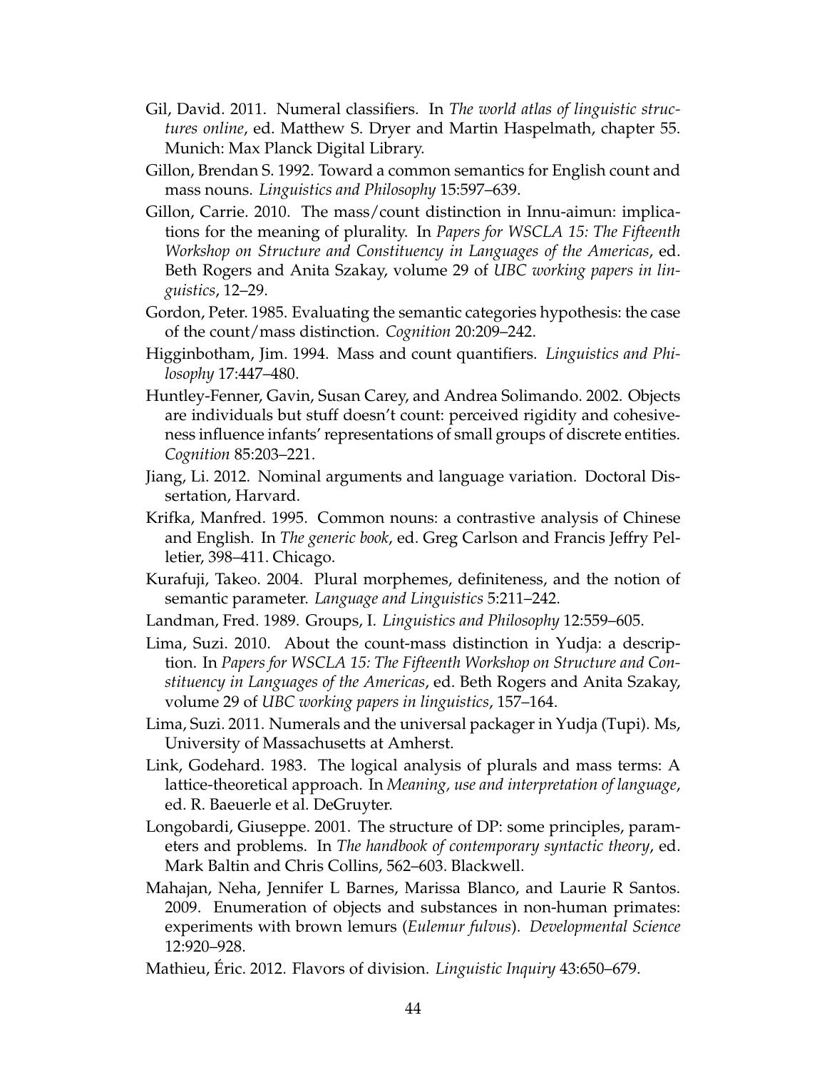Gil, David. 2011. Numeral classifiers. In *The world atlas of linguistic structures online*, ed. Matthew S. Dryer and Martin Haspelmath, chapter 55. Munich: Max Planck Digital Library.

Gillon, Brendan S. 1992. Toward a common semantics for English count and mass nouns. *Linguistics and Philosophy* 15:597–639.

Gillon, Carrie. 2010. The mass/count distinction in Innu-aimun: implications for the meaning of plurality. In *Papers for WSCLA 15: The Fifteenth Workshop on Structure and Constituency in Languages of the Americas*, ed. Beth Rogers and Anita Szakay, volume 29 of *UBC working papers in linguistics*, 12–29.

Gordon, Peter. 1985. Evaluating the semantic categories hypothesis: the case of the count/mass distinction. *Cognition* 20:209–242.

Higginbotham, Jim. 1994. Mass and count quantifiers. *Linguistics and Philosophy* 17:447–480.

Huntley-Fenner, Gavin, Susan Carey, and Andrea Solimando. 2002. Objects are individuals but stuff doesn't count: perceived rigidity and cohesiveness influence infants' representations of small groups of discrete entities. *Cognition* 85:203–221.

Jiang, Li. 2012. Nominal arguments and language variation. Doctoral Dissertation, Harvard.

Krifka, Manfred. 1995. Common nouns: a contrastive analysis of Chinese and English. In *The generic book*, ed. Greg Carlson and Francis Jeffry Pelletier, 398–411. Chicago.

Kurafuji, Takeo. 2004. Plural morphemes, definiteness, and the notion of semantic parameter. *Language and Linguistics* 5:211–242.

Landman, Fred. 1989. Groups, I. *Linguistics and Philosophy* 12:559–605.

Lima, Suzi. 2010. About the count-mass distinction in Yudja: a description. In *Papers for WSCLA 15: The Fifteenth Workshop on Structure and Constituency in Languages of the Americas*, ed. Beth Rogers and Anita Szakay, volume 29 of *UBC working papers in linguistics*, 157–164.

Lima, Suzi. 2011. Numerals and the universal packager in Yudja (Tupi). Ms, University of Massachusetts at Amherst.

Link, Godehard. 1983. The logical analysis of plurals and mass terms: A lattice-theoretical approach. In *Meaning, use and interpretation of language*, ed. R. Baeuerle et al. DeGruyter.

Longobardi, Giuseppe. 2001. The structure of DP: some principles, parameters and problems. In *The handbook of contemporary syntactic theory*, ed. Mark Baltin and Chris Collins, 562–603. Blackwell.

Mahajan, Neha, Jennifer L Barnes, Marissa Blanco, and Laurie R Santos. 2009. Enumeration of objects and substances in non-human primates: experiments with brown lemurs (*Eulemur fulvus*). *Developmental Science* 12:920–928.

Mathieu, Éric. 2012. Flavors of division. *Linguistic Inquiry* 43:650–679.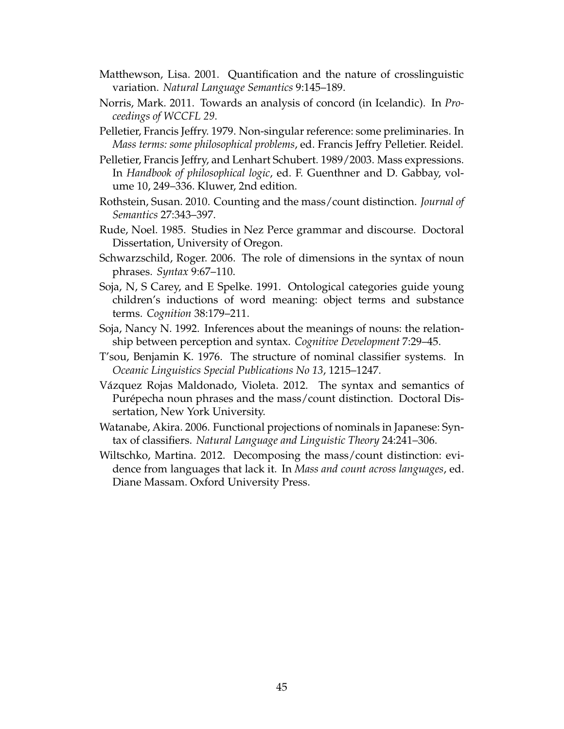Matthewson, Lisa. 2001. Quantification and the nature of crosslinguistic variation. *Natural Language Semantics* 9:145–189.

Norris, Mark. 2011. Towards an analysis of concord (in Icelandic). In *Proceedings of WCCFL 29*.

Pelletier, Francis Jeffry. 1979. Non-singular reference: some preliminaries. In *Mass terms: some philosophical problems*, ed. Francis Jeffry Pelletier. Reidel.

Pelletier, Francis Jeffry, and Lenhart Schubert. 1989/2003. Mass expressions. In *Handbook of philosophical logic*, ed. F. Guenthner and D. Gabbay, volume 10, 249–336. Kluwer, 2nd edition.

Rothstein, Susan. 2010. Counting and the mass/count distinction. *Journal of Semantics* 27:343–397.

Rude, Noel. 1985. Studies in Nez Perce grammar and discourse. Doctoral Dissertation, University of Oregon.

Schwarzschild, Roger. 2006. The role of dimensions in the syntax of noun phrases. *Syntax* 9:67–110.

Soja, N, S Carey, and E Spelke. 1991. Ontological categories guide young children's inductions of word meaning: object terms and substance terms. *Cognition* 38:179–211.

Soja, Nancy N. 1992. Inferences about the meanings of nouns: the relationship between perception and syntax. *Cognitive Development* 7:29–45.

T'sou, Benjamin K. 1976. The structure of nominal classifier systems. In *Oceanic Linguistics Special Publications No 13*, 1215–1247.

Vázquez Rojas Maldonado, Violeta. 2012. The syntax and semantics of Purépecha noun phrases and the mass/count distinction. Doctoral Dissertation, New York University.

Watanabe, Akira. 2006. Functional projections of nominals in Japanese: Syntax of classifiers. *Natural Language and Linguistic Theory* 24:241–306.

Wiltschko, Martina. 2012. Decomposing the mass/count distinction: evidence from languages that lack it. In *Mass and count across languages*, ed. Diane Massam. Oxford University Press.